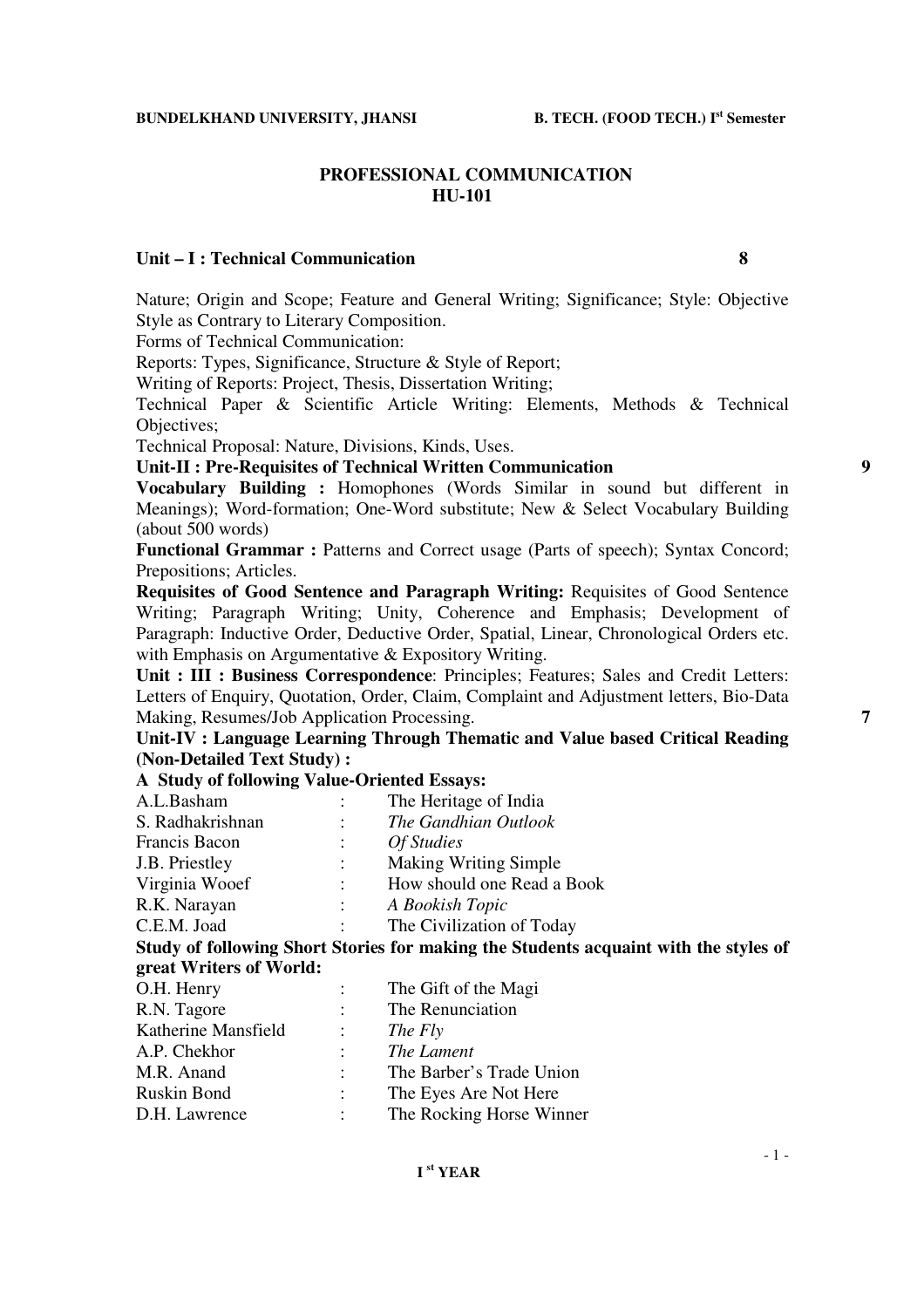**BUNDELKHAND UNIVERSITY, JHANSI** **B. TECH. (FOOD TECH.) I[st] Semester**

# PROFESSIONAL COMMUNICATION
## HU-101

### Unit – I : Technical Communication 8

Nature; Origin and Scope; Feature and General Writing; Significance; Style: Objective Style as Contrary to Literary Composition.
Forms of Technical Communication:
Reports: Types, Significance, Structure & Style of Report;
Writing of Reports: Project, Thesis, Dissertation Writing;
Technical Paper & Scientific Article Writing: Elements, Methods & Technical Objectives;
Technical Proposal: Nature, Divisions, Kinds, Uses.

### Unit-II : Pre-Requisites of Technical Written Communication 9

**Vocabulary Building :** Homophones (Words Similar in sound but different in Meanings); Word-formation; One-Word substitute; New & Select Vocabulary Building (about 500 words)

**Functional Grammar :** Patterns and Correct usage (Parts of speech); Syntax Concord; Prepositions; Articles.

**Requisites of Good Sentence and Paragraph Writing:** Requisites of Good Sentence Writing; Paragraph Writing; Unity, Coherence and Emphasis; Development of Paragraph: Inductive Order, Deductive Order, Spatial, Linear, Chronological Orders etc. with Emphasis on Argumentative & Expository Writing.

**Unit : III : Business Correspondence**: Principles; Features; Sales and Credit Letters: Letters of Enquiry, Quotation, Order, Claim, Complaint and Adjustment letters, Bio-Data Making, Resumes/Job Application Processing. 7

### Unit-IV : Language Learning Through Thematic and Value based Critical Reading (Non-Detailed Text Study) :

**A Study of following Value-Oriented Essays:**

| | | |
|---|---|---|
| A.L.Basham | : | The Heritage of India |
| S. Radhakrishnan | : | *The Gandhian Outlook* |
| Francis Bacon | : | *Of Studies* |
| J.B. Priestley | : | Making Writing Simple |
| Virginia Wooef | : | How should one Read a Book |
| R.K. Narayan | : | *A Bookish Topic* |
| C.E.M. Joad | : | The Civilization of Today |

**Study of following Short Stories for making the Students acquaint with the styles of great Writers of World:**

| | | |
|---|---|---|
| O.H. Henry | : | The Gift of the Magi |
| R.N. Tagore | : | The Renunciation |
| Katherine Mansfield | : | *The Fly* |
| A.P. Chekhor | : | *The Lament* |
| M.R. Anand | : | The Barber's Trade Union |
| Ruskin Bond | : | The Eyes Are Not Here |
| D.H. Lawrence | : | The Rocking Horse Winner |

**I[st] YEAR**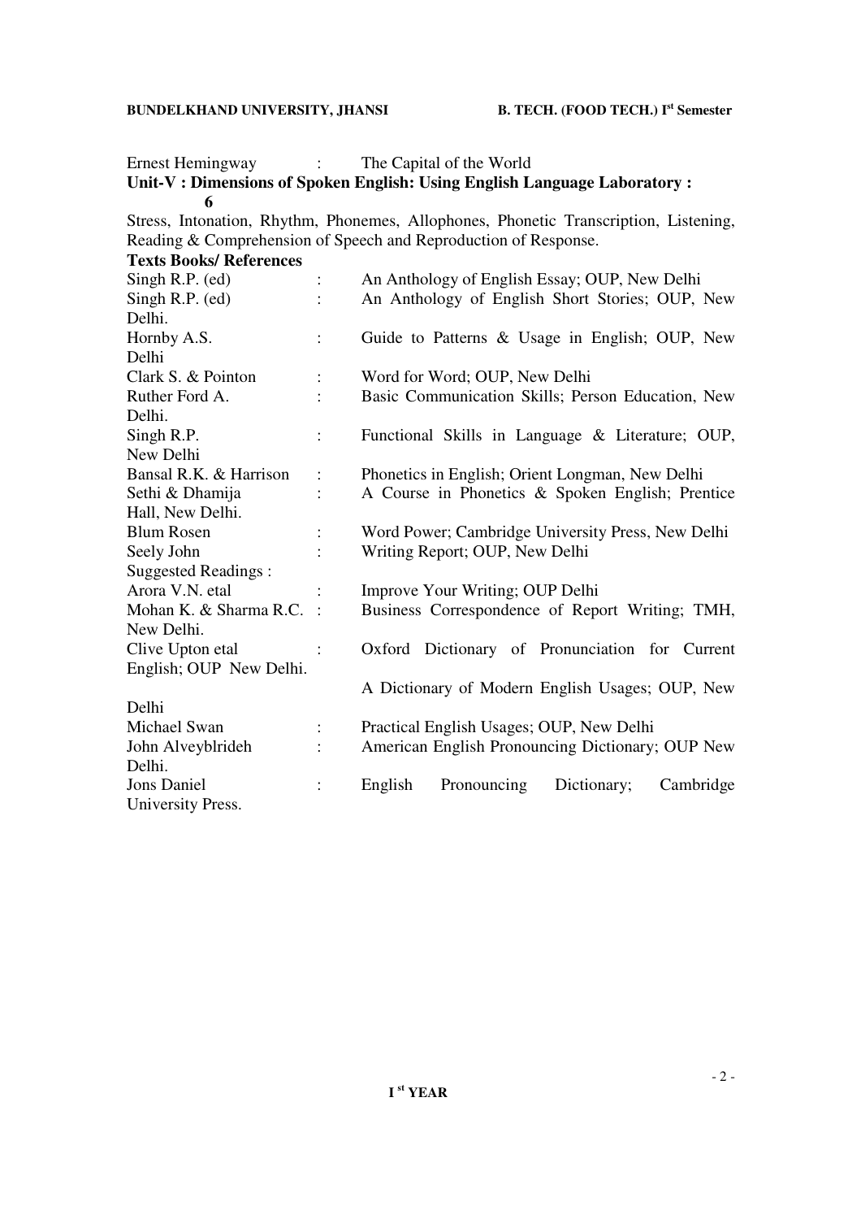Ernest Hemingway : The Capital of the World

**Unit-V : Dimensions of Spoken English: Using English Language Laboratory : 6**

Stress, Intonation, Rhythm, Phonemes, Allophones, Phonetic Transcription, Listening, Reading & Comprehension of Speech and Reproduction of Response.

**Texts Books/ References**

| | | |
|---|---|---|
| Singh R.P. (ed) | : | An Anthology of English Essay; OUP, New Delhi |
| Singh R.P. (ed) | : | An Anthology of English Short Stories; OUP, New Delhi. |
| Hornby A.S. | : | Guide to Patterns & Usage in English; OUP, New Delhi |
| Clark S. & Pointon | : | Word for Word; OUP, New Delhi |
| Ruther Ford A. | : | Basic Communication Skills; Person Education, New Delhi. |
| Singh R.P. | : | Functional Skills in Language & Literature; OUP, New Delhi |
| Bansal R.K. & Harrison | : | Phonetics in English; Orient Longman, New Delhi |
| Sethi & Dhamija | : | A Course in Phonetics & Spoken English; Prentice Hall, New Delhi. |
| Blum Rosen | : | Word Power; Cambridge University Press, New Delhi |
| Seely John | : | Writing Report; OUP, New Delhi |

Suggested Readings :

| | | |
|---|---|---|
| Arora V.N. etal | : | Improve Your Writing; OUP Delhi |
| Mohan K. & Sharma R.C. | : | Business Correspondence of Report Writing; TMH, New Delhi. |
| Clive Upton etal | : | Oxford Dictionary of Pronunciation for Current English; OUP New Delhi. |
| | | A Dictionary of Modern English Usages; OUP, New Delhi |
| Michael Swan | : | Practical English Usages; OUP, New Delhi |
| John Alveyblrideh | : | American English Pronouncing Dictionary; OUP New Delhi. |
| Jons Daniel | : | English Pronouncing Dictionary; Cambridge University Press. |

I st YEAR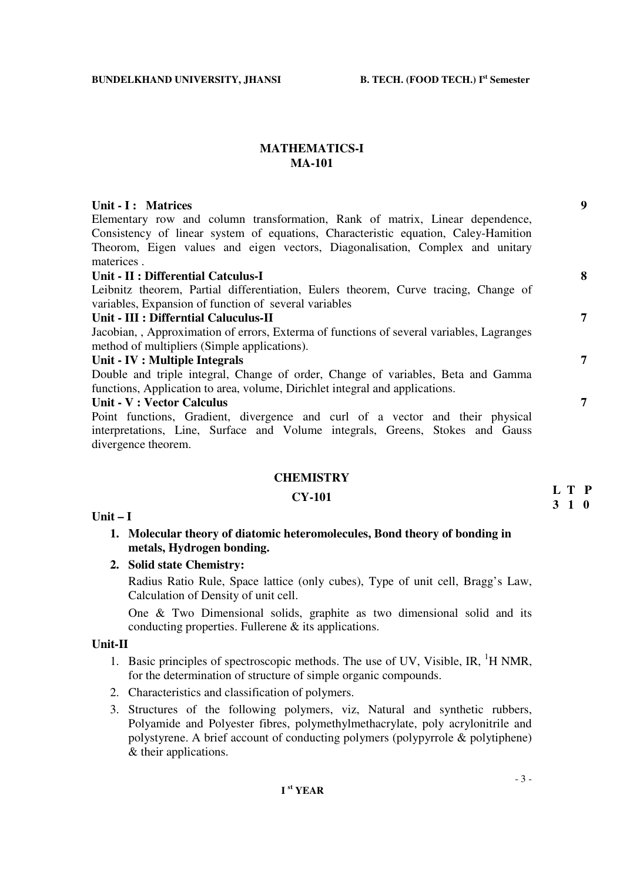## MATHEMATICS-I
## MA-101

**Unit - I : Matrices** **9**

Elementary row and column transformation, Rank of matrix, Linear dependence, Consistency of linear system of equations, Characteristic equation, Caley-Hamition Theorom, Eigen values and eigen vectors, Diagonalisation, Complex and unitary materices .

**Unit - II : Differential Catculus-I** **8**

Leibnitz theorem, Partial differentiation, Eulers theorem, Curve tracing, Change of variables, Expansion of function of several variables

**Unit - III : Differntial Caluculus-II** **7**

Jacobian, , Approximation of errors, Exterma of functions of several variables, Lagranges method of multipliers (Simple applications).

**Unit - IV : Multiple Integrals** **7**

Double and triple integral, Change of order, Change of variables, Beta and Gamma functions, Application to area, volume, Dirichlet integral and applications.

**Unit - V : Vector Calculus** **7**

Point functions, Gradient, divergence and curl of a vector and their physical interpretations, Line, Surface and Volume integrals, Greens, Stokes and Gauss divergence theorem.

## CHEMISTRY
## CY-101

| L | T | P |
|---|---|---|
| 3 | 1 | 0 |

**Unit – I**

1. **Molecular theory of diatomic heteromolecules, Bond theory of bonding in metals, Hydrogen bonding.**
2. **Solid state Chemistry:**

   Radius Ratio Rule, Space lattice (only cubes), Type of unit cell, Bragg's Law, Calculation of Density of unit cell.

   One & Two Dimensional solids, graphite as two dimensional solid and its conducting properties. Fullerene & its applications.

**Unit-II**

1. Basic principles of spectroscopic methods. The use of UV, Visible, IR, $^{1}$H NMR, for the determination of structure of simple organic compounds.
2. Characteristics and classification of polymers.
3. Structures of the following polymers, viz, Natural and synthetic rubbers, Polyamide and Polyester fibres, polymethylmethacrylate, poly acrylonitrile and polystyrene. A brief account of conducting polymers (polypyrrole & polytiphene) & their applications.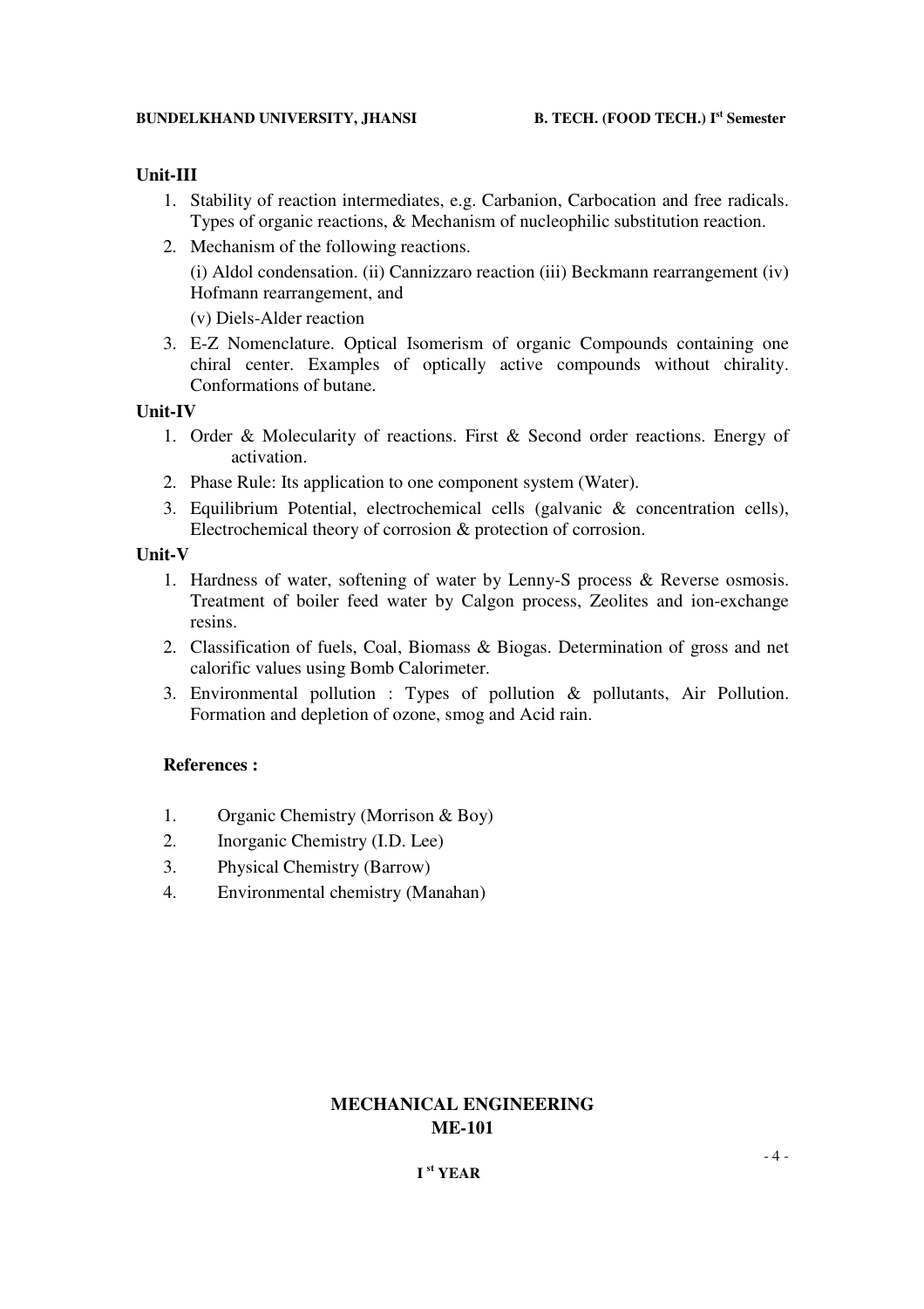## Unit-III

1. Stability of reaction intermediates, e.g. Carbanion, Carbocation and free radicals. Types of organic reactions, & Mechanism of nucleophilic substitution reaction.
2. Mechanism of the following reactions.

   (i) Aldol condensation. (ii) Cannizzaro reaction (iii) Beckmann rearrangement (iv) Hofmann rearrangement, and

   (v) Diels-Alder reaction
3. E-Z Nomenclature. Optical Isomerism of organic Compounds containing one chiral center. Examples of optically active compounds without chirality. Conformations of butane.

## Unit-IV

1. Order & Molecularity of reactions. First & Second order reactions. Energy of activation.
2. Phase Rule: Its application to one component system (Water).
3. Equilibrium Potential, electrochemical cells (galvanic & concentration cells), Electrochemical theory of corrosion & protection of corrosion.

## Unit-V

1. Hardness of water, softening of water by Lenny-S process & Reverse osmosis. Treatment of boiler feed water by Calgon process, Zeolites and ion-exchange resins.
2. Classification of fuels, Coal, Biomass & Biogas. Determination of gross and net calorific values using Bomb Calorimeter.
3. Environmental pollution : Types of pollution & pollutants, Air Pollution. Formation and depletion of ozone, smog and Acid rain.

**References :**

1. Organic Chemistry (Morrison & Boy)
2. Inorganic Chemistry (I.D. Lee)
3. Physical Chemistry (Barrow)
4. Environmental chemistry (Manahan)

## MECHANICAL ENGINEERING
## ME-101

**I st YEAR**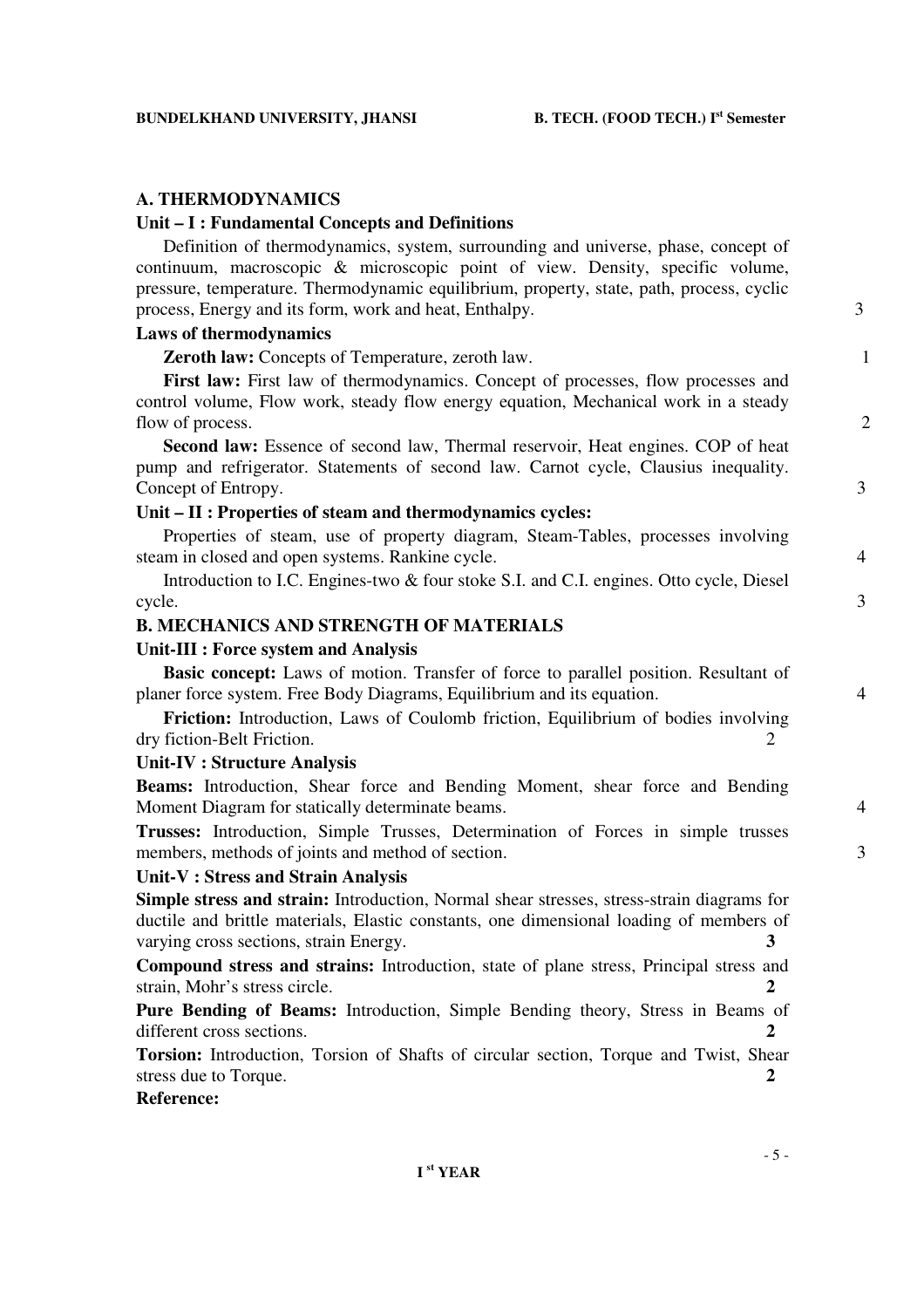## A. THERMODYNAMICS

### Unit – I : Fundamental Concepts and Definitions

Definition of thermodynamics, system, surrounding and universe, phase, concept of continuum, macroscopic & microscopic point of view. Density, specific volume, pressure, temperature. Thermodynamic equilibrium, property, state, path, process, cyclic process, Energy and its form, work and heat, Enthalpy. 3

### Laws of thermodynamics

**Zeroth law:** Concepts of Temperature, zeroth law. 1

**First law:** First law of thermodynamics. Concept of processes, flow processes and control volume, Flow work, steady flow energy equation, Mechanical work in a steady flow of process. 2

**Second law:** Essence of second law, Thermal reservoir, Heat engines. COP of heat pump and refrigerator. Statements of second law. Carnot cycle, Clausius inequality. Concept of Entropy. 3

### Unit – II : Properties of steam and thermodynamics cycles:

Properties of steam, use of property diagram, Steam-Tables, processes involving steam in closed and open systems. Rankine cycle. 4

Introduction to I.C. Engines-two & four stoke S.I. and C.I. engines. Otto cycle, Diesel cycle. 3

## B. MECHANICS AND STRENGTH OF MATERIALS

### Unit-III : Force system and Analysis

**Basic concept:** Laws of motion. Transfer of force to parallel position. Resultant of planer force system. Free Body Diagrams, Equilibrium and its equation. 4

**Friction:** Introduction, Laws of Coulomb friction, Equilibrium of bodies involving dry fiction-Belt Friction. 2

### Unit-IV : Structure Analysis

**Beams:** Introduction, Shear force and Bending Moment, shear force and Bending Moment Diagram for statically determinate beams. 4

**Trusses:** Introduction, Simple Trusses, Determination of Forces in simple trusses members, methods of joints and method of section. 3

### Unit-V : Stress and Strain Analysis

**Simple stress and strain:** Introduction, Normal shear stresses, stress-strain diagrams for ductile and brittle materials, Elastic constants, one dimensional loading of members of varying cross sections, strain Energy. **3**

**Compound stress and strains:** Introduction, state of plane stress, Principal stress and strain, Mohr's stress circle. **2**

**Pure Bending of Beams:** Introduction, Simple Bending theory, Stress in Beams of different cross sections. **2**

**Torsion:** Introduction, Torsion of Shafts of circular section, Torque and Twist, Shear stress due to Torque. **2**

**Reference:**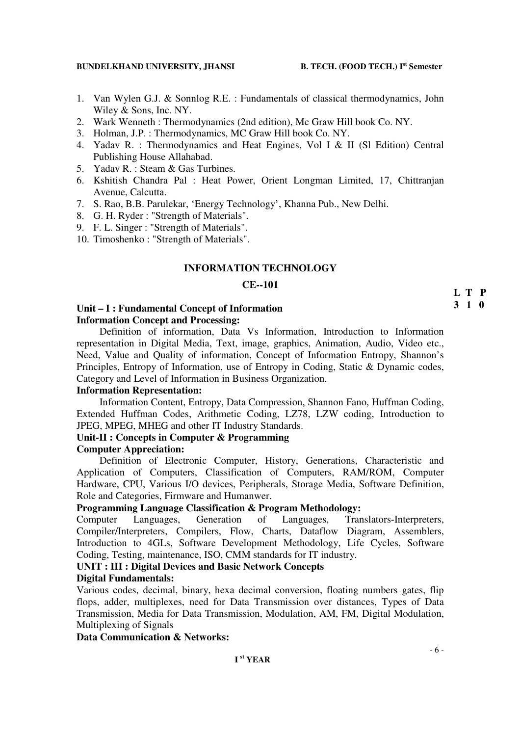1. Van Wylen G.J. & Sonnlog R.E. : Fundamentals of classical thermodynamics, John Wiley & Sons, Inc. NY.
2. Wark Wenneth : Thermodynamics (2nd edition), Mc Graw Hill book Co. NY.
3. Holman, J.P. : Thermodynamics, MC Graw Hill book Co. NY.
4. Yadav R. : Thermodynamics and Heat Engines, Vol I & II (Sl Edition) Central Publishing House Allahabad.
5. Yadav R. : Steam & Gas Turbines.
6. Kshitish Chandra Pal : Heat Power, Orient Longman Limited, 17, Chittranjan Avenue, Calcutta.
7. S. Rao, B.B. Parulekar, 'Energy Technology', Khanna Pub., New Delhi.
8. G. H. Ryder : "Strength of Materials".
9. F. L. Singer : "Strength of Materials".
10. Timoshenko : "Strength of Materials".

## INFORMATION TECHNOLOGY

### CE--101

**L T P**
**3 1 0**

**Unit – I : Fundamental Concept of Information**

**Information Concept and Processing:**

Definition of information, Data Vs Information, Introduction to Information representation in Digital Media, Text, image, graphics, Animation, Audio, Video etc., Need, Value and Quality of information, Concept of Information Entropy, Shannon's Principles, Entropy of Information, use of Entropy in Coding, Static & Dynamic codes, Category and Level of Information in Business Organization.

**Information Representation:**

Information Content, Entropy, Data Compression, Shannon Fano, Huffman Coding, Extended Huffman Codes, Arithmetic Coding, LZ78, LZW coding, Introduction to JPEG, MPEG, MHEG and other IT Industry Standards.

**Unit-II : Concepts in Computer & Programming**

**Computer Appreciation:**

Definition of Electronic Computer, History, Generations, Characteristic and Application of Computers, Classification of Computers, RAM/ROM, Computer Hardware, CPU, Various I/O devices, Peripherals, Storage Media, Software Definition, Role and Categories, Firmware and Humanwer.

**Programming Language Classification & Program Methodology:**

Computer Languages, Generation of Languages, Translators-Interpreters, Compiler/Interpreters, Compilers, Flow, Charts, Dataflow Diagram, Assemblers, Introduction to 4GLs, Software Development Methodology, Life Cycles, Software Coding, Testing, maintenance, ISO, CMM standards for IT industry.

**UNIT : III : Digital Devices and Basic Network Concepts**

**Digital Fundamentals:**

Various codes, decimal, binary, hexa decimal conversion, floating numbers gates, flip flops, adder, multiplexes, need for Data Transmission over distances, Types of Data Transmission, Media for Data Transmission, Modulation, AM, FM, Digital Modulation, Multiplexing of Signals

**Data Communication & Networks:**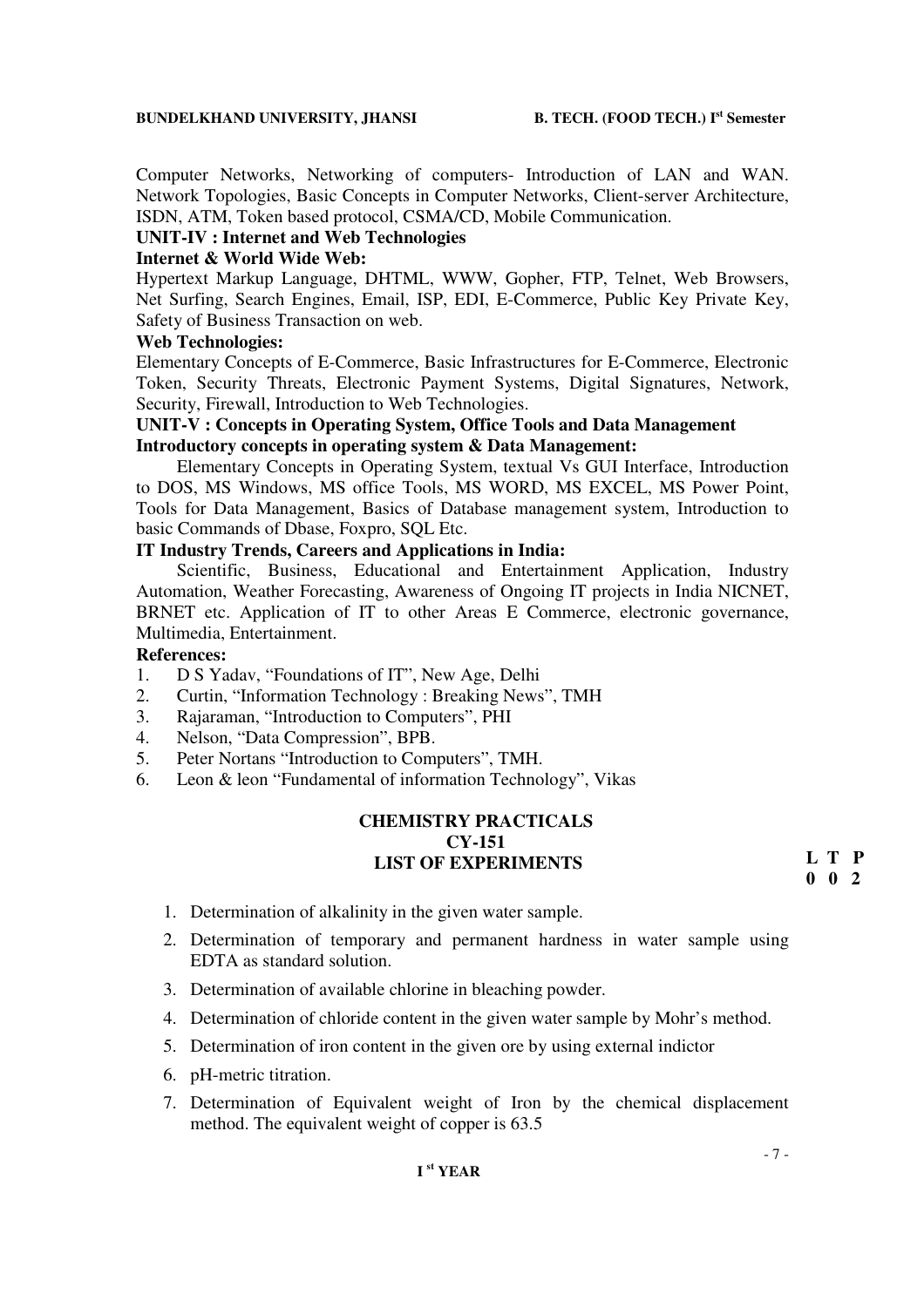Computer Networks, Networking of computers- Introduction of LAN and WAN. Network Topologies, Basic Concepts in Computer Networks, Client-server Architecture, ISDN, ATM, Token based protocol, CSMA/CD, Mobile Communication.

**UNIT-IV : Internet and Web Technologies**

**Internet & World Wide Web:**

Hypertext Markup Language, DHTML, WWW, Gopher, FTP, Telnet, Web Browsers, Net Surfing, Search Engines, Email, ISP, EDI, E-Commerce, Public Key Private Key, Safety of Business Transaction on web.

**Web Technologies:**

Elementary Concepts of E-Commerce, Basic Infrastructures for E-Commerce, Electronic Token, Security Threats, Electronic Payment Systems, Digital Signatures, Network, Security, Firewall, Introduction to Web Technologies.

**UNIT-V : Concepts in Operating System, Office Tools and Data Management**

**Introductory concepts in operating system & Data Management:**

Elementary Concepts in Operating System, textual Vs GUI Interface, Introduction to DOS, MS Windows, MS office Tools, MS WORD, MS EXCEL, MS Power Point, Tools for Data Management, Basics of Database management system, Introduction to basic Commands of Dbase, Foxpro, SQL Etc.

**IT Industry Trends, Careers and Applications in India:**

Scientific, Business, Educational and Entertainment Application, Industry Automation, Weather Forecasting, Awareness of Ongoing IT projects in India NICNET, BRNET etc. Application of IT to other Areas E Commerce, electronic governance, Multimedia, Entertainment.

**References:**

1. D S Yadav, "Foundations of IT", New Age, Delhi
2. Curtin, "Information Technology : Breaking News", TMH
3. Rajaraman, "Introduction to Computers", PHI
4. Nelson, "Data Compression", BPB.
5. Peter Nortans "Introduction to Computers", TMH.
6. Leon & leon "Fundamental of information Technology", Vikas

## CHEMISTRY PRACTICALS
## CY-151
## LIST OF EXPERIMENTS

| L | T | P |
|---|---|---|
| 0 | 0 | 2 |

1. Determination of alkalinity in the given water sample.
2. Determination of temporary and permanent hardness in water sample using EDTA as standard solution.
3. Determination of available chlorine in bleaching powder.
4. Determination of chloride content in the given water sample by Mohr's method.
5. Determination of iron content in the given ore by using external indictor
6. pH-metric titration.
7. Determination of Equivalent weight of Iron by the chemical displacement method. The equivalent weight of copper is 63.5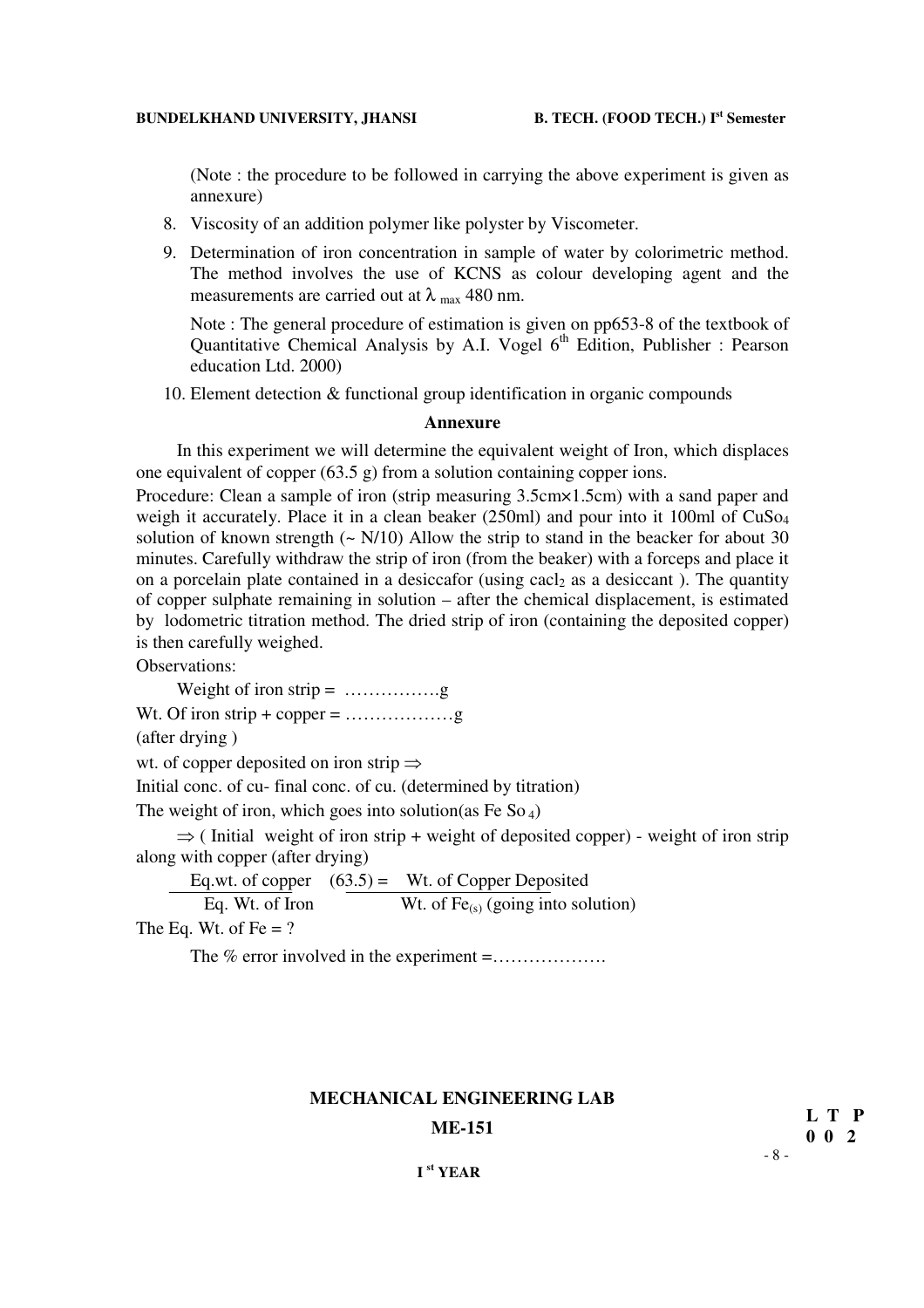(Note : the procedure to be followed in carrying the above experiment is given as annexure)

8. Viscosity of an addition polymer like polyster by Viscometer.
9. Determination of iron concentration in sample of water by colorimetric method. The method involves the use of KCNS as colour developing agent and the measurements are carried out at $\lambda_{max}$ 480 nm.

   Note : The general procedure of estimation is given on pp653-8 of the textbook of Quantitative Chemical Analysis by A.I. Vogel 6th Edition, Publisher : Pearson education Ltd. 2000)

10. Element detection & functional group identification in organic compounds

### Annexure

In this experiment we will determine the equivalent weight of Iron, which displaces one equivalent of copper (63.5 g) from a solution containing copper ions.

Procedure: Clean a sample of iron (strip measuring 3.5cm×1.5cm) with a sand paper and weigh it accurately. Place it in a clean beaker (250ml) and pour into it 100ml of $CuSo_4$ solution of known strength (~ N/10) Allow the strip to stand in the beacker for about 30 minutes. Carefully withdraw the strip of iron (from the beaker) with a forceps and place it on a porcelain plate contained in a desiccafor (using $cacl_2$ as a desiccant ). The quantity of copper sulphate remaining in solution – after the chemical displacement, is estimated by lodometric titration method. The dried strip of iron (containing the deposited copper) is then carefully weighed.

Observations:

Weight of iron strip = …………….g

Wt. Of iron strip + copper = ………………g

(after drying )

wt. of copper deposited on iron strip ⇒

Initial conc. of cu- final conc. of cu. (determined by titration)

The weight of iron, which goes into solution(as $Fe\ So_4$)

⇒ ( Initial weight of iron strip + weight of deposited copper) - weight of iron strip along with copper (after drying)

$$\frac{\text{Eq.wt. of copper} \quad (63.5)}{\text{Eq. Wt. of Iron}} = \frac{\text{Wt. of Copper Deposited}}{\text{Wt. of } Fe_{(s)} \text{ (going into solution)}}$$

The Eq. Wt. of Fe = ?

The % error involved in the experiment =……………….

## MECHANICAL ENGINEERING LAB

## ME-151

**L T P**
**0 0 2**

**I st YEAR**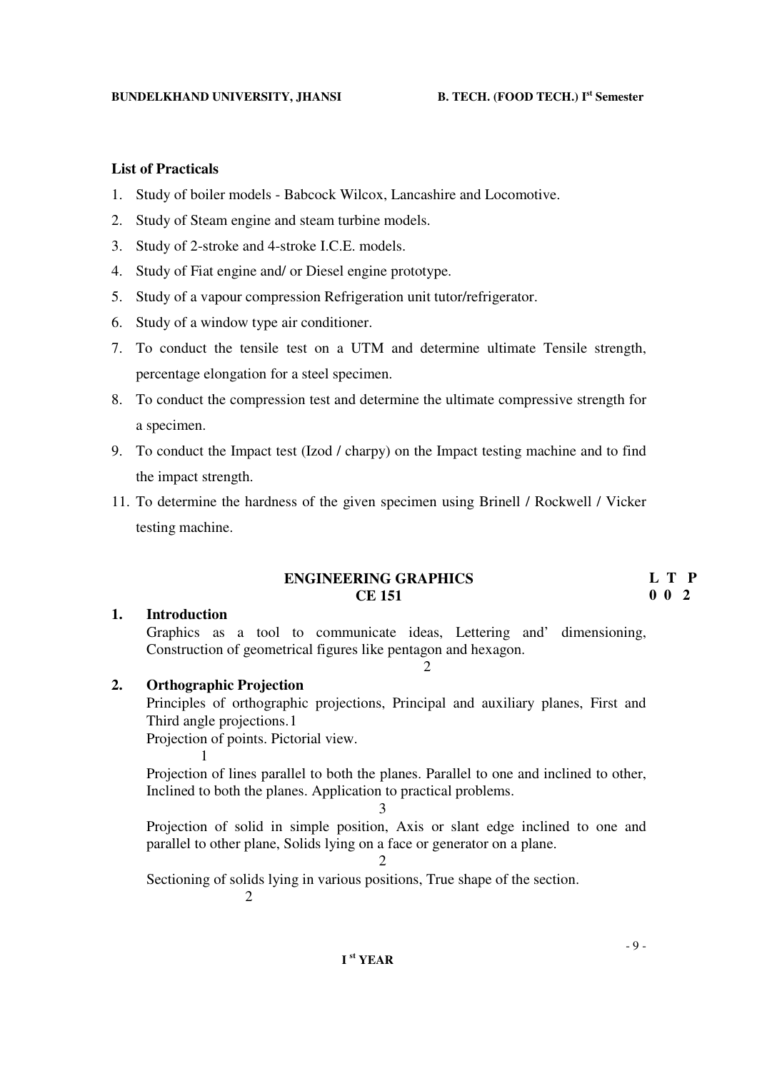**List of Practicals**

1. Study of boiler models - Babcock Wilcox, Lancashire and Locomotive.
2. Study of Steam engine and steam turbine models.
3. Study of 2-stroke and 4-stroke I.C.E. models.
4. Study of Fiat engine and/ or Diesel engine prototype.
5. Study of a vapour compression Refrigeration unit tutor/refrigerator.
6. Study of a window type air conditioner.
7. To conduct the tensile test on a UTM and determine ultimate Tensile strength, percentage elongation for a steel specimen.
8. To conduct the compression test and determine the ultimate compressive strength for a specimen.
9. To conduct the Impact test (Izod / charpy) on the Impact testing machine and to find the impact strength.

11. To determine the hardness of the given specimen using Brinell / Rockwell / Vicker testing machine.

## ENGINEERING GRAPHICS
## CE 151

| L | T | P |
|---|---|---|
| 0 | 0 | 2 |

**1. Introduction**

Graphics as a tool to communicate ideas, Lettering and' dimensioning, Construction of geometrical figures like pentagon and hexagon.

2

**2. Orthographic Projection**

Principles of orthographic projections, Principal and auxiliary planes, First and Third angle projections.1

Projection of points. Pictorial view.

1

Projection of lines parallel to both the planes. Parallel to one and inclined to other, Inclined to both the planes. Application to practical problems.

3

Projection of solid in simple position, Axis or slant edge inclined to one and parallel to other plane, Solids lying on a face or generator on a plane.

2

Sectioning of solids lying in various positions, True shape of the section.

2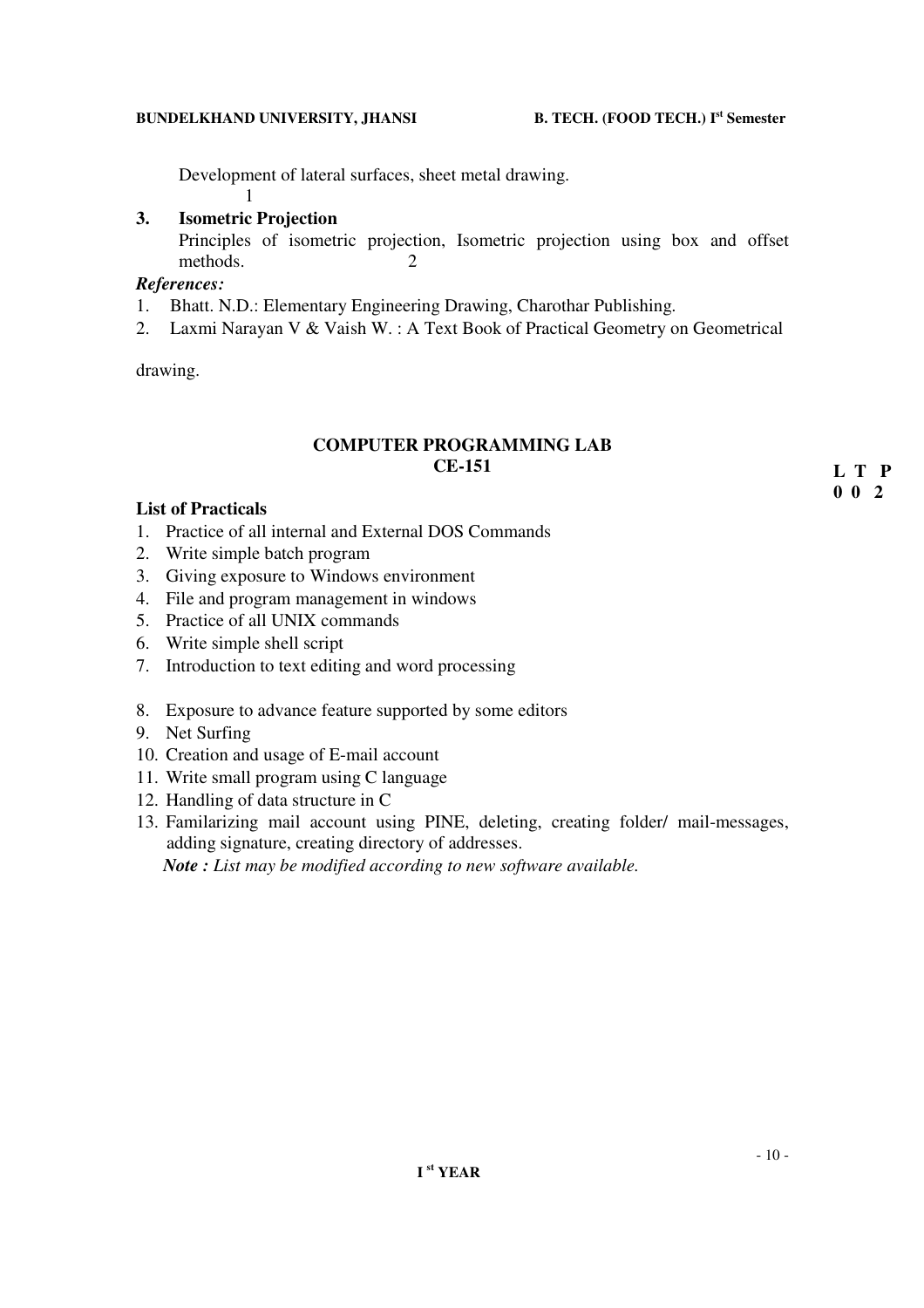Development of lateral surfaces, sheet metal drawing.
1

**3. Isometric Projection**

Principles of isometric projection, Isometric projection using box and offset methods. 2

***References:***

1. Bhatt. N.D.: Elementary Engineering Drawing, Charothar Publishing.
2. Laxmi Narayan V & Vaish W. : A Text Book of Practical Geometry on Geometrical

drawing.

## COMPUTER PROGRAMMING LAB
## CE-151

**L T P**
**0 0 2**

**List of Practicals**

1. Practice of all internal and External DOS Commands
2. Write simple batch program
3. Giving exposure to Windows environment
4. File and program management in windows
5. Practice of all UNIX commands
6. Write simple shell script
7. Introduction to text editing and word processing
8. Exposure to advance feature supported by some editors
9. Net Surfing
10. Creation and usage of E-mail account
11. Write small program using C language
12. Handling of data structure in C
13. Familarizing mail account using PINE, deleting, creating folder/ mail-messages, adding signature, creating directory of addresses.

***Note :*** *List may be modified according to new software available.*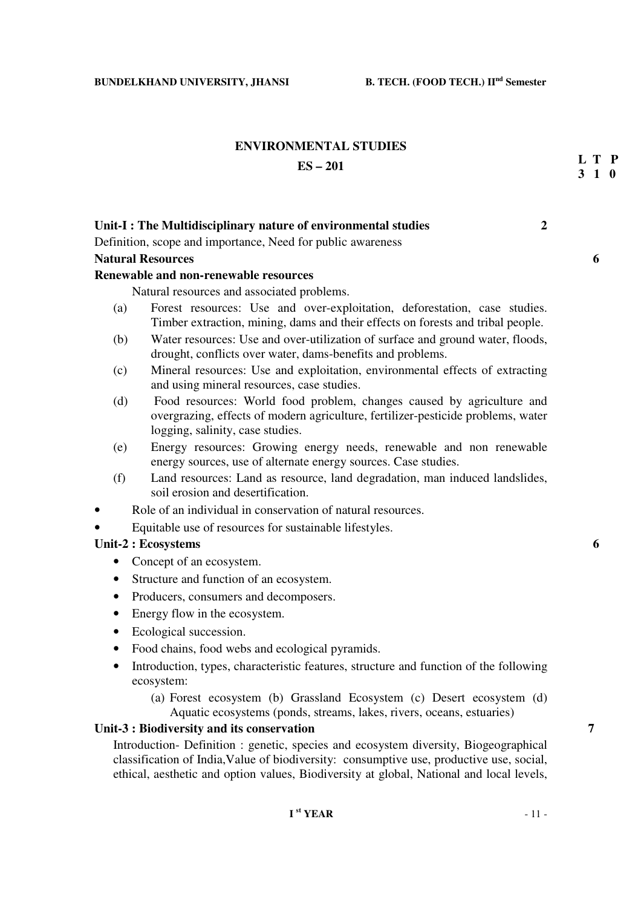## ENVIRONMENTAL STUDIES

## ES – 201

| L | T | P |
|---|---|---|
| 3 | 1 | 0 |

**Unit-I : The Multidisciplinary nature of environmental studies** **2**

Definition, scope and importance, Need for public awareness

**Natural Resources** **6**

**Renewable and non-renewable resources**

Natural resources and associated problems.

(a) Forest resources: Use and over-exploitation, deforestation, case studies. Timber extraction, mining, dams and their effects on forests and tribal people.

(b) Water resources: Use and over-utilization of surface and ground water, floods, drought, conflicts over water, dams-benefits and problems.

(c) Mineral resources: Use and exploitation, environmental effects of extracting and using mineral resources, case studies.

(d) Food resources: World food problem, changes caused by agriculture and overgrazing, effects of modern agriculture, fertilizer-pesticide problems, water logging, salinity, case studies.

(e) Energy resources: Growing energy needs, renewable and non renewable energy sources, use of alternate energy sources. Case studies.

(f) Land resources: Land as resource, land degradation, man induced landslides, soil erosion and desertification.

- Role of an individual in conservation of natural resources.
- Equitable use of resources for sustainable lifestyles.

**Unit-2 : Ecosystems** **6**

- Concept of an ecosystem.
- Structure and function of an ecosystem.
- Producers, consumers and decomposers.
- Energy flow in the ecosystem.
- Ecological succession.
- Food chains, food webs and ecological pyramids.
- Introduction, types, characteristic features, structure and function of the following ecosystem:
  - (a) Forest ecosystem (b) Grassland Ecosystem (c) Desert ecosystem (d) Aquatic ecosystems (ponds, streams, lakes, rivers, oceans, estuaries)

**Unit-3 : Biodiversity and its conservation** **7**

Introduction- Definition : genetic, species and ecosystem diversity, Biogeographical classification of India,Value of biodiversity: consumptive use, productive use, social, ethical, aesthetic and option values, Biodiversity at global, National and local levels,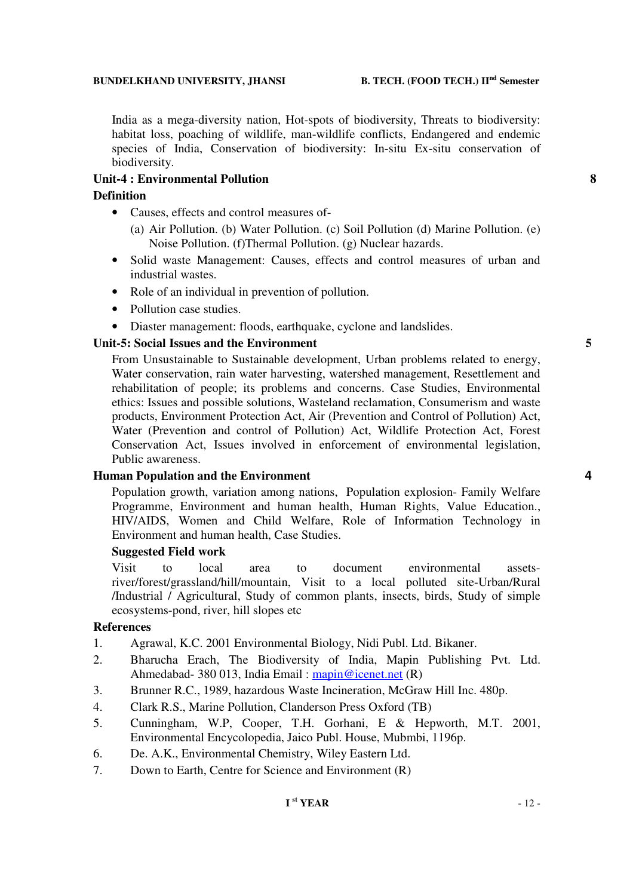India as a mega-diversity nation, Hot-spots of biodiversity, Threats to biodiversity: habitat loss, poaching of wildlife, man-wildlife conflicts, Endangered and endemic species of India, Conservation of biodiversity: In-situ Ex-situ conservation of biodiversity.

**Unit-4 : Environmental Pollution** **8**

**Definition**

- Causes, effects and control measures of-
  (a) Air Pollution. (b) Water Pollution. (c) Soil Pollution (d) Marine Pollution. (e) Noise Pollution. (f)Thermal Pollution. (g) Nuclear hazards.
- Solid waste Management: Causes, effects and control measures of urban and industrial wastes.
- Role of an individual in prevention of pollution.
- Pollution case studies.
- Diaster management: floods, earthquake, cyclone and landslides.

**Unit-5: Social Issues and the Environment** **5**

From Unsustainable to Sustainable development, Urban problems related to energy, Water conservation, rain water harvesting, watershed management, Resettlement and rehabilitation of people; its problems and concerns. Case Studies, Environmental ethics: Issues and possible solutions, Wasteland reclamation, Consumerism and waste products, Environment Protection Act, Air (Prevention and Control of Pollution) Act, Water (Prevention and control of Pollution) Act, Wildlife Protection Act, Forest Conservation Act, Issues involved in enforcement of environmental legislation, Public awareness.

**Human Population and the Environment** **4**

Population growth, variation among nations, Population explosion- Family Welfare Programme, Environment and human health, Human Rights, Value Education., HIV/AIDS, Women and Child Welfare, Role of Information Technology in Environment and human health, Case Studies.

**Suggested Field work**

Visit to local area to document environmental assets- river/forest/grassland/hill/mountain, Visit to a local polluted site-Urban/Rural /Industrial / Agricultural, Study of common plants, insects, birds, Study of simple ecosystems-pond, river, hill slopes etc

**References**

1. Agrawal, K.C. 2001 Environmental Biology, Nidi Publ. Ltd. Bikaner.
2. Bharucha Erach, The Biodiversity of India, Mapin Publishing Pvt. Ltd. Ahmedabad- 380 013, India Email : mapin@icenet.net (R)
3. Brunner R.C., 1989, hazardous Waste Incineration, McGraw Hill Inc. 480p.
4. Clark R.S., Marine Pollution, Clanderson Press Oxford (TB)
5. Cunningham, W.P, Cooper, T.H. Gorhani, E & Hepworth, M.T. 2001, Environmental Encycolopedia, Jaico Publ. House, Mubmbi, 1196p.
6. De. A.K., Environmental Chemistry, Wiley Eastern Ltd.
7. Down to Earth, Centre for Science and Environment (R)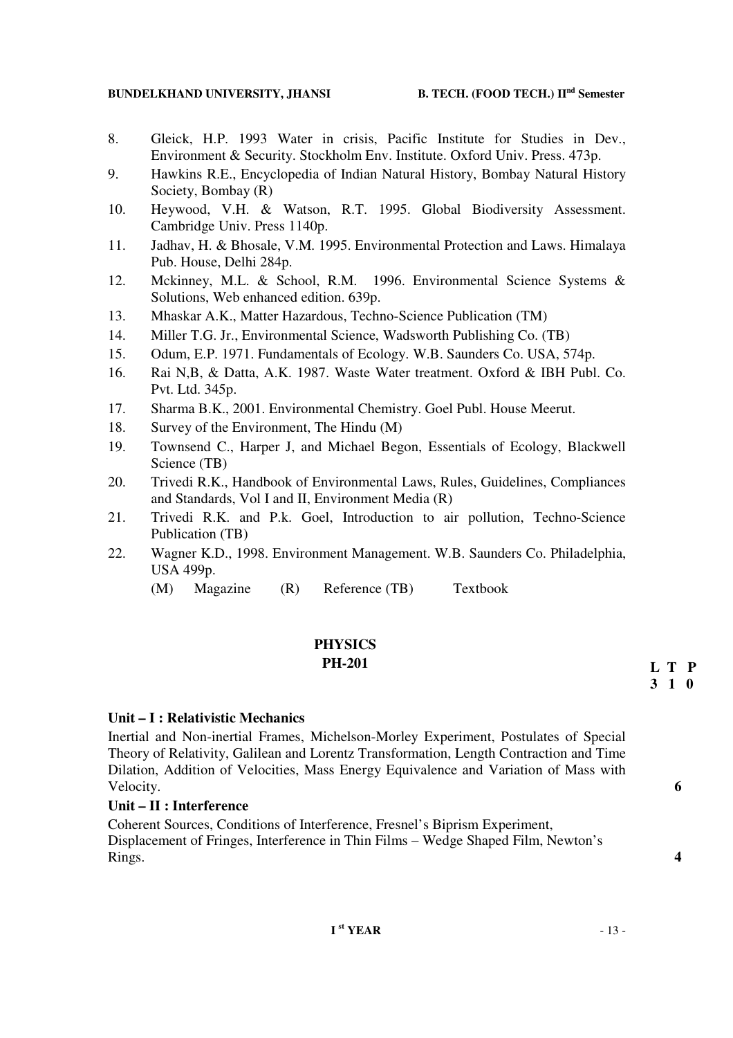8. Gleick, H.P. 1993 Water in crisis, Pacific Institute for Studies in Dev., Environment & Security. Stockholm Env. Institute. Oxford Univ. Press. 473p.
9. Hawkins R.E., Encyclopedia of Indian Natural History, Bombay Natural History Society, Bombay (R)
10. Heywood, V.H. & Watson, R.T. 1995. Global Biodiversity Assessment. Cambridge Univ. Press 1140p.
11. Jadhav, H. & Bhosale, V.M. 1995. Environmental Protection and Laws. Himalaya Pub. House, Delhi 284p.
12. Mckinney, M.L. & School, R.M. 1996. Environmental Science Systems & Solutions, Web enhanced edition. 639p.
13. Mhaskar A.K., Matter Hazardous, Techno-Science Publication (TM)
14. Miller T.G. Jr., Environmental Science, Wadsworth Publishing Co. (TB)
15. Odum, E.P. 1971. Fundamentals of Ecology. W.B. Saunders Co. USA, 574p.
16. Rai N,B, & Datta, A.K. 1987. Waste Water treatment. Oxford & IBH Publ. Co. Pvt. Ltd. 345p.
17. Sharma B.K., 2001. Environmental Chemistry. Goel Publ. House Meerut.
18. Survey of the Environment, The Hindu (M)
19. Townsend C., Harper J, and Michael Begon, Essentials of Ecology, Blackwell Science (TB)
20. Trivedi R.K., Handbook of Environmental Laws, Rules, Guidelines, Compliances and Standards, Vol I and II, Environment Media (R)
21. Trivedi R.K. and P.k. Goel, Introduction to air pollution, Techno-Science Publication (TB)
22. Wagner K.D., 1998. Environment Management. W.B. Saunders Co. Philadelphia, USA 499p.

(M) Magazine (R) Reference (TB) Textbook

## PHYSICS
## PH-201

| L | T | P |
|---|---|---|
| 3 | 1 | 0 |

**Unit – I : Relativistic Mechanics**

Inertial and Non-inertial Frames, Michelson-Morley Experiment, Postulates of Special Theory of Relativity, Galilean and Lorentz Transformation, Length Contraction and Time Dilation, Addition of Velocities, Mass Energy Equivalence and Variation of Mass with Velocity. **6**

**Unit – II : Interference**

Coherent Sources, Conditions of Interference, Fresnel's Biprism Experiment, Displacement of Fringes, Interference in Thin Films – Wedge Shaped Film, Newton's Rings. **4**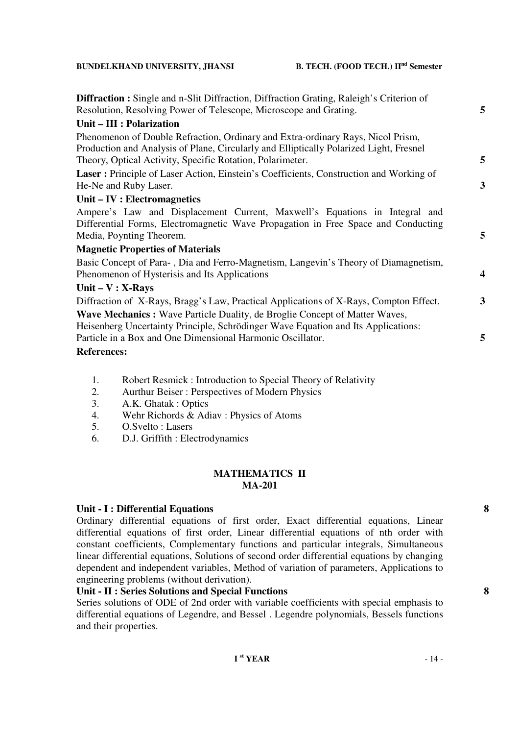**Diffraction :** Single and n-Slit Diffraction, Diffraction Grating, Raleigh's Criterion of Resolution, Resolving Power of Telescope, Microscope and Grating. **5**

**Unit – III : Polarization**

Phenomenon of Double Refraction, Ordinary and Extra-ordinary Rays, Nicol Prism, Production and Analysis of Plane, Circularly and Elliptically Polarized Light, Fresnel Theory, Optical Activity, Specific Rotation, Polarimeter. **5**

**Laser :** Principle of Laser Action, Einstein's Coefficients, Construction and Working of He-Ne and Ruby Laser. **3**

**Unit – IV : Electromagnetics**

Ampere's Law and Displacement Current, Maxwell's Equations in Integral and Differential Forms, Electromagnetic Wave Propagation in Free Space and Conducting Media, Poynting Theorem. **5**

**Magnetic Properties of Materials**

Basic Concept of Para- , Dia and Ferro-Magnetism, Langevin's Theory of Diamagnetism, Phenomenon of Hysterisis and Its Applications **4**

**Unit – V : X-Rays**

Diffraction of X-Rays, Bragg's Law, Practical Applications of X-Rays, Compton Effect. **3**

**Wave Mechanics :** Wave Particle Duality, de Broglie Concept of Matter Waves, Heisenberg Uncertainty Principle, Schrödinger Wave Equation and Its Applications: Particle in a Box and One Dimensional Harmonic Oscillator. **5**

**References:**

1. Robert Resmick : Introduction to Special Theory of Relativity
2. Aurthur Beiser : Perspectives of Modern Physics
3. A.K. Ghatak : Optics
4. Wehr Richords & Adiav : Physics of Atoms
5. O.Svelto : Lasers
6. D.J. Griffith : Electrodynamics

## MATHEMATICS II
## MA-201

**Unit - I : Differential Equations** **8**

Ordinary differential equations of first order, Exact differential equations, Linear differential equations of first order, Linear differential equations of nth order with constant coefficients, Complementary functions and particular integrals, Simultaneous linear differential equations, Solutions of second order differential equations by changing dependent and independent variables, Method of variation of parameters, Applications to engineering problems (without derivation).

**Unit - II : Series Solutions and Special Functions** **8**

Series solutions of ODE of 2nd order with variable coefficients with special emphasis to differential equations of Legendre, and Bessel . Legendre polynomials, Bessels functions and their properties.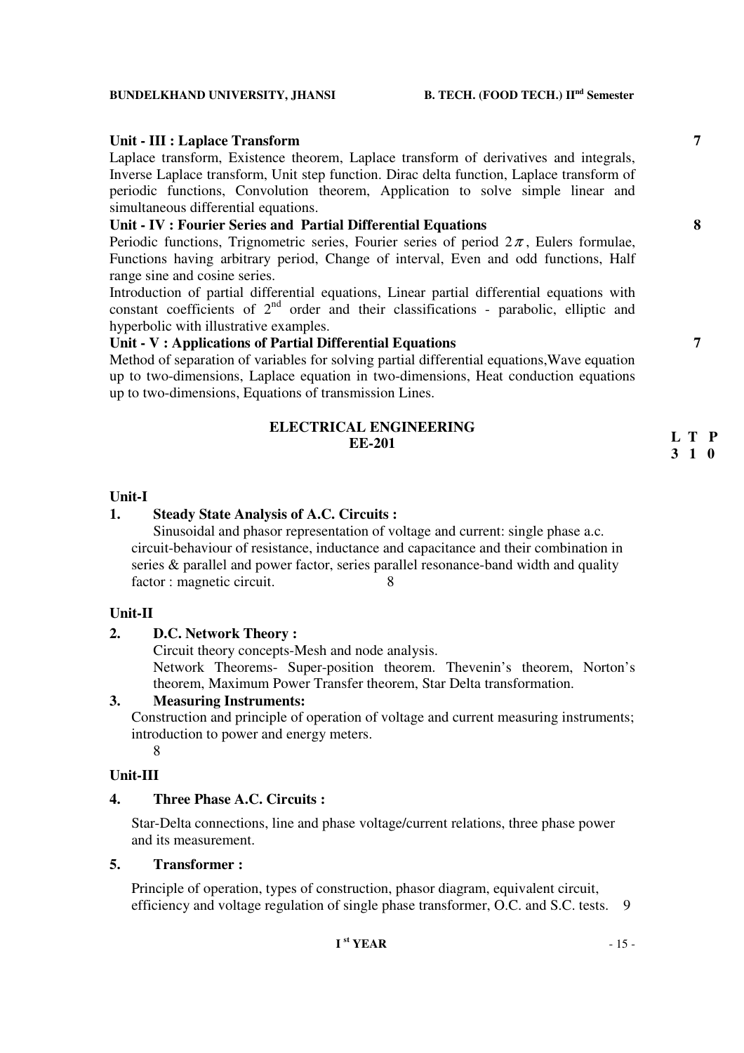**Unit - III : Laplace Transform** **7**

Laplace transform, Existence theorem, Laplace transform of derivatives and integrals, Inverse Laplace transform, Unit step function. Dirac delta function, Laplace transform of periodic functions, Convolution theorem, Application to solve simple linear and simultaneous differential equations.

**Unit - IV : Fourier Series and Partial Differential Equations** **8**

Periodic functions, Trignometric series, Fourier series of period $2\pi$, Eulers formulae, Functions having arbitrary period, Change of interval, Even and odd functions, Half range sine and cosine series.

Introduction of partial differential equations, Linear partial differential equations with constant coefficients of 2[nd] order and their classifications - parabolic, elliptic and hyperbolic with illustrative examples.

**Unit - V : Applications of Partial Differential Equations** **7**

Method of separation of variables for solving partial differential equations,Wave equation up to two-dimensions, Laplace equation in two-dimensions, Heat conduction equations up to two-dimensions, Equations of transmission Lines.

## ELECTRICAL ENGINEERING
## EE-201

| L | T | P |
|---|---|---|
| 3 | 1 | 0 |

### Unit-I

**1. Steady State Analysis of A.C. Circuits :**

Sinusoidal and phasor representation of voltage and current: single phase a.c. circuit-behaviour of resistance, inductance and capacitance and their combination in series & parallel and power factor, series parallel resonance-band width and quality factor : magnetic circuit. 8

### Unit-II

**2. D.C. Network Theory :**

Circuit theory concepts-Mesh and node analysis.

Network Theorems- Super-position theorem. Thevenin's theorem, Norton's theorem, Maximum Power Transfer theorem, Star Delta transformation.

**3. Measuring Instruments:**

Construction and principle of operation of voltage and current measuring instruments; introduction to power and energy meters.
8

### Unit-III

**4. Three Phase A.C. Circuits :**

Star-Delta connections, line and phase voltage/current relations, three phase power and its measurement.

**5. Transformer :**

Principle of operation, types of construction, phasor diagram, equivalent circuit, efficiency and voltage regulation of single phase transformer, O.C. and S.C. tests. 9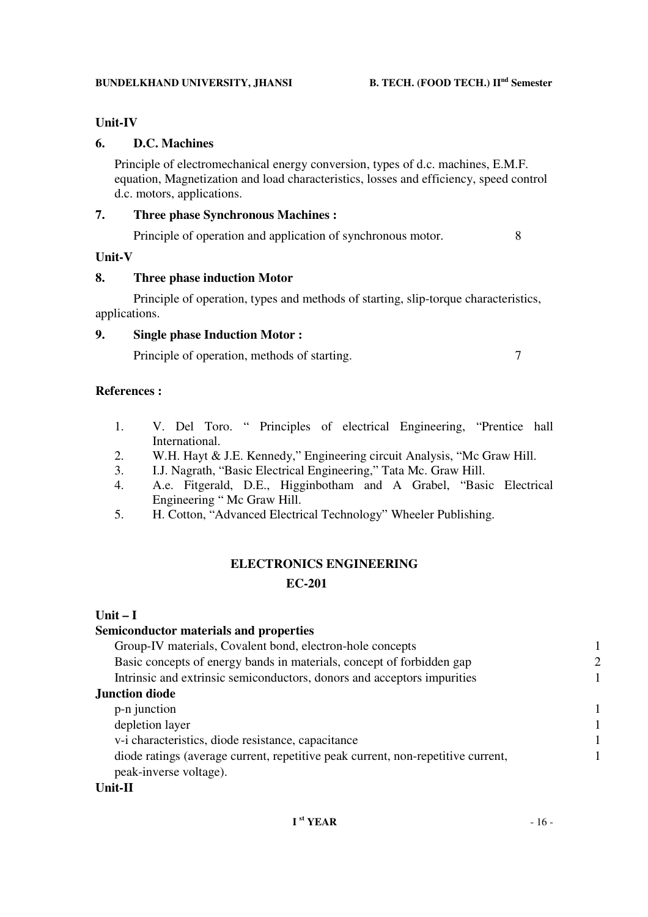**Unit-IV**

**6. D.C. Machines**

Principle of electromechanical energy conversion, types of d.c. machines, E.M.F. equation, Magnetization and load characteristics, losses and efficiency, speed control d.c. motors, applications.

**7. Three phase Synchronous Machines :**

Principle of operation and application of synchronous motor. 8

**Unit-V**

**8. Three phase induction Motor**

Principle of operation, types and methods of starting, slip-torque characteristics, applications.

**9. Single phase Induction Motor :**

Principle of operation, methods of starting. 7

**References :**

1. V. Del Toro. " Principles of electrical Engineering, "Prentice hall International.
2. W.H. Hayt & J.E. Kennedy," Engineering circuit Analysis, "Mc Graw Hill.
3. I.J. Nagrath, "Basic Electrical Engineering," Tata Mc. Graw Hill.
4. A.e. Fitgerald, D.E., Higginbotham and A Grabel, "Basic Electrical Engineering " Mc Graw Hill.
5. H. Cotton, "Advanced Electrical Technology" Wheeler Publishing.

## ELECTRONICS ENGINEERING

### EC-201

**Unit – I**

**Semiconductor materials and properties**

| Topic | |
|---|---|
| Group-IV materials, Covalent bond, electron-hole concepts | 1 |
| Basic concepts of energy bands in materials, concept of forbidden gap | 2 |
| Intrinsic and extrinsic semiconductors, donors and acceptors impurities | 1 |

**Junction diode**

| Topic | |
|---|---|
| p-n junction | 1 |
| depletion layer | 1 |
| v-i characteristics, diode resistance, capacitance | 1 |
| diode ratings (average current, repetitive peak current, non-repetitive current, peak-inverse voltage). | 1 |

**Unit-II**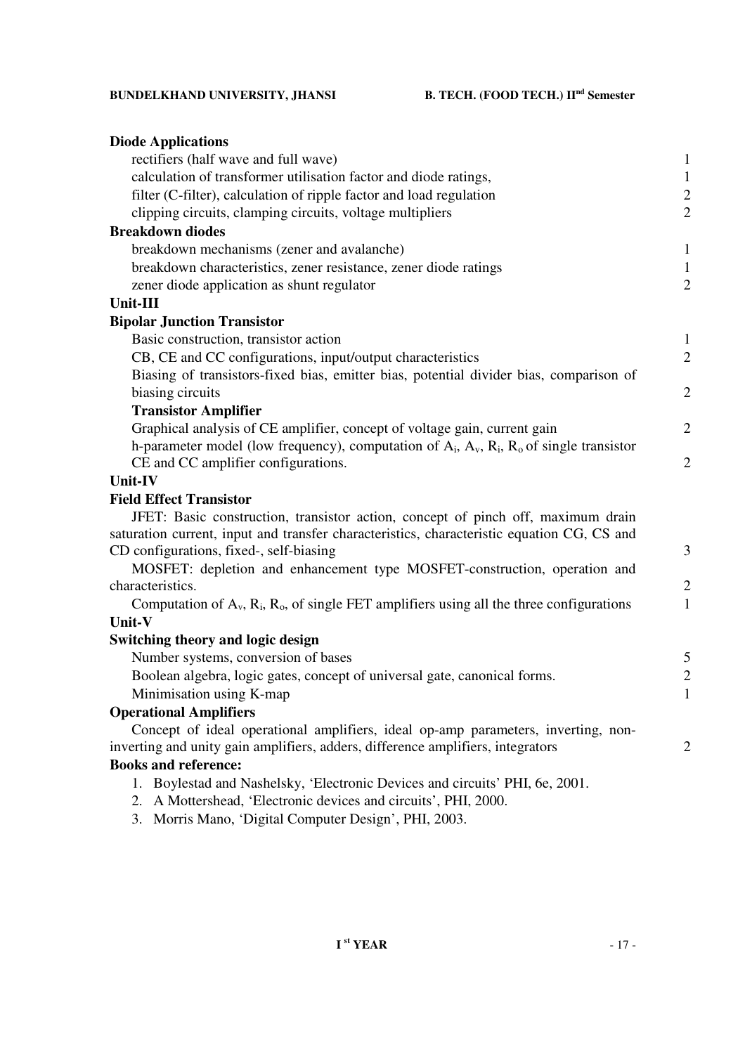**Diode Applications**

| | |
|---|---|
| rectifiers (half wave and full wave) | 1 |
| calculation of transformer utilisation factor and diode ratings, | 1 |
| filter (C-filter), calculation of ripple factor and load regulation | 2 |
| clipping circuits, clamping circuits, voltage multipliers | 2 |

**Breakdown diodes**

| | |
|---|---|
| breakdown mechanisms (zener and avalanche) | 1 |
| breakdown characteristics, zener resistance, zener diode ratings | 1 |
| zener diode application as shunt regulator | 2 |

## Unit-III

**Bipolar Junction Transistor**

| | |
|---|---|
| Basic construction, transistor action | 1 |
| CB, CE and CC configurations, input/output characteristics | 2 |
| Biasing of transistors-fixed bias, emitter bias, potential divider bias, comparison of biasing circuits | 2 |

**Transistor Amplifier**

| | |
|---|---|
| Graphical analysis of CE amplifier, concept of voltage gain, current gain | 2 |
| h-parameter model (low frequency), computation of $A_i$, $A_v$, $R_i$, $R_o$ of single transistor CE and CC amplifier configurations. | 2 |

## Unit-IV

**Field Effect Transistor**

| | |
|---|---|
| JFET: Basic construction, transistor action, concept of pinch off, maximum drain saturation current, input and transfer characteristics, characteristic equation CG, CS and CD configurations, fixed-, self-biasing | 3 |
| MOSFET: depletion and enhancement type MOSFET-construction, operation and characteristics. | 2 |
| Computation of $A_v$, $R_i$, $R_o$, of single FET amplifiers using all the three configurations | 1 |

## Unit-V

**Switching theory and logic design**

| | |
|---|---|
| Number systems, conversion of bases | 5 |
| Boolean algebra, logic gates, concept of universal gate, canonical forms. | 2 |
| Minimisation using K-map | 1 |

**Operational Amplifiers**

| | |
|---|---|
| Concept of ideal operational amplifiers, ideal op-amp parameters, inverting, non-inverting and unity gain amplifiers, adders, difference amplifiers, integrators | 2 |

**Books and reference:**

1. Boylestad and Nashelsky, 'Electronic Devices and circuits' PHI, 6e, 2001.
2. A Mottershead, 'Electronic devices and circuits', PHI, 2000.
3. Morris Mano, 'Digital Computer Design', PHI, 2003.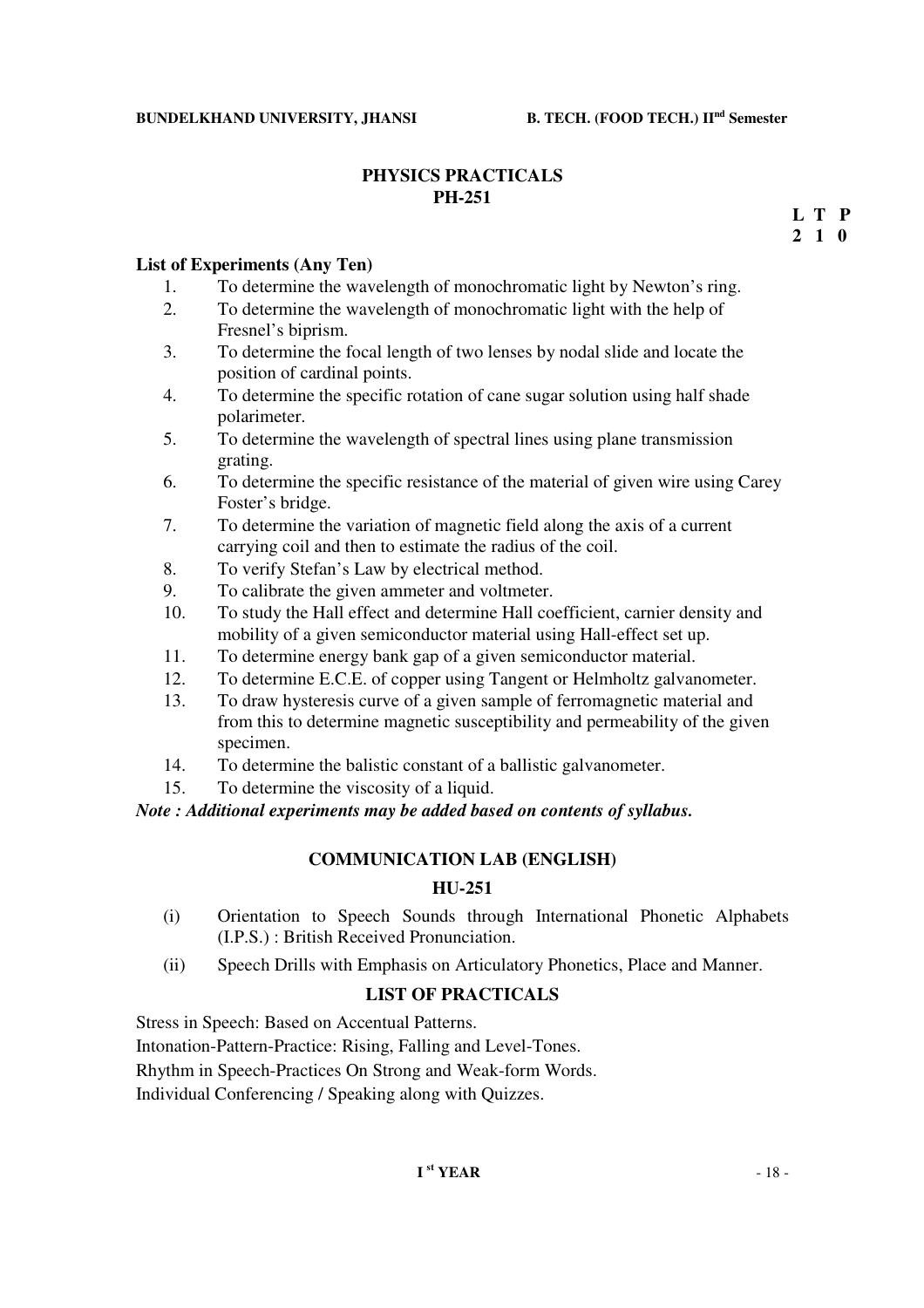## PHYSICS PRACTICALS

## PH-251

**L T P**
**2 1 0**

**List of Experiments (Any Ten)**

1. To determine the wavelength of monochromatic light by Newton's ring.
2. To determine the wavelength of monochromatic light with the help of Fresnel's biprism.
3. To determine the focal length of two lenses by nodal slide and locate the position of cardinal points.
4. To determine the specific rotation of cane sugar solution using half shade polarimeter.
5. To determine the wavelength of spectral lines using plane transmission grating.
6. To determine the specific resistance of the material of given wire using Carey Foster's bridge.
7. To determine the variation of magnetic field along the axis of a current carrying coil and then to estimate the radius of the coil.
8. To verify Stefan's Law by electrical method.
9. To calibrate the given ammeter and voltmeter.
10. To study the Hall effect and determine Hall coefficient, carnier density and mobility of a given semiconductor material using Hall-effect set up.
11. To determine energy bank gap of a given semiconductor material.
12. To determine E.C.E. of copper using Tangent or Helmholtz galvanometer.
13. To draw hysteresis curve of a given sample of ferromagnetic material and from this to determine magnetic susceptibility and permeability of the given specimen.
14. To determine the balistic constant of a ballistic galvanometer.
15. To determine the viscosity of a liquid.

***Note : Additional experiments may be added based on contents of syllabus.***

## COMMUNICATION LAB (ENGLISH)

## HU-251

(i) Orientation to Speech Sounds through International Phonetic Alphabets (I.P.S.) : British Received Pronunciation.

(ii) Speech Drills with Emphasis on Articulatory Phonetics, Place and Manner.

### LIST OF PRACTICALS

Stress in Speech: Based on Accentual Patterns.

Intonation-Pattern-Practice: Rising, Falling and Level-Tones.

Rhythm in Speech-Practices On Strong and Weak-form Words.

Individual Conferencing / Speaking along with Quizzes.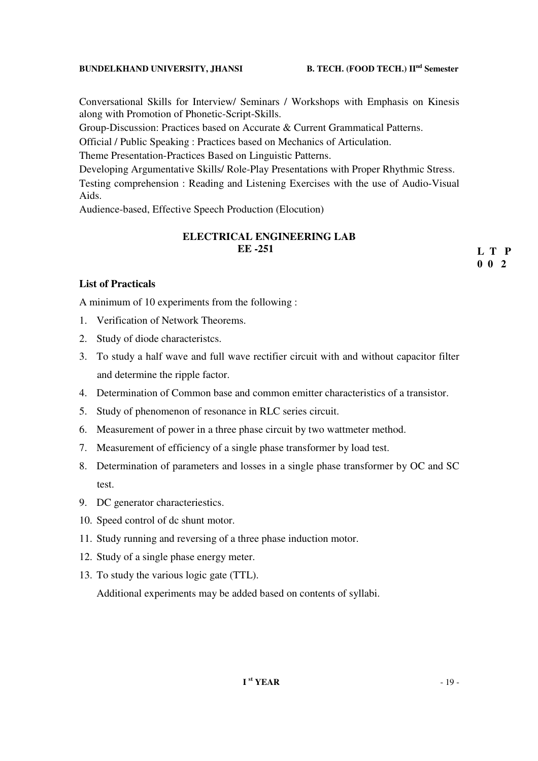Conversational Skills for Interview/ Seminars / Workshops with Emphasis on Kinesis along with Promotion of Phonetic-Script-Skills.

Group-Discussion: Practices based on Accurate & Current Grammatical Patterns.

Official / Public Speaking : Practices based on Mechanics of Articulation.

Theme Presentation-Practices Based on Linguistic Patterns.

Developing Argumentative Skills/ Role-Play Presentations with Proper Rhythmic Stress.

Testing comprehension : Reading and Listening Exercises with the use of Audio-Visual Aids.

Audience-based, Effective Speech Production (Elocution)

## ELECTRICAL ENGINEERING LAB
## EE -251

**L T P**
**0 0 2**

### List of Practicals

A minimum of 10 experiments from the following :

1. Verification of Network Theorems.
2. Study of diode characteristcs.
3. To study a half wave and full wave rectifier circuit with and without capacitor filter and determine the ripple factor.
4. Determination of Common base and common emitter characteristics of a transistor.
5. Study of phenomenon of resonance in RLC series circuit.
6. Measurement of power in a three phase circuit by two wattmeter method.
7. Measurement of efficiency of a single phase transformer by load test.
8. Determination of parameters and losses in a single phase transformer by OC and SC test.
9. DC generator characteriestics.
10. Speed control of dc shunt motor.
11. Study running and reversing of a three phase induction motor.
12. Study of a single phase energy meter.
13. To study the various logic gate (TTL).

    Additional experiments may be added based on contents of syllabi.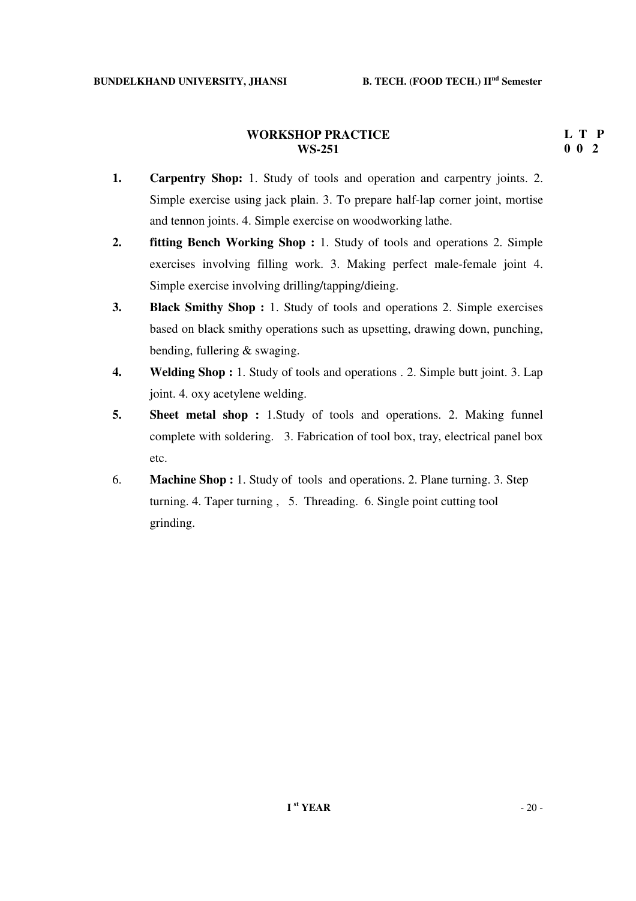## WORKSHOP PRACTICE
## WS-251

**L T P**
**0 0 2**

1. **Carpentry Shop:** 1. Study of tools and operation and carpentry joints. 2. Simple exercise using jack plain. 3. To prepare half-lap corner joint, mortise and tennon joints. 4. Simple exercise on woodworking lathe.
2. **fitting Bench Working Shop :** 1. Study of tools and operations 2. Simple exercises involving filling work. 3. Making perfect male-female joint 4. Simple exercise involving drilling/tapping/dieing.
3. **Black Smithy Shop :** 1. Study of tools and operations 2. Simple exercises based on black smithy operations such as upsetting, drawing down, punching, bending, fullering & swaging.
4. **Welding Shop :** 1. Study of tools and operations . 2. Simple butt joint. 3. Lap joint. 4. oxy acetylene welding.
5. **Sheet metal shop :** 1.Study of tools and operations. 2. Making funnel complete with soldering. 3. Fabrication of tool box, tray, electrical panel box etc.
6. **Machine Shop :** 1. Study of tools and operations. 2. Plane turning. 3. Step turning. 4. Taper turning , 5. Threading. 6. Single point cutting tool grinding.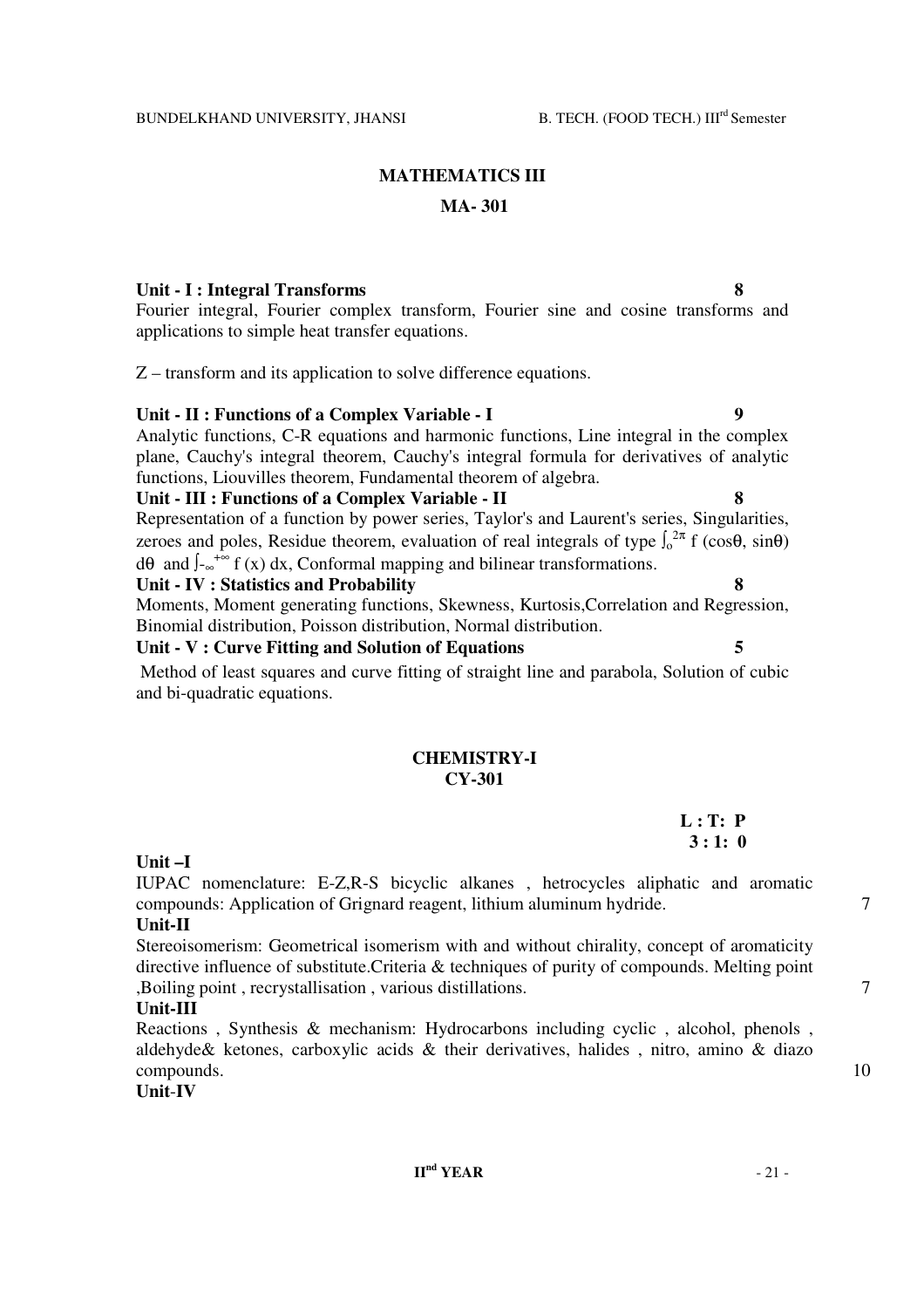## MATHEMATICS III

### MA- 301

**Unit - I : Integral Transforms** **8**

Fourier integral, Fourier complex transform, Fourier sine and cosine transforms and applications to simple heat transfer equations.

Z – transform and its application to solve difference equations.

**Unit - II : Functions of a Complex Variable - I** **9**

Analytic functions, C-R equations and harmonic functions, Line integral in the complex plane, Cauchy's integral theorem, Cauchy's integral formula for derivatives of analytic functions, Liouvilles theorem, Fundamental theorem of algebra.

**Unit - III : Functions of a Complex Variable - II** **8**

Representation of a function by power series, Taylor's and Laurent's series, Singularities, zeroes and poles, Residue theorem, evaluation of real integrals of type $\int_0^{2\pi} f(\cos\theta, \sin\theta)\, d\theta$ and $\int_{-\infty}^{+\infty} f(x)\, dx$, Conformal mapping and bilinear transformations.

**Unit - IV : Statistics and Probability** **8**

Moments, Moment generating functions, Skewness, Kurtosis,Correlation and Regression, Binomial distribution, Poisson distribution, Normal distribution.

**Unit - V : Curve Fitting and Solution of Equations** **5**

Method of least squares and curve fitting of straight line and parabola, Solution of cubic and bi-quadratic equations.

## CHEMISTRY-I

### CY-301

**L : T: P**
**3 : 1: 0**

**Unit –I**

IUPAC nomenclature: E-Z,R-S bicyclic alkanes , hetrocycles aliphatic and aromatic compounds: Application of Grignard reagent, lithium aluminum hydride. 7

**Unit-II**

Stereoisomerism: Geometrical isomerism with and without chirality, concept of aromaticity directive influence of substitute.Criteria & techniques of purity of compounds. Melting point ,Boiling point , recrystallisation , various distillations. 7

**Unit-III**

Reactions , Synthesis & mechanism: Hydrocarbons including cyclic , alcohol, phenols , aldehyde& ketones, carboxylic acids & their derivatives, halides , nitro, amino & diazo compounds. 10

**Unit-IV**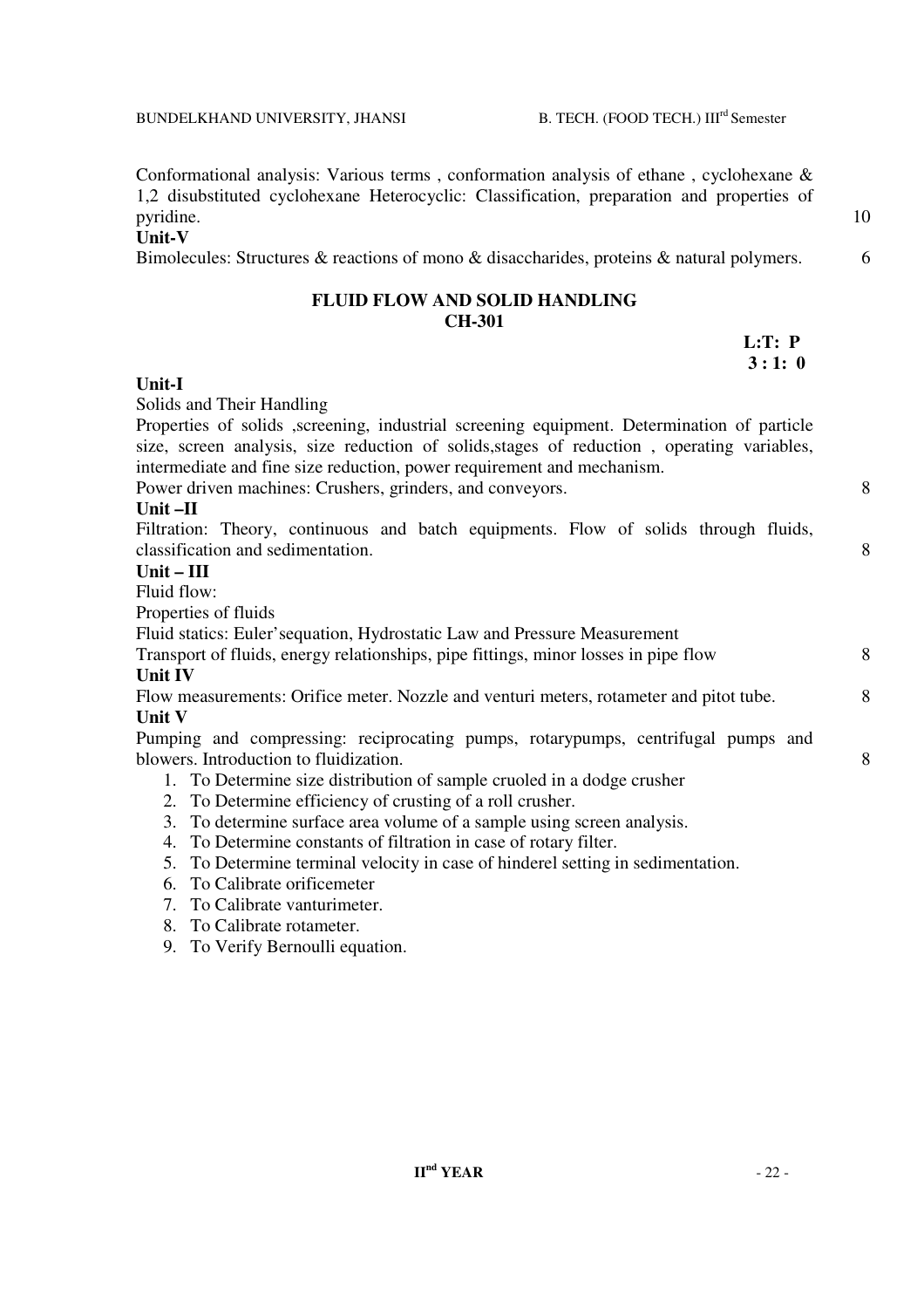Conformational analysis: Various terms , conformation analysis of ethane , cyclohexane & 1,2 disubstituted cyclohexane Heterocyclic: Classification, preparation and properties of pyridine. 10

**Unit-V**

Bimolecules: Structures & reactions of mono & disaccharides, proteins & natural polymers. 6

## FLUID FLOW AND SOLID HANDLING
## CH-301

**L:T: P**
**3 : 1: 0**

**Unit-I**

Solids and Their Handling

Properties of solids ,screening, industrial screening equipment. Determination of particle size, screen analysis, size reduction of solids,stages of reduction , operating variables, intermediate and fine size reduction, power requirement and mechanism.

Power driven machines: Crushers, grinders, and conveyors. 8

**Unit –II**

Filtration: Theory, continuous and batch equipments. Flow of solids through fluids, classification and sedimentation. 8

**Unit – III**

Fluid flow:

Properties of fluids

Fluid statics: Euler'sequation, Hydrostatic Law and Pressure Measurement

Transport of fluids, energy relationships, pipe fittings, minor losses in pipe flow 8

**Unit IV**

Flow measurements: Orifice meter. Nozzle and venturi meters, rotameter and pitot tube. 8

**Unit V**

Pumping and compressing: reciprocating pumps, rotarypumps, centrifugal pumps and blowers. Introduction to fluidization. 8

1. To Determine size distribution of sample cruoled in a dodge crusher
2. To Determine efficiency of crusting of a roll crusher.
3. To determine surface area volume of a sample using screen analysis.
4. To Determine constants of filtration in case of rotary filter.
5. To Determine terminal velocity in case of hinderel setting in sedimentation.
6. To Calibrate orificemeter
7. To Calibrate vanturimeter.
8. To Calibrate rotameter.
9. To Verify Bernoulli equation.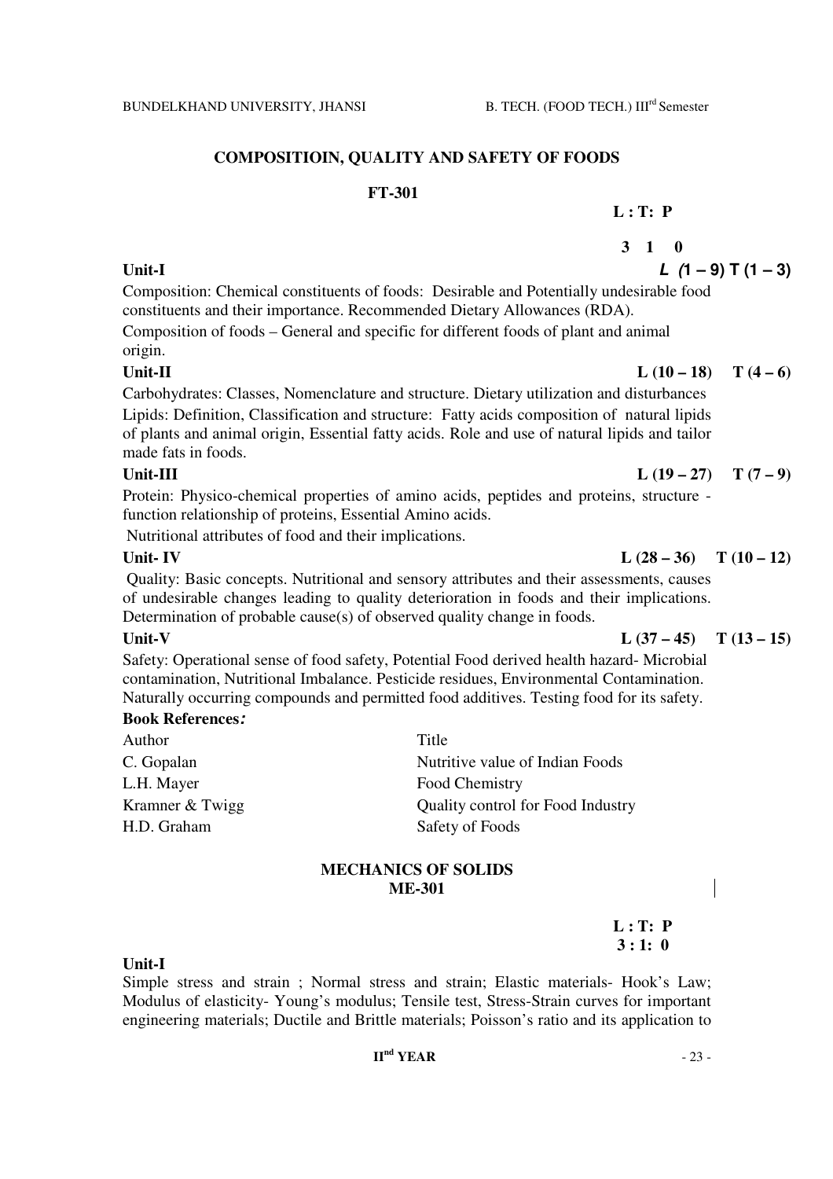## COMPOSITIOIN, QUALITY AND SAFETY OF FOODS

### FT-301

**L : T: P**

**3 1 0**

**Unit-I** ***L (1 – 9) T (1 – 3)***

Composition: Chemical constituents of foods: Desirable and Potentially undesirable food constituents and their importance. Recommended Dietary Allowances (RDA).

Composition of foods – General and specific for different foods of plant and animal origin.

**Unit-II** **L (10 – 18) T (4 – 6)**

Carbohydrates: Classes, Nomenclature and structure. Dietary utilization and disturbances

Lipids: Definition, Classification and structure: Fatty acids composition of natural lipids of plants and animal origin, Essential fatty acids. Role and use of natural lipids and tailor made fats in foods.

**Unit-III** **L (19 – 27) T (7 – 9)**

Protein: Physico-chemical properties of amino acids, peptides and proteins, structure - function relationship of proteins, Essential Amino acids.

Nutritional attributes of food and their implications.

**Unit- IV** **L (28 – 36) T (10 – 12)**

Quality: Basic concepts. Nutritional and sensory attributes and their assessments, causes of undesirable changes leading to quality deterioration in foods and their implications. Determination of probable cause(s) of observed quality change in foods.

**Unit-V** **L (37 – 45) T (13 – 15)**

Safety: Operational sense of food safety, Potential Food derived health hazard- Microbial contamination, Nutritional Imbalance. Pesticide residues, Environmental Contamination. Naturally occurring compounds and permitted food additives. Testing food for its safety.

**Book References*:***

| Author | Title |
|---|---|
| C. Gopalan | Nutritive value of Indian Foods |
| L.H. Mayer | Food Chemistry |
| Kramner & Twigg | Quality control for Food Industry |
| H.D. Graham | Safety of Foods |

## MECHANICS OF SOLIDS

### ME-301

**L : T: P**
**3 : 1: 0**

**Unit-I**

Simple stress and strain ; Normal stress and strain; Elastic materials- Hook's Law; Modulus of elasticity- Young's modulus; Tensile test, Stress-Strain curves for important engineering materials; Ductile and Brittle materials; Poisson's ratio and its application to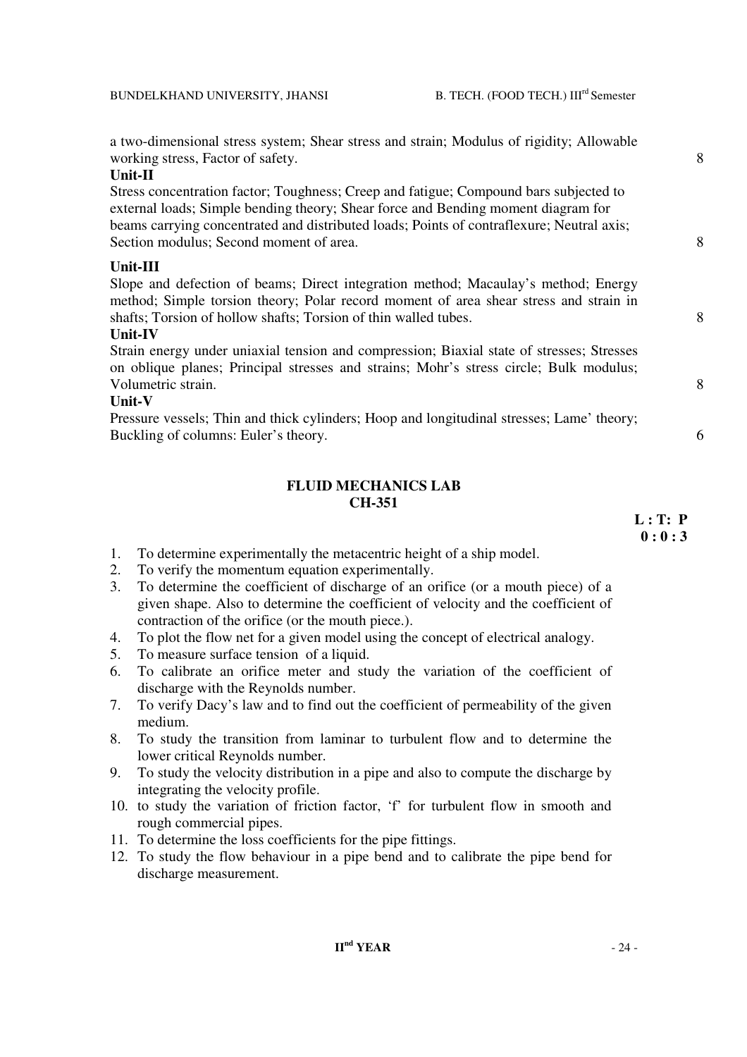a two-dimensional stress system; Shear stress and strain; Modulus of rigidity; Allowable working stress, Factor of safety. 8

**Unit-II**

Stress concentration factor; Toughness; Creep and fatigue; Compound bars subjected to external loads; Simple bending theory; Shear force and Bending moment diagram for beams carrying concentrated and distributed loads; Points of contraflexure; Neutral axis; Section modulus; Second moment of area. 8

**Unit-III**

Slope and defection of beams; Direct integration method; Macaulay's method; Energy method; Simple torsion theory; Polar record moment of area shear stress and strain in shafts; Torsion of hollow shafts; Torsion of thin walled tubes. 8

**Unit-IV**

Strain energy under uniaxial tension and compression; Biaxial state of stresses; Stresses on oblique planes; Principal stresses and strains; Mohr's stress circle; Bulk modulus; Volumetric strain. 8

**Unit-V**

Pressure vessels; Thin and thick cylinders; Hoop and longitudinal stresses; Lame' theory; Buckling of columns: Euler's theory. 6

## FLUID MECHANICS LAB
## CH-351

**L : T: P**
**0 : 0 : 3**

1. To determine experimentally the metacentric height of a ship model.
2. To verify the momentum equation experimentally.
3. To determine the coefficient of discharge of an orifice (or a mouth piece) of a given shape. Also to determine the coefficient of velocity and the coefficient of contraction of the orifice (or the mouth piece.).
4. To plot the flow net for a given model using the concept of electrical analogy.
5. To measure surface tension of a liquid.
6. To calibrate an orifice meter and study the variation of the coefficient of discharge with the Reynolds number.
7. To verify Dacy's law and to find out the coefficient of permeability of the given medium.
8. To study the transition from laminar to turbulent flow and to determine the lower critical Reynolds number.
9. To study the velocity distribution in a pipe and also to compute the discharge by integrating the velocity profile.
10. to study the variation of friction factor, 'f' for turbulent flow in smooth and rough commercial pipes.
11. To determine the loss coefficients for the pipe fittings.
12. To study the flow behaviour in a pipe bend and to calibrate the pipe bend for discharge measurement.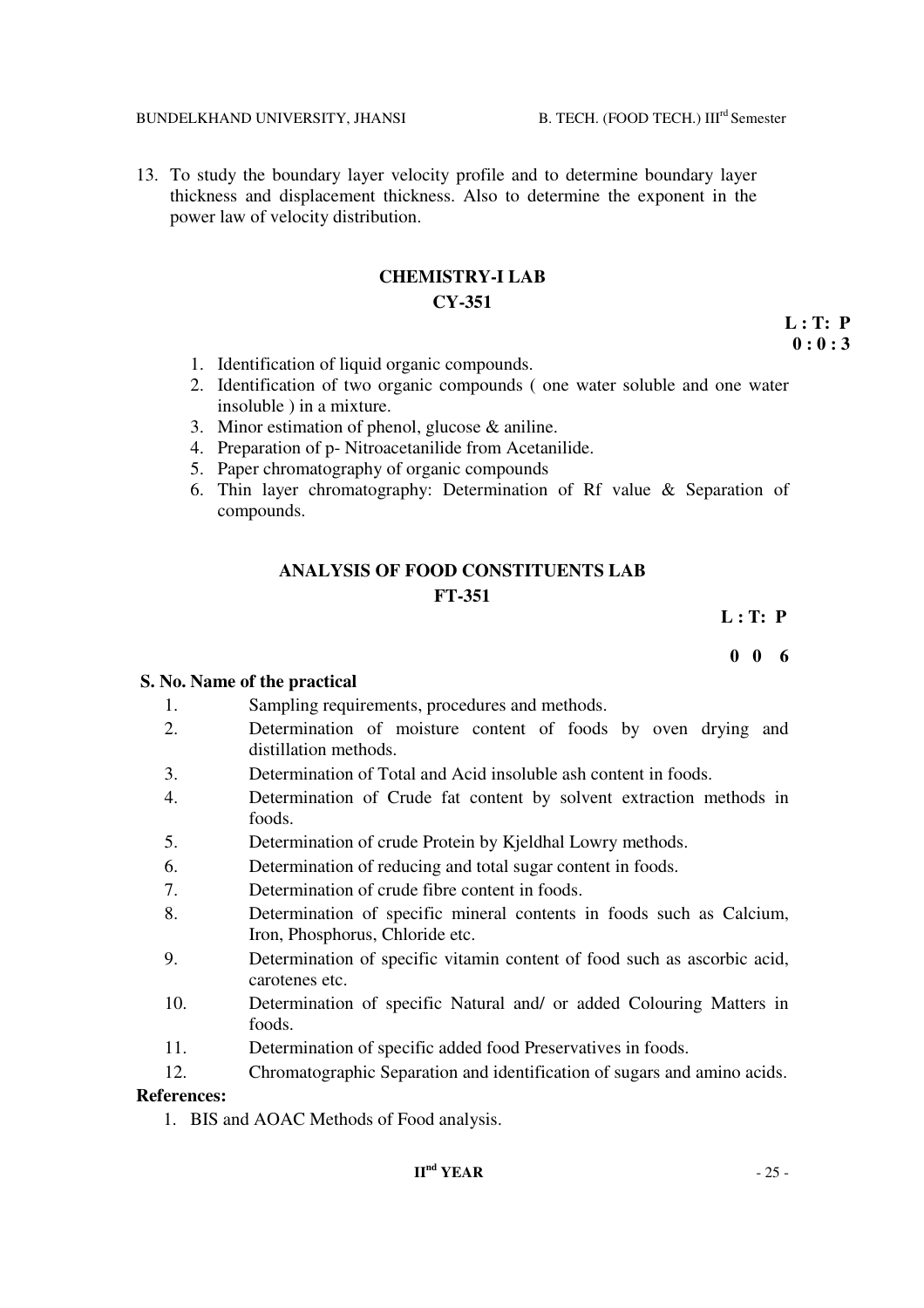13. To study the boundary layer velocity profile and to determine boundary layer thickness and displacement thickness. Also to determine the exponent in the power law of velocity distribution.

## CHEMISTRY-I LAB
## CY-351

**L : T: P**
**0 : 0 : 3**

1. Identification of liquid organic compounds.
2. Identification of two organic compounds ( one water soluble and one water insoluble ) in a mixture.
3. Minor estimation of phenol, glucose & aniline.
4. Preparation of p- Nitroacetanilide from Acetanilide.
5. Paper chromatography of organic compounds
6. Thin layer chromatography: Determination of Rf value & Separation of compounds.

## ANALYSIS OF FOOD CONSTITUENTS LAB
## FT-351

**L : T: P**

**0 0 6**

**S. No. Name of the practical**

1. Sampling requirements, procedures and methods.
2. Determination of moisture content of foods by oven drying and distillation methods.
3. Determination of Total and Acid insoluble ash content in foods.
4. Determination of Crude fat content by solvent extraction methods in foods.
5. Determination of crude Protein by Kjeldhal Lowry methods.
6. Determination of reducing and total sugar content in foods.
7. Determination of crude fibre content in foods.
8. Determination of specific mineral contents in foods such as Calcium, Iron, Phosphorus, Chloride etc.
9. Determination of specific vitamin content of food such as ascorbic acid, carotenes etc.
10. Determination of specific Natural and/ or added Colouring Matters in foods.
11. Determination of specific added food Preservatives in foods.
12. Chromatographic Separation and identification of sugars and amino acids.

**References:**

1. BIS and AOAC Methods of Food analysis.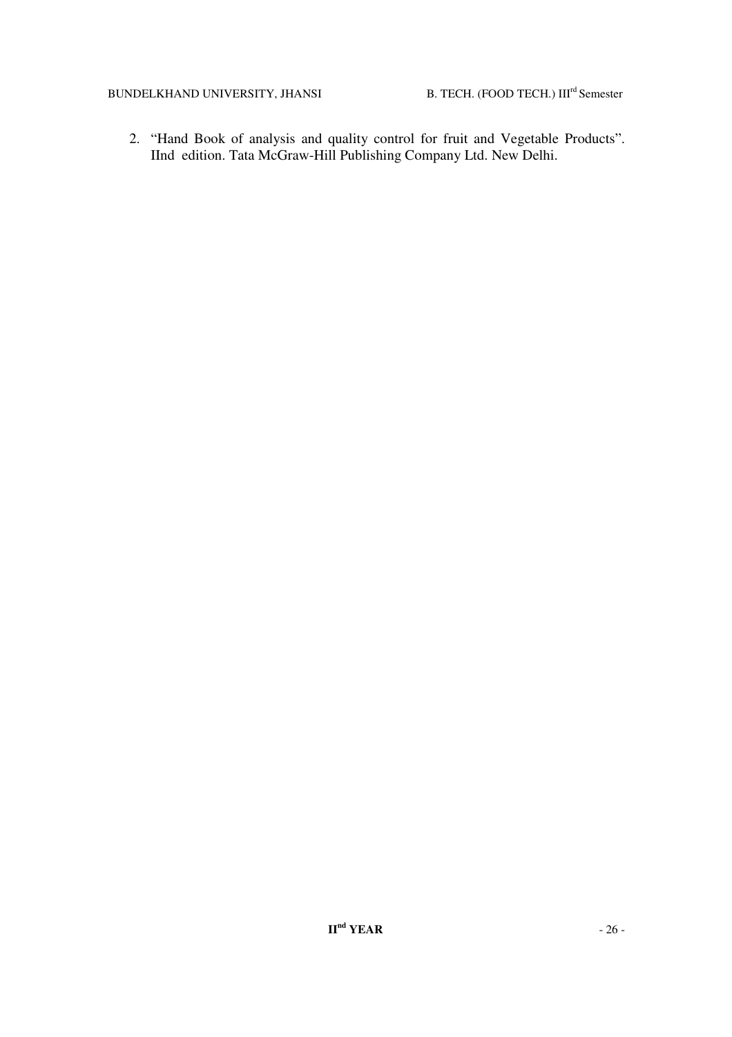2. "Hand Book of analysis and quality control for fruit and Vegetable Products". IInd edition. Tata McGraw-Hill Publishing Company Ltd. New Delhi.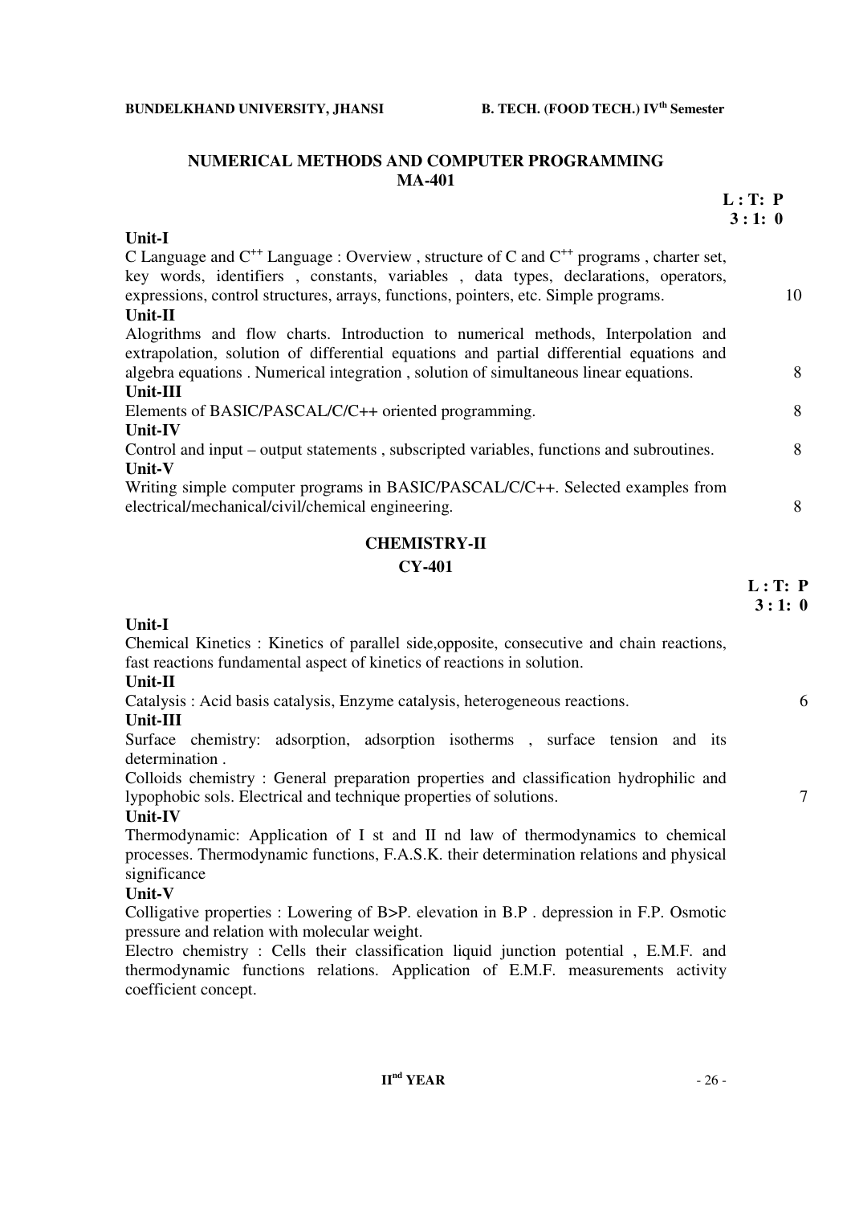## NUMERICAL METHODS AND COMPUTER PROGRAMMING
## MA-401

**L : T: P**
**3 : 1: 0**

**Unit-I**

C Language and $C^{++}$ Language : Overview , structure of C and $C^{++}$ programs , charter set, key words, identifiers , constants, variables , data types, declarations, operators, expressions, control structures, arrays, functions, pointers, etc. Simple programs. 10

**Unit-II**

Alogrithms and flow charts. Introduction to numerical methods, Interpolation and extrapolation, solution of differential equations and partial differential equations and algebra equations . Numerical integration , solution of simultaneous linear equations. 8

**Unit-III**

Elements of BASIC/PASCAL/C/C++ oriented programming. 8

**Unit-IV**

Control and input – output statements , subscripted variables, functions and subroutines. 8

**Unit-V**

Writing simple computer programs in BASIC/PASCAL/C/C++. Selected examples from electrical/mechanical/civil/chemical engineering. 8

## CHEMISTRY-II
## CY-401

**L : T: P**
**3 : 1: 0**

**Unit-I**

Chemical Kinetics : Kinetics of parallel side,opposite, consecutive and chain reactions, fast reactions fundamental aspect of kinetics of reactions in solution.

**Unit-II**

Catalysis : Acid basis catalysis, Enzyme catalysis, heterogeneous reactions. 6

**Unit-III**

Surface chemistry: adsorption, adsorption isotherms , surface tension and its determination .

Colloids chemistry : General preparation properties and classification hydrophilic and lypophobic sols. Electrical and technique properties of solutions. 7

**Unit-IV**

Thermodynamic: Application of I st and II nd law of thermodynamics to chemical processes. Thermodynamic functions, F.A.S.K. their determination relations and physical significance

**Unit-V**

Colligative properties : Lowering of B>P. elevation in B.P . depression in F.P. Osmotic pressure and relation with molecular weight.

Electro chemistry : Cells their classification liquid junction potential , E.M.F. and thermodynamic functions relations. Application of E.M.F. measurements activity coefficient concept.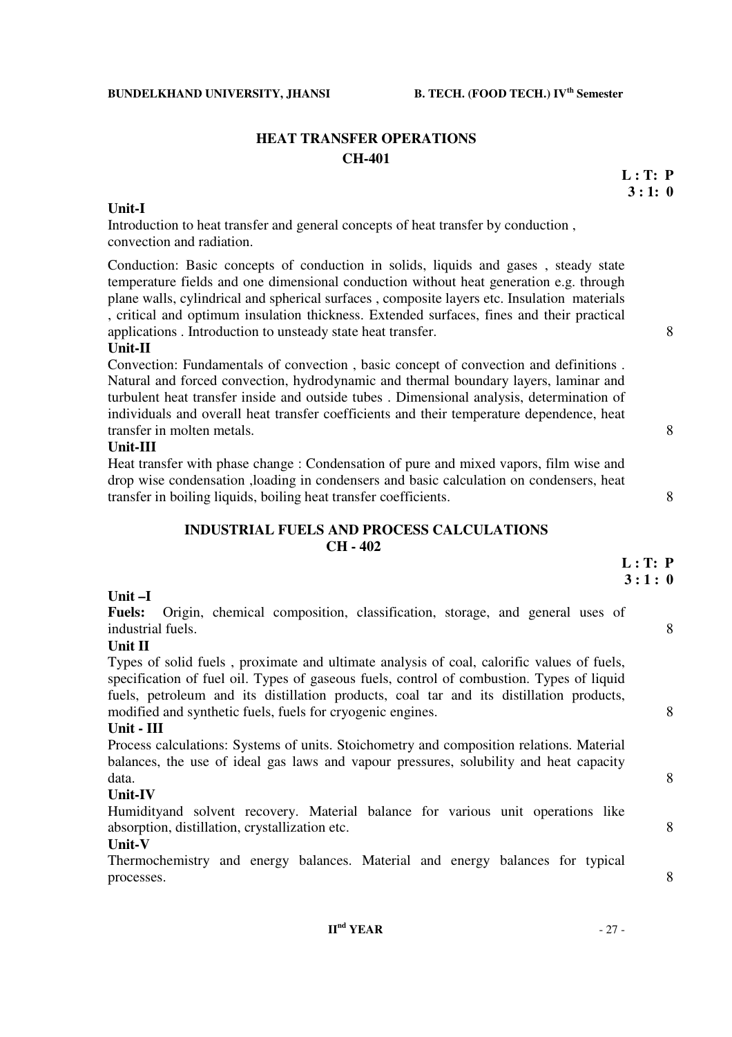## HEAT TRANSFER OPERATIONS

## CH-401

**L : T: P**
**3 : 1: 0**

**Unit-I**

Introduction to heat transfer and general concepts of heat transfer by conduction , convection and radiation.

Conduction: Basic concepts of conduction in solids, liquids and gases , steady state temperature fields and one dimensional conduction without heat generation e.g. through plane walls, cylindrical and spherical surfaces , composite layers etc. Insulation materials , critical and optimum insulation thickness. Extended surfaces, fines and their practical applications . Introduction to unsteady state heat transfer. 8

**Unit-II**

Convection: Fundamentals of convection , basic concept of convection and definitions . Natural and forced convection, hydrodynamic and thermal boundary layers, laminar and turbulent heat transfer inside and outside tubes . Dimensional analysis, determination of individuals and overall heat transfer coefficients and their temperature dependence, heat transfer in molten metals. 8

**Unit-III**

Heat transfer with phase change : Condensation of pure and mixed vapors, film wise and drop wise condensation ,loading in condensers and basic calculation on condensers, heat transfer in boiling liquids, boiling heat transfer coefficients. 8

## INDUSTRIAL FUELS AND PROCESS CALCULATIONS

## CH - 402

**L : T: P**
**3 : 1 : 0**

**Unit –I**

**Fuels:** Origin, chemical composition, classification, storage, and general uses of industrial fuels. 8

**Unit II**

Types of solid fuels , proximate and ultimate analysis of coal, calorific values of fuels, specification of fuel oil. Types of gaseous fuels, control of combustion. Types of liquid fuels, petroleum and its distillation products, coal tar and its distillation products, modified and synthetic fuels, fuels for cryogenic engines. 8

**Unit - III**

Process calculations: Systems of units. Stoichometry and composition relations. Material balances, the use of ideal gas laws and vapour pressures, solubility and heat capacity data. 8

**Unit-IV**

Humidityand solvent recovery. Material balance for various unit operations like absorption, distillation, crystallization etc. 8

**Unit-V**

Thermochemistry and energy balances. Material and energy balances for typical processes. 8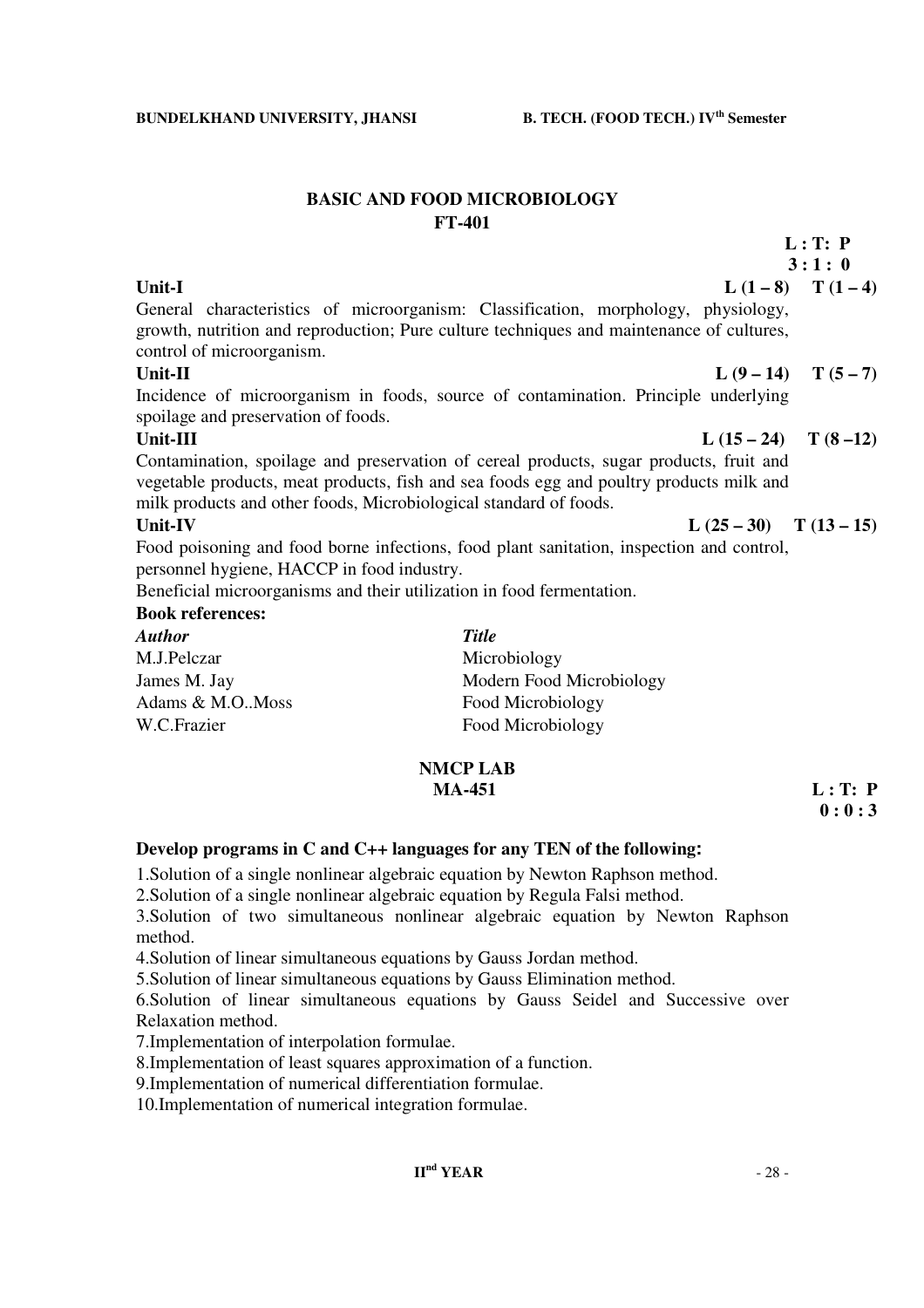## BASIC AND FOOD MICROBIOLOGY
## FT-401

**L : T: P**
**3 : 1 : 0**

**Unit-I** **L (1 – 8) T (1 – 4)**

General characteristics of microorganism: Classification, morphology, physiology, growth, nutrition and reproduction; Pure culture techniques and maintenance of cultures, control of microorganism.

**Unit-II** **L (9 – 14) T (5 – 7)**

Incidence of microorganism in foods, source of contamination. Principle underlying spoilage and preservation of foods.

**Unit-III** **L (15 – 24) T (8 –12)**

Contamination, spoilage and preservation of cereal products, sugar products, fruit and vegetable products, meat products, fish and sea foods egg and poultry products milk and milk products and other foods, Microbiological standard of foods.

**Unit-IV** **L (25 – 30) T (13 – 15)**

Food poisoning and food borne infections, food plant sanitation, inspection and control, personnel hygiene, HACCP in food industry.

Beneficial microorganisms and their utilization in food fermentation.

**Book references:**

| ***Author*** | ***Title*** |
|---|---|
| M.J.Pelczar | Microbiology |
| James M. Jay | Modern Food Microbiology |
| Adams & M.O..Moss | Food Microbiology |
| W.C.Frazier | Food Microbiology |

## NMCP LAB
## MA-451

**L : T: P**
**0 : 0 : 3**

**Develop programs in C and C++ languages for any TEN of the following:**

1.Solution of a single nonlinear algebraic equation by Newton Raphson method.
2.Solution of a single nonlinear algebraic equation by Regula Falsi method.
3.Solution of two simultaneous nonlinear algebraic equation by Newton Raphson method.
4.Solution of linear simultaneous equations by Gauss Jordan method.
5.Solution of linear simultaneous equations by Gauss Elimination method.
6.Solution of linear simultaneous equations by Gauss Seidel and Successive over Relaxation method.
7.Implementation of interpolation formulae.
8.Implementation of least squares approximation of a function.
9.Implementation of numerical differentiation formulae.
10.Implementation of numerical integration formulae.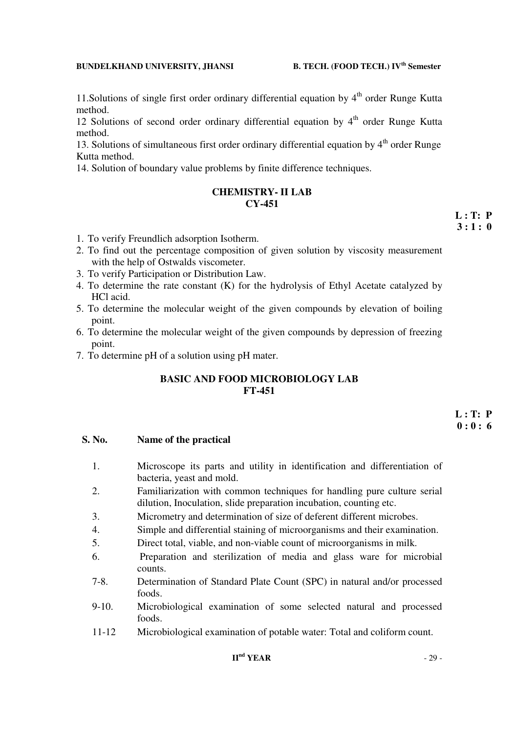11. Solutions of single first order ordinary differential equation by $4^{th}$ order Runge Kutta method.

12 Solutions of second order ordinary differential equation by $4^{th}$ order Runge Kutta method.

13. Solutions of simultaneous first order ordinary differential equation by $4^{th}$ order Runge Kutta method.

14. Solution of boundary value problems by finite difference techniques.

## CHEMISTRY- II LAB
## CY-451

**L : T: P**
**3 : 1 : 0**

1. To verify Freundlich adsorption Isotherm.
2. To find out the percentage composition of given solution by viscosity measurement with the help of Ostwalds viscometer.
3. To verify Participation or Distribution Law.
4. To determine the rate constant (K) for the hydrolysis of Ethyl Acetate catalyzed by HCl acid.
5. To determine the molecular weight of the given compounds by elevation of boiling point.
6. To determine the molecular weight of the given compounds by depression of freezing point.
7. To determine pH of a solution using pH mater.

## BASIC AND FOOD MICROBIOLOGY LAB
## FT-451

**L : T: P**
**0 : 0 : 6**

| S. No. | Name of the practical |
|---|---|
| 1. | Microscope its parts and utility in identification and differentiation of bacteria, yeast and mold. |
| 2. | Familiarization with common techniques for handling pure culture serial dilution, Inoculation, slide preparation incubation, counting etc. |
| 3. | Micrometry and determination of size of deferent different microbes. |
| 4. | Simple and differential staining of microorganisms and their examination. |
| 5. | Direct total, viable, and non-viable count of microorganisms in milk. |
| 6. | Preparation and sterilization of media and glass ware for microbial counts. |
| 7-8. | Determination of Standard Plate Count (SPC) in natural and/or processed foods. |
| 9-10. | Microbiological examination of some selected natural and processed foods. |
| 11-12 | Microbiological examination of potable water: Total and coliform count. |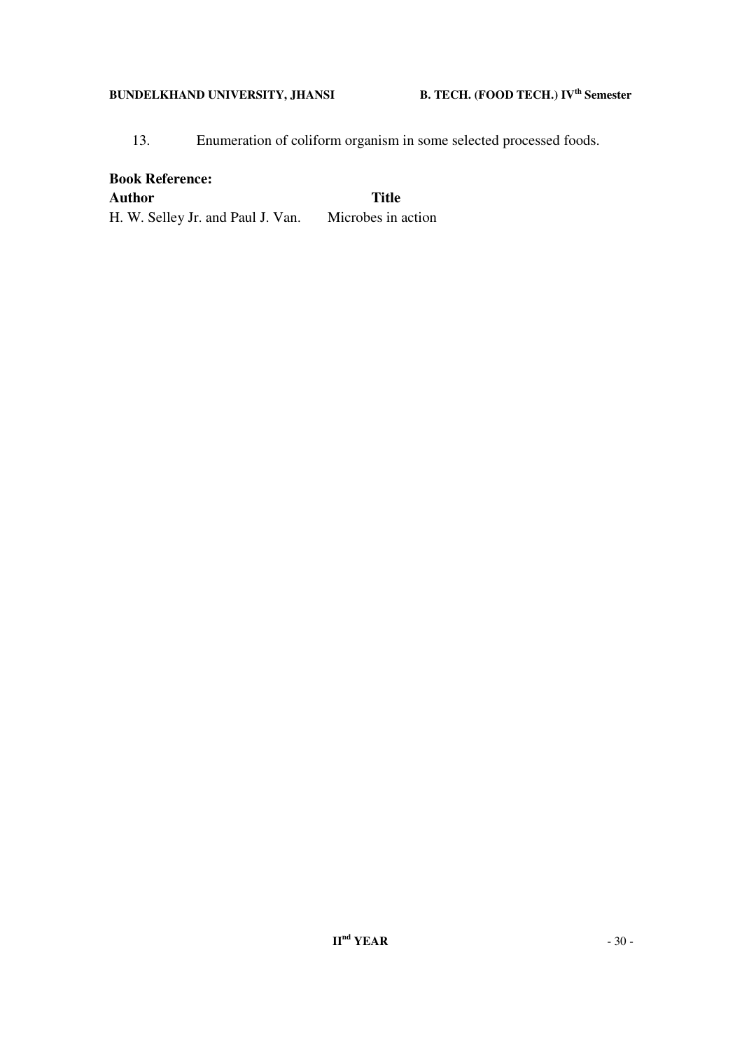13. Enumeration of coliform organism in some selected processed foods.

**Book Reference:**

| **Author** | **Title** |
|---|---|
| H. W. Selley Jr. and Paul J. Van. | Microbes in action |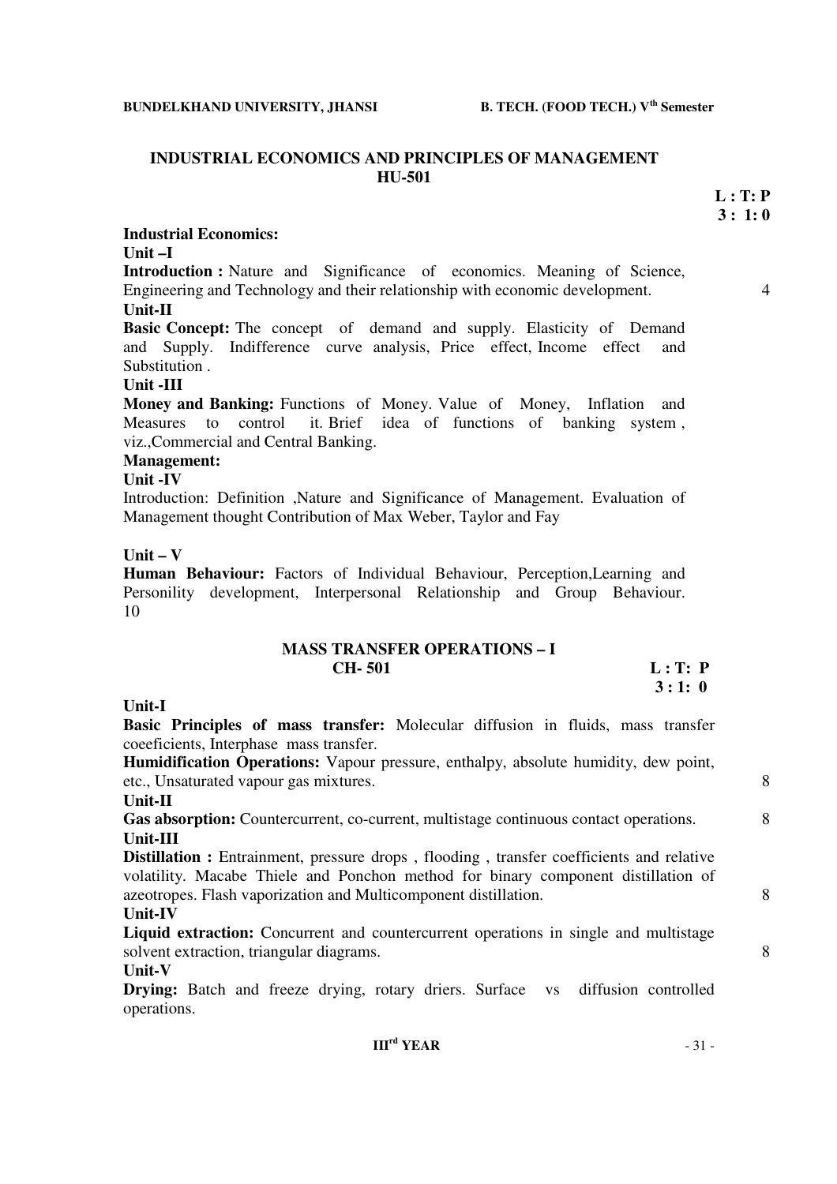## INDUSTRIAL ECONOMICS AND PRINCIPLES OF MANAGEMENT
## HU-501

**L : T: P**
**3 : 1: 0**

**Industrial Economics:**

**Unit –I**

**Introduction :** Nature and Significance of economics. Meaning of Science, Engineering and Technology and their relationship with economic development. 4

**Unit-II**

**Basic Concept:** The concept of demand and supply. Elasticity of Demand and Supply. Indifference curve analysis, Price effect, Income effect and Substitution .

**Unit -III**

**Money and Banking:** Functions of Money. Value of Money, Inflation and Measures to control it. Brief idea of functions of banking system , viz.,Commercial and Central Banking.

**Management:**

**Unit -IV**

Introduction: Definition ,Nature and Significance of Management. Evaluation of Management thought Contribution of Max Weber, Taylor and Fay

**Unit – V**

**Human Behaviour:** Factors of Individual Behaviour, Perception,Learning and Personility development, Interpersonal Relationship and Group Behaviour. 10

## MASS TRANSFER OPERATIONS – I
## CH- 501

**L : T: P**
**3 : 1: 0**

**Unit-I**

**Basic Principles of mass transfer:** Molecular diffusion in fluids, mass transfer coeeficients, Interphase mass transfer.

**Humidification Operations:** Vapour pressure, enthalpy, absolute humidity, dew point, etc., Unsaturated vapour gas mixtures. 8

**Unit-II**

**Gas absorption:** Countercurrent, co-current, multistage continuous contact operations. 8

**Unit-III**

**Distillation :** Entrainment, pressure drops , flooding , transfer coefficients and relative volatility. Macabe Thiele and Ponchon method for binary component distillation of azeotropes. Flash vaporization and Multicomponent distillation. 8

**Unit-IV**

**Liquid extraction:** Concurrent and countercurrent operations in single and multistage solvent extraction, triangular diagrams. 8

**Unit-V**

**Drying:** Batch and freeze drying, rotary driers. Surface vs diffusion controlled operations.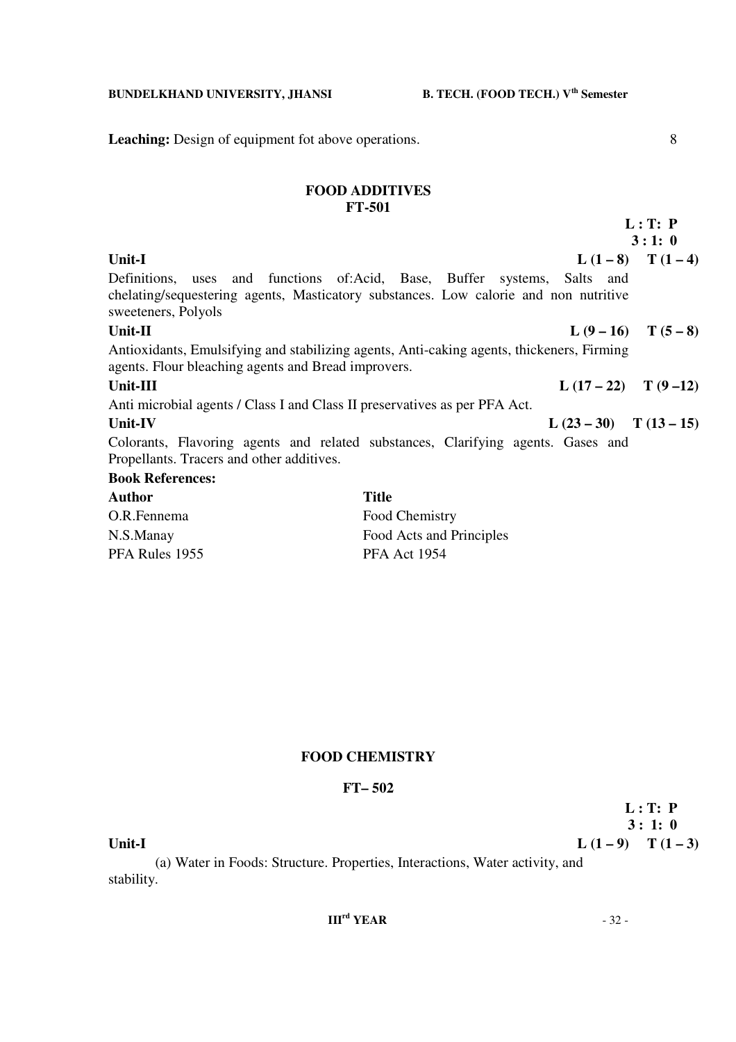**Leaching:** Design of equipment fot above operations. 8

## FOOD ADDITIVES
## FT-501

**L : T: P**
**3 : 1: 0**

**Unit-I** **L (1 – 8) T (1 – 4)**

Definitions, uses and functions of:Acid, Base, Buffer systems, Salts and chelating/sequestering agents, Masticatory substances. Low calorie and non nutritive sweeteners, Polyols

**Unit-II** **L (9 – 16) T (5 – 8)**

Antioxidants, Emulsifying and stabilizing agents, Anti-caking agents, thickeners, Firming agents. Flour bleaching agents and Bread improvers.

**Unit-III** **L (17 – 22) T (9 –12)**

Anti microbial agents / Class I and Class II preservatives as per PFA Act.

**Unit-IV** **L (23 – 30) T (13 – 15)**

Colorants, Flavoring agents and related substances, Clarifying agents. Gases and Propellants. Tracers and other additives.

**Book References:**

| **Author** | **Title** |
| --- | --- |
| O.R.Fennema | Food Chemistry |
| N.S.Manay | Food Acts and Principles |
| PFA Rules 1955 | PFA Act 1954 |

## FOOD CHEMISTRY

## FT– 502

**L : T: P**
**3 : 1: 0**

**Unit-I** **L (1 – 9) T (1 – 3)**

(a) Water in Foods: Structure. Properties, Interactions, Water activity, and stability.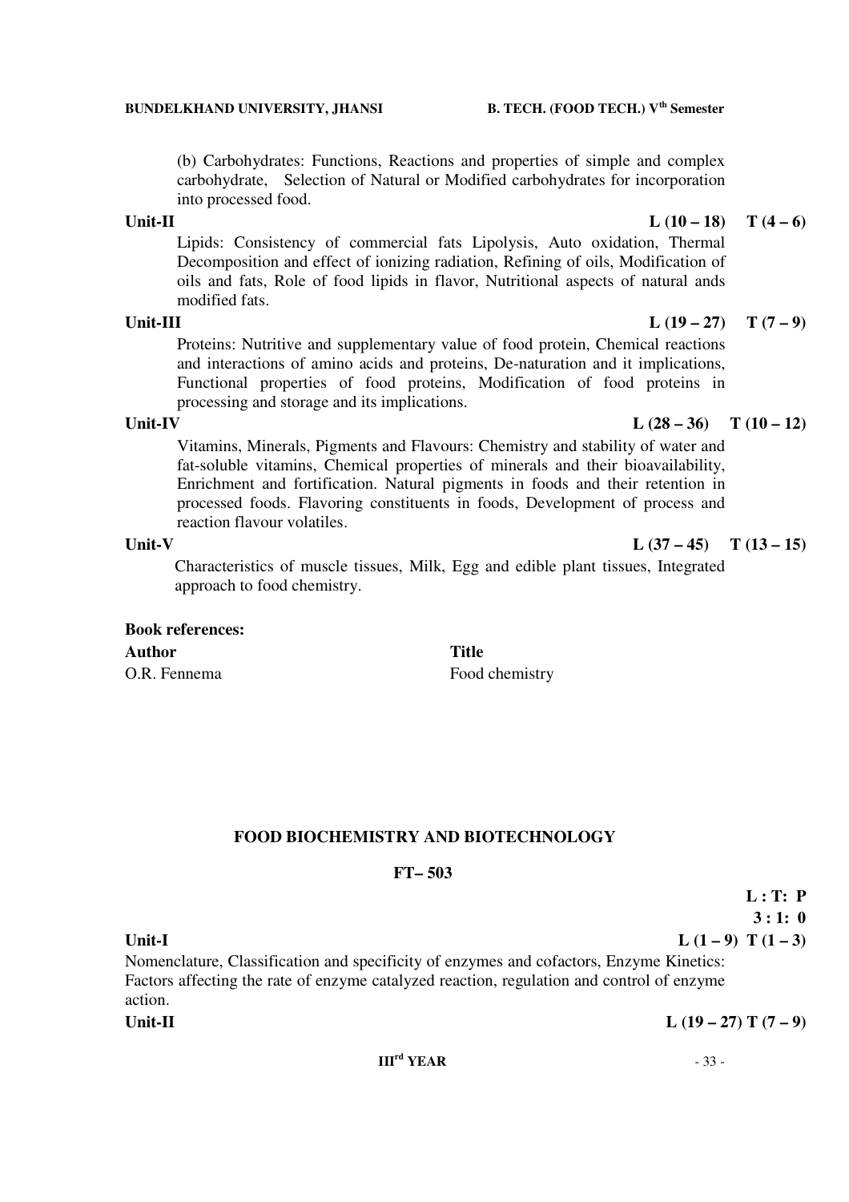(b) Carbohydrates: Functions, Reactions and properties of simple and complex carbohydrate, Selection of Natural or Modified carbohydrates for incorporation into processed food.

**Unit-II** **L (10 – 18) T (4 – 6)**

Lipids: Consistency of commercial fats Lipolysis, Auto oxidation, Thermal Decomposition and effect of ionizing radiation, Refining of oils, Modification of oils and fats, Role of food lipids in flavor, Nutritional aspects of natural ands modified fats.

**Unit-III** **L (19 – 27) T (7 – 9)**

Proteins: Nutritive and supplementary value of food protein, Chemical reactions and interactions of amino acids and proteins, De-naturation and it implications, Functional properties of food proteins, Modification of food proteins in processing and storage and its implications.

**Unit-IV** **L (28 – 36) T (10 – 12)**

Vitamins, Minerals, Pigments and Flavours: Chemistry and stability of water and fat-soluble vitamins, Chemical properties of minerals and their bioavailability, Enrichment and fortification. Natural pigments in foods and their retention in processed foods. Flavoring constituents in foods, Development of process and reaction flavour volatiles.

**Unit-V** **L (37 – 45) T (13 – 15)**

Characteristics of muscle tissues, Milk, Egg and edible plant tissues, Integrated approach to food chemistry.

**Book references:**

| **Author** | **Title** |
|---|---|
| O.R. Fennema | Food chemistry |

## FOOD BIOCHEMISTRY AND BIOTECHNOLOGY

### FT– 503

**L : T: P**
**3 : 1: 0**

**Unit-I** **L (1 – 9) T (1 – 3)**

Nomenclature, Classification and specificity of enzymes and cofactors, Enzyme Kinetics: Factors affecting the rate of enzyme catalyzed reaction, regulation and control of enzyme action.

**Unit-II** **L (19 – 27) T (7 – 9)**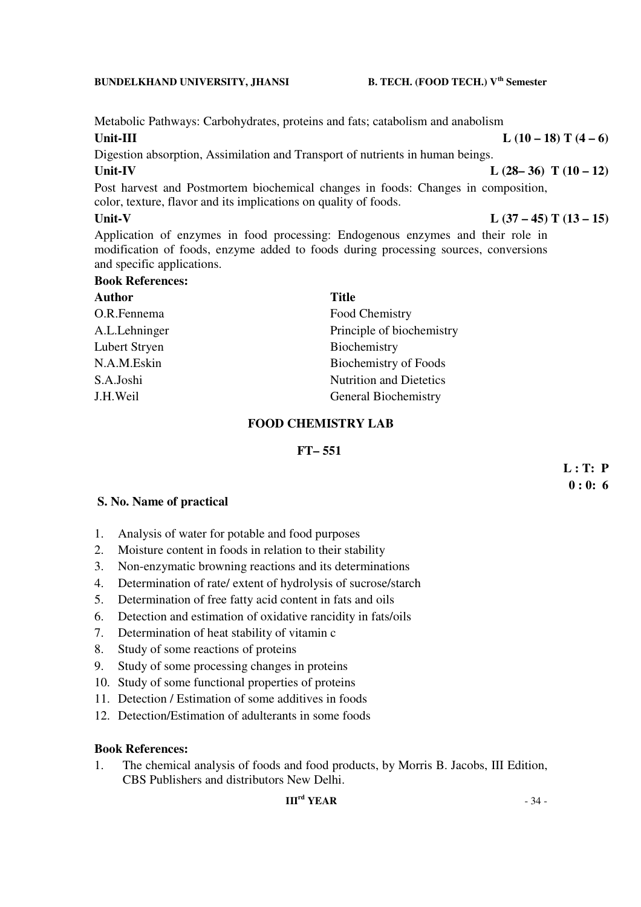Metabolic Pathways: Carbohydrates, proteins and fats; catabolism and anabolism

**Unit-III** **L (10 – 18) T (4 – 6)**

Digestion absorption, Assimilation and Transport of nutrients in human beings.

**Unit-IV** **L (28– 36) T (10 – 12)**

Post harvest and Postmortem biochemical changes in foods: Changes in composition, color, texture, flavor and its implications on quality of foods.

**Unit-V** **L (37 – 45) T (13 – 15)**

Application of enzymes in food processing: Endogenous enzymes and their role in modification of foods, enzyme added to foods during processing sources, conversions and specific applications.

**Book References:**

| **Author** | **Title** |
|---|---|
| O.R.Fennema | Food Chemistry |
| A.L.Lehninger | Principle of biochemistry |
| Lubert Stryen | Biochemistry |
| N.A.M.Eskin | Biochemistry of Foods |
| S.A.Joshi | Nutrition and Dietetics |
| J.H.Weil | General Biochemistry |

## FOOD CHEMISTRY LAB

### FT– 551

**L : T: P**
**0 : 0: 6**

**S. No. Name of practical**

1. Analysis of water for potable and food purposes
2. Moisture content in foods in relation to their stability
3. Non-enzymatic browning reactions and its determinations
4. Determination of rate/ extent of hydrolysis of sucrose/starch
5. Determination of free fatty acid content in fats and oils
6. Detection and estimation of oxidative rancidity in fats/oils
7. Determination of heat stability of vitamin c
8. Study of some reactions of proteins
9. Study of some processing changes in proteins
10. Study of some functional properties of proteins
11. Detection / Estimation of some additives in foods
12. Detection/Estimation of adulterants in some foods

**Book References:**

1. The chemical analysis of foods and food products, by Morris B. Jacobs, III Edition, CBS Publishers and distributors New Delhi.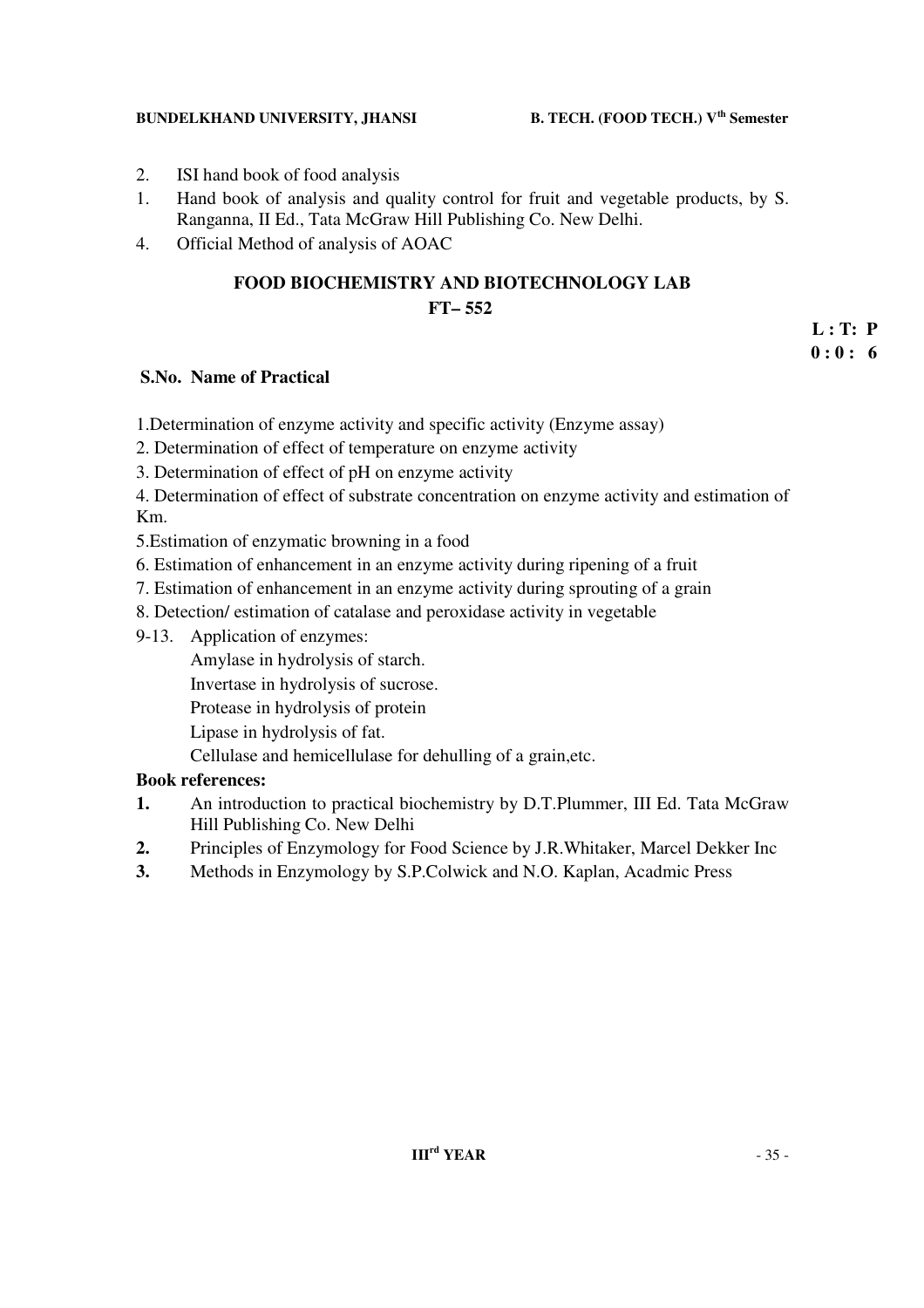2. ISI hand book of food analysis
1. Hand book of analysis and quality control for fruit and vegetable products, by S. Ranganna, II Ed., Tata McGraw Hill Publishing Co. New Delhi.
4. Official Method of analysis of AOAC

## FOOD BIOCHEMISTRY AND BIOTECHNOLOGY LAB

## FT– 552

**L : T: P**
**0 : 0 : 6**

**S.No. Name of Practical**

1.Determination of enzyme activity and specific activity (Enzyme assay)

2. Determination of effect of temperature on enzyme activity

3. Determination of effect of pH on enzyme activity

4. Determination of effect of substrate concentration on enzyme activity and estimation of Km.

5.Estimation of enzymatic browning in a food

6. Estimation of enhancement in an enzyme activity during ripening of a fruit

7. Estimation of enhancement in an enzyme activity during sprouting of a grain

8. Detection/ estimation of catalase and peroxidase activity in vegetable

9-13. Application of enzymes:
   Amylase in hydrolysis of starch.
   Invertase in hydrolysis of sucrose.
   Protease in hydrolysis of protein
   Lipase in hydrolysis of fat.
   Cellulase and hemicellulase for dehulling of a grain,etc.

**Book references:**

**1.** An introduction to practical biochemistry by D.T.Plummer, III Ed. Tata McGraw Hill Publishing Co. New Delhi

**2.** Principles of Enzymology for Food Science by J.R.Whitaker, Marcel Dekker Inc

**3.** Methods in Enzymology by S.P.Colwick and N.O. Kaplan, Acadmic Press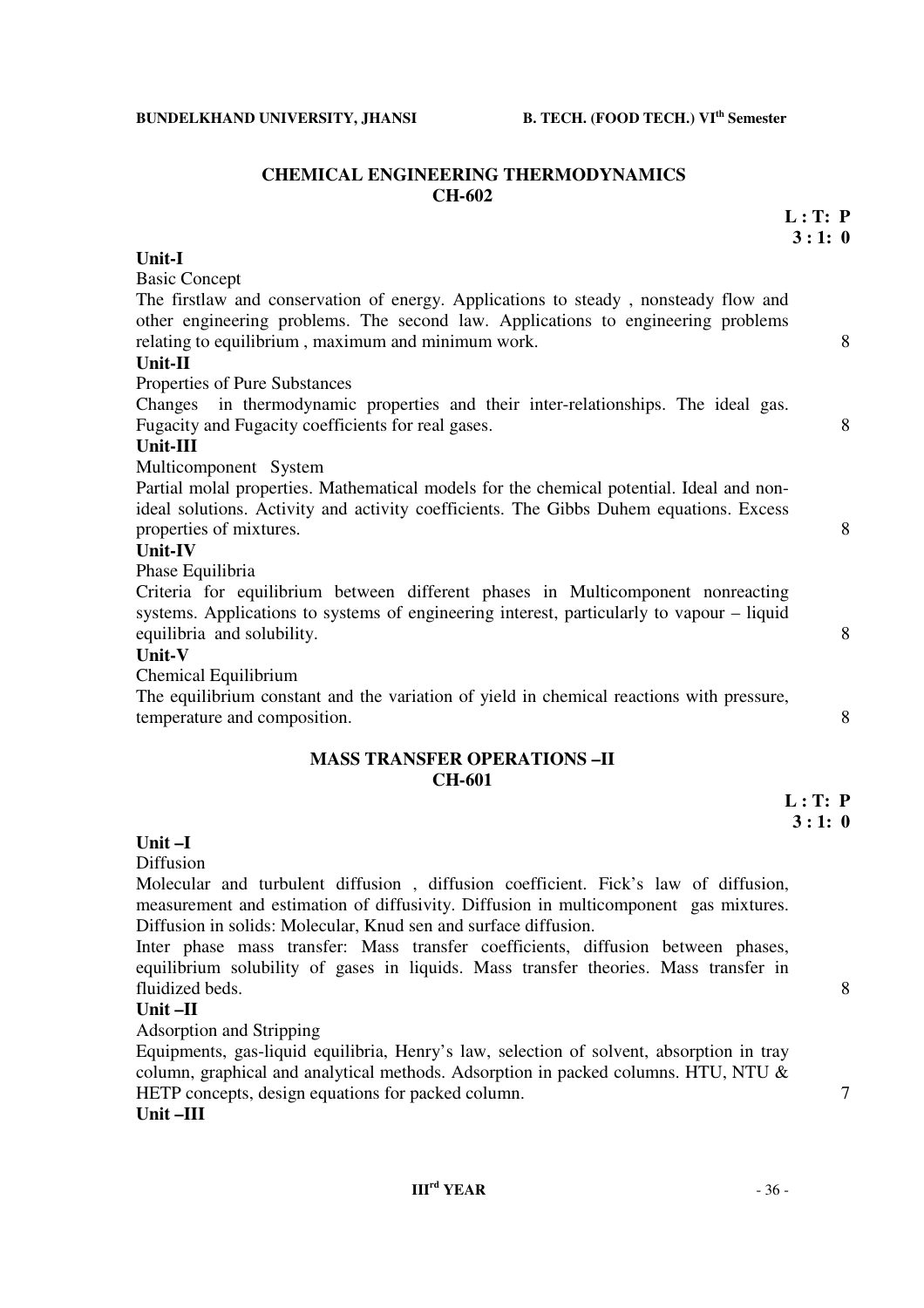## CHEMICAL ENGINEERING THERMODYNAMICS
## CH-602

**L : T: P**
**3 : 1: 0**

**Unit-I**

Basic Concept

The firstlaw and conservation of energy. Applications to steady , nonsteady flow and other engineering problems. The second law. Applications to engineering problems relating to equilibrium , maximum and minimum work. 8

**Unit-II**

Properties of Pure Substances

Changes in thermodynamic properties and their inter-relationships. The ideal gas. Fugacity and Fugacity coefficients for real gases. 8

**Unit-III**

Multicomponent System

Partial molal properties. Mathematical models for the chemical potential. Ideal and non-ideal solutions. Activity and activity coefficients. The Gibbs Duhem equations. Excess properties of mixtures. 8

**Unit-IV**

Phase Equilibria

Criteria for equilibrium between different phases in Multicomponent nonreacting systems. Applications to systems of engineering interest, particularly to vapour – liquid equilibria and solubility. 8

**Unit-V**

Chemical Equilibrium

The equilibrium constant and the variation of yield in chemical reactions with pressure, temperature and composition. 8

## MASS TRANSFER OPERATIONS –II
## CH-601

**L : T: P**
**3 : 1: 0**

**Unit –I**

Diffusion

Molecular and turbulent diffusion , diffusion coefficient. Fick's law of diffusion, measurement and estimation of diffusivity. Diffusion in multicomponent gas mixtures. Diffusion in solids: Molecular, Knud sen and surface diffusion.

Inter phase mass transfer: Mass transfer coefficients, diffusion between phases, equilibrium solubility of gases in liquids. Mass transfer theories. Mass transfer in fluidized beds. 8

**Unit –II**

Adsorption and Stripping

Equipments, gas-liquid equilibria, Henry's law, selection of solvent, absorption in tray column, graphical and analytical methods. Adsorption in packed columns. HTU, NTU & HETP concepts, design equations for packed column. 7

**Unit –III**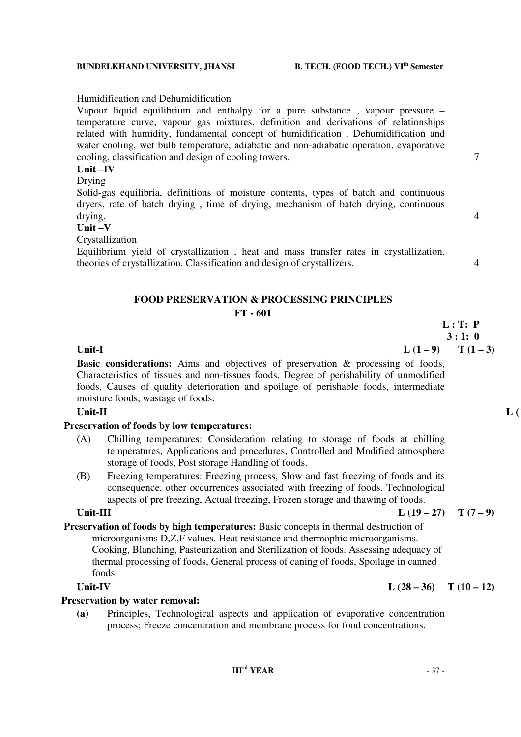Humidification and Dehumidification

Vapour liquid equilibrium and enthalpy for a pure substance , vapour pressure – temperature curve, vapour gas mixtures, definition and derivations of relationships related with humidity, fundamental concept of humidification . Dehumidification and water cooling, wet bulb temperature, adiabatic and non-adiabatic operation, evaporative cooling, classification and design of cooling towers. 7

**Unit –IV**

Drying

Solid-gas equilibria, definitions of moisture contents, types of batch and continuous dryers, rate of batch drying , time of drying, mechanism of batch drying, continuous drying. 4

**Unit –V**

Crystallization

Equilibrium yield of crystallization , heat and mass transfer rates in crystallization, theories of crystallization. Classification and design of crystallizers. 4

## FOOD PRESERVATION & PROCESSING PRINCIPLES

## FT - 601

**L : T: P**
**3 : 1: 0**

**Unit-I** **L (1 – 9) T (1 – 3)**

**Basic considerations:** Aims and objectives of preservation & processing of foods, Characteristics of tissues and non-tissues foods, Degree of perishability of unmodified foods, Causes of quality deterioration and spoilage of perishable foods, intermediate moisture foods, wastage of foods.

**Unit-II** **L (**

**Preservation of foods by low temperatures:**

(A) Chilling temperatures: Consideration relating to storage of foods at chilling temperatures, Applications and procedures, Controlled and Modified atmosphere storage of foods, Post storage Handling of foods.

(B) Freezing temperatures: Freezing process, Slow and fast freezing of foods and its consequence, other occurrences associated with freezing of foods. Technological aspects of pre freezing, Actual freezing, Frozen storage and thawing of foods.

**Unit-III** **L (19 – 27) T (7 – 9)**

**Preservation of foods by high temperatures:** Basic concepts in thermal destruction of microorganisms D,Z,F values. Heat resistance and thermophic microorganisms. Cooking, Blanching, Pasteurization and Sterilization of foods. Assessing adequacy of thermal processing of foods, General process of caning of foods, Spoilage in canned foods.

**Unit-IV** **L (28 – 36) T (10 – 12)**

**Preservation by water removal:**

**(a)** Principles, Technological aspects and application of evaporative concentration process; Freeze concentration and membrane process for food concentrations.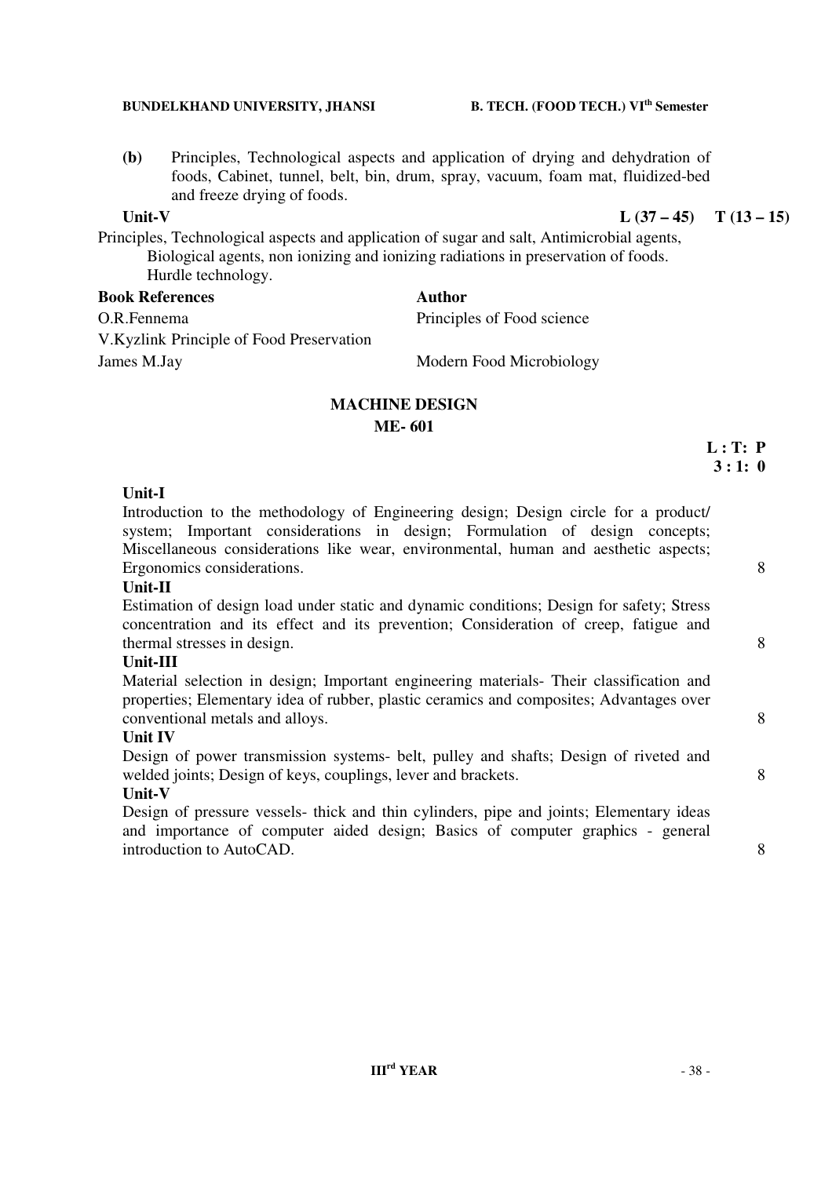**(b)** Principles, Technological aspects and application of drying and dehydration of foods, Cabinet, tunnel, belt, bin, drum, spray, vacuum, foam mat, fluidized-bed and freeze drying of foods.

**Unit-V** **L (37 – 45) T (13 – 15)**

Principles, Technological aspects and application of sugar and salt, Antimicrobial agents, Biological agents, non ionizing and ionizing radiations in preservation of foods. Hurdle technology.

| **Book References** | **Author** |
|---|---|
| O.R.Fennema | Principles of Food science |
| V.Kyzlink Principle of Food Preservation | |
| James M.Jay | Modern Food Microbiology |

## MACHINE DESIGN

## ME- 601

**L : T: P**
**3 : 1: 0**

**Unit-I**

Introduction to the methodology of Engineering design; Design circle for a product/ system; Important considerations in design; Formulation of design concepts; Miscellaneous considerations like wear, environmental, human and aesthetic aspects; Ergonomics considerations. 8

**Unit-II**

Estimation of design load under static and dynamic conditions; Design for safety; Stress concentration and its effect and its prevention; Consideration of creep, fatigue and thermal stresses in design. 8

**Unit-III**

Material selection in design; Important engineering materials- Their classification and properties; Elementary idea of rubber, plastic ceramics and composites; Advantages over conventional metals and alloys. 8

**Unit IV**

Design of power transmission systems- belt, pulley and shafts; Design of riveted and welded joints; Design of keys, couplings, lever and brackets. 8

**Unit-V**

Design of pressure vessels- thick and thin cylinders, pipe and joints; Elementary ideas and importance of computer aided design; Basics of computer graphics - general introduction to AutoCAD. 8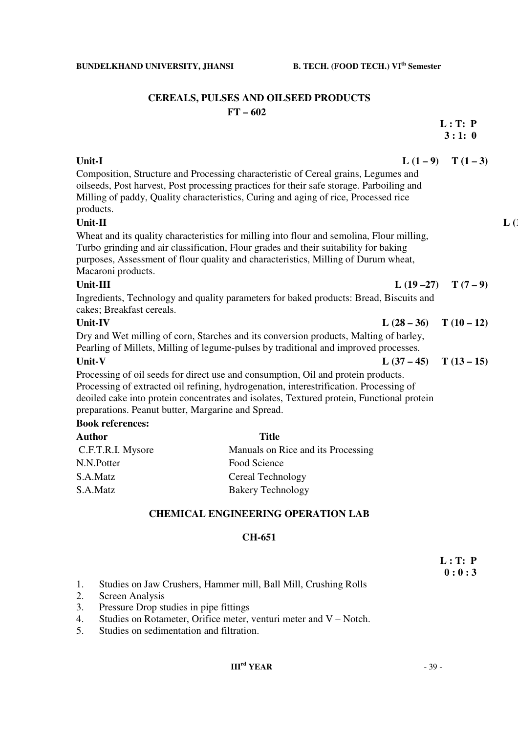## CEREALS, PULSES AND OILSEED PRODUCTS

### FT – 602

**L : T: P**
**3 : 1: 0**

**Unit-I** **L (1 – 9) T (1 – 3)**

Composition, Structure and Processing characteristic of Cereal grains, Legumes and oilseeds, Post harvest, Post processing practices for their safe storage. Parboiling and Milling of paddy, Quality characteristics, Curing and aging of rice, Processed rice products.

**Unit-II** **L (**

Wheat and its quality characteristics for milling into flour and semolina, Flour milling, Turbo grinding and air classification, Flour grades and their suitability for baking purposes, Assessment of flour quality and characteristics, Milling of Durum wheat, Macaroni products.

**Unit-III** **L (19 –27) T (7 – 9)**

Ingredients, Technology and quality parameters for baked products: Bread, Biscuits and cakes; Breakfast cereals.

**Unit-IV** **L (28 – 36) T (10 – 12)**

Dry and Wet milling of corn, Starches and its conversion products, Malting of barley, Pearling of Millets, Milling of legume-pulses by traditional and improved processes.

**Unit-V** **L (37 – 45) T (13 – 15)**

Processing of oil seeds for direct use and consumption, Oil and protein products. Processing of extracted oil refining, hydrogenation, interestrification. Processing of deoiled cake into protein concentrates and isolates, Textured protein, Functional protein preparations. Peanut butter, Margarine and Spread.

**Book references:**

| Author | Title |
|---|---|
| C.F.T.R.I. Mysore | Manuals on Rice and its Processing |
| N.N.Potter | Food Science |
| S.A.Matz | Cereal Technology |
| S.A.Matz | Bakery Technology |

## CHEMICAL ENGINEERING OPERATION LAB

### CH-651

**L : T: P**
**0 : 0 : 3**

1. Studies on Jaw Crushers, Hammer mill, Ball Mill, Crushing Rolls
2. Screen Analysis
3. Pressure Drop studies in pipe fittings
4. Studies on Rotameter, Orifice meter, venturi meter and V – Notch.
5. Studies on sedimentation and filtration.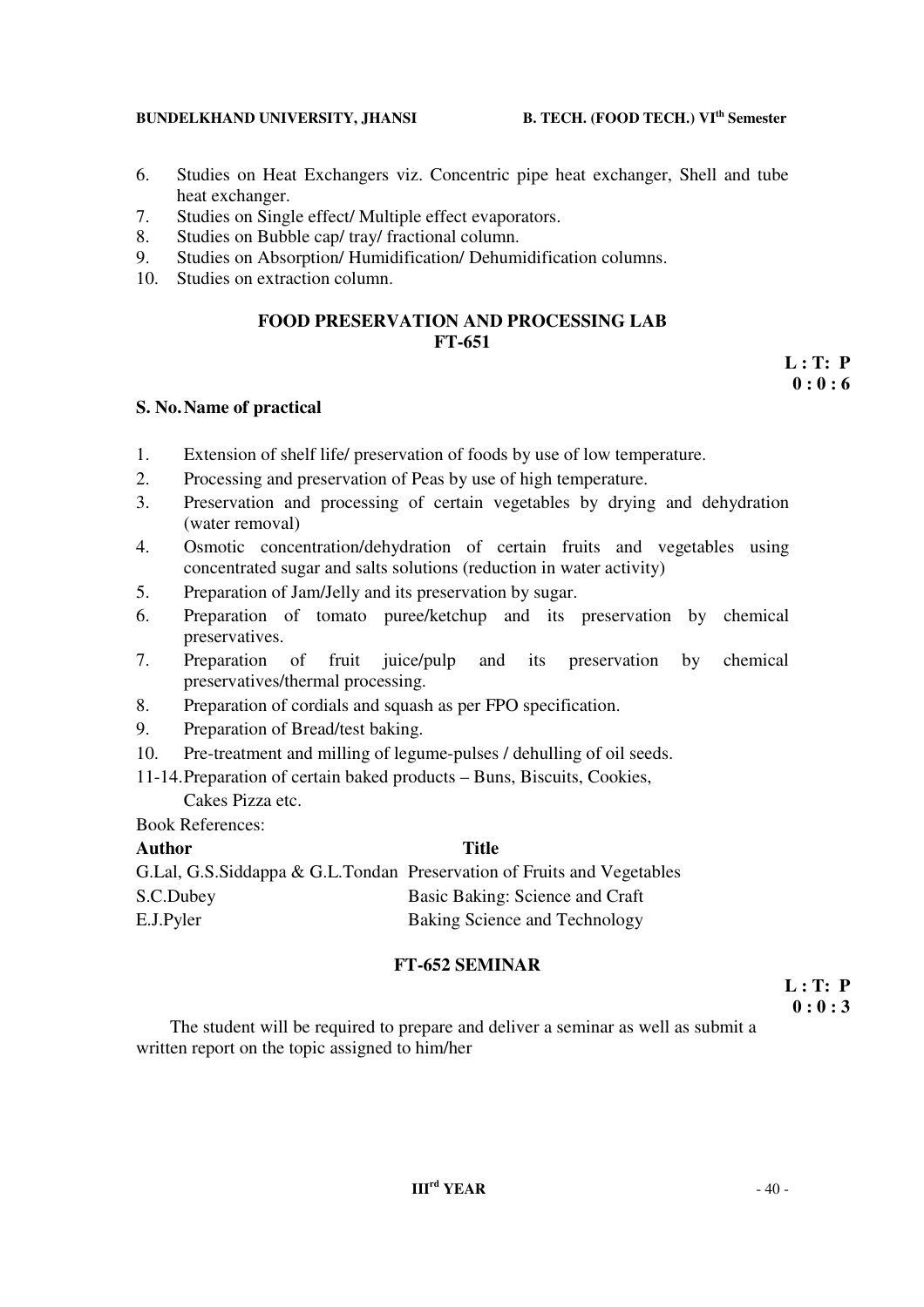6. Studies on Heat Exchangers viz. Concentric pipe heat exchanger, Shell and tube heat exchanger.
7. Studies on Single effect/ Multiple effect evaporators.
8. Studies on Bubble cap/ tray/ fractional column.
9. Studies on Absorption/ Humidification/ Dehumidification columns.
10. Studies on extraction column.

## FOOD PRESERVATION AND PROCESSING LAB
## FT-651

**L : T: P**
**0 : 0 : 6**

**S. No. Name of practical**

1. Extension of shelf life/ preservation of foods by use of low temperature.
2. Processing and preservation of Peas by use of high temperature.
3. Preservation and processing of certain vegetables by drying and dehydration (water removal)
4. Osmotic concentration/dehydration of certain fruits and vegetables using concentrated sugar and salts solutions (reduction in water activity)
5. Preparation of Jam/Jelly and its preservation by sugar.
6. Preparation of tomato puree/ketchup and its preservation by chemical preservatives.
7. Preparation of fruit juice/pulp and its preservation by chemical preservatives/thermal processing.
8. Preparation of cordials and squash as per FPO specification.
9. Preparation of Bread/test baking.
10. Pre-treatment and milling of legume-pulses / dehulling of oil seeds.

11-14. Preparation of certain baked products – Buns, Biscuits, Cookies, Cakes Pizza etc.

Book References:

| **Author** | **Title** |
|---|---|
| G.Lal, G.S.Siddappa & G.L.Tondan | Preservation of Fruits and Vegetables |
| S.C.Dubey | Basic Baking: Science and Craft |
| E.J.Pyler | Baking Science and Technology |

## FT-652 SEMINAR

**L : T: P**
**0 : 0 : 3**

The student will be required to prepare and deliver a seminar as well as submit a written report on the topic assigned to him/her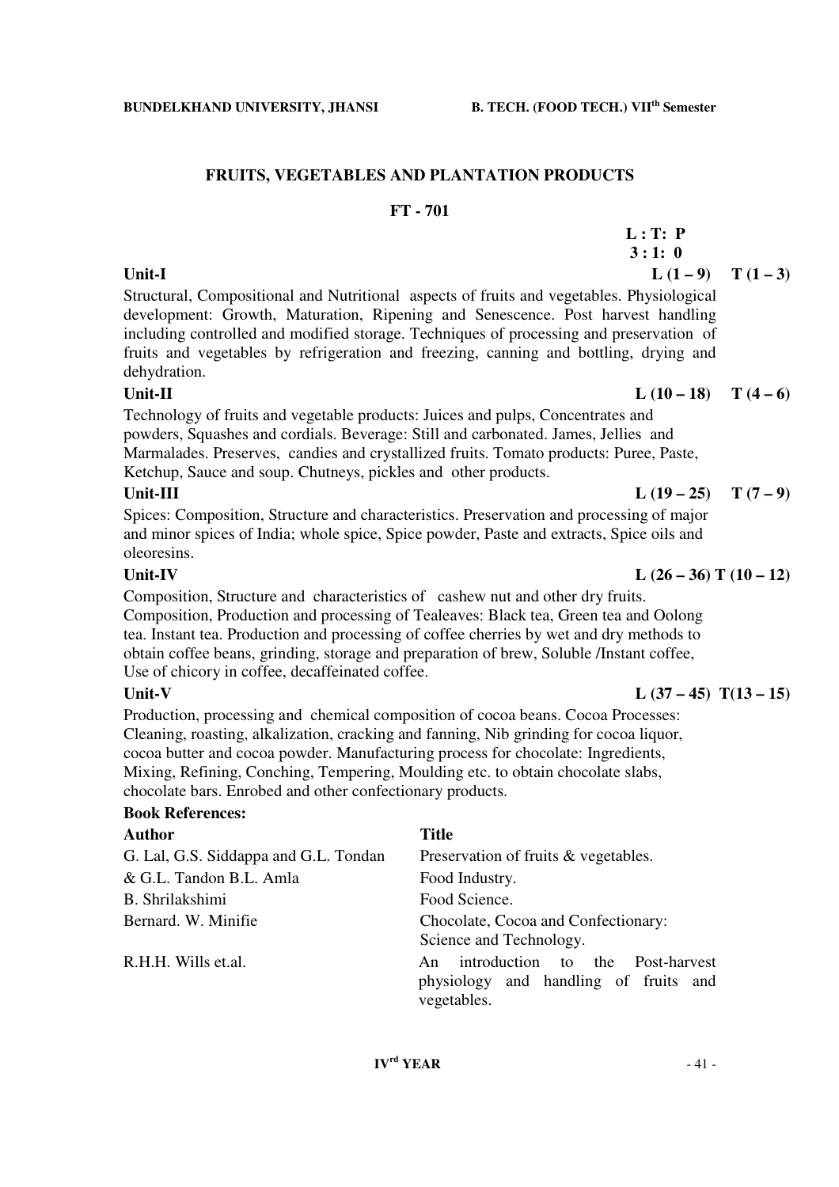## FRUITS, VEGETABLES AND PLANTATION PRODUCTS

### FT - 701

**L : T: P**
**3 : 1: 0**

**Unit-I** **L (1 – 9) T (1 – 3)**

Structural, Compositional and Nutritional aspects of fruits and vegetables. Physiological development: Growth, Maturation, Ripening and Senescence. Post harvest handling including controlled and modified storage. Techniques of processing and preservation of fruits and vegetables by refrigeration and freezing, canning and bottling, drying and dehydration.

**Unit-II** **L (10 – 18) T (4 – 6)**

Technology of fruits and vegetable products: Juices and pulps, Concentrates and powders, Squashes and cordials. Beverage: Still and carbonated. James, Jellies and Marmalades. Preserves, candies and crystallized fruits. Tomato products: Puree, Paste, Ketchup, Sauce and soup. Chutneys, pickles and other products.

**Unit-III** **L (19 – 25) T (7 – 9)**

Spices: Composition, Structure and characteristics. Preservation and processing of major and minor spices of India; whole spice, Spice powder, Paste and extracts, Spice oils and oleoresins.

**Unit-IV** **L (26 – 36) T (10 – 12)**

Composition, Structure and characteristics of cashew nut and other dry fruits. Composition, Production and processing of Tealeaves: Black tea, Green tea and Oolong tea. Instant tea. Production and processing of coffee cherries by wet and dry methods to obtain coffee beans, grinding, storage and preparation of brew, Soluble /Instant coffee, Use of chicory in coffee, decaffeinated coffee.

**Unit-V** **L (37 – 45) T(13 – 15)**

Production, processing and chemical composition of cocoa beans. Cocoa Processes: Cleaning, roasting, alkalization, cracking and fanning, Nib grinding for cocoa liquor, cocoa butter and cocoa powder. Manufacturing process for chocolate: Ingredients, Mixing, Refining, Conching, Tempering, Moulding etc. to obtain chocolate slabs, chocolate bars. Enrobed and other confectionary products.

**Book References:**

| **Author** | **Title** |
|---|---|
| G. Lal, G.S. Siddappa and G.L. Tondan | Preservation of fruits & vegetables. |
| & G.L. Tandon B.L. Amla | Food Industry. |
| B. Shrilakshimi | Food Science. |
| Bernard. W. Minifie | Chocolate, Cocoa and Confectionary: Science and Technology. |
| R.H.H. Wills et.al. | An introduction to the Post-harvest physiology and handling of fruits and vegetables. |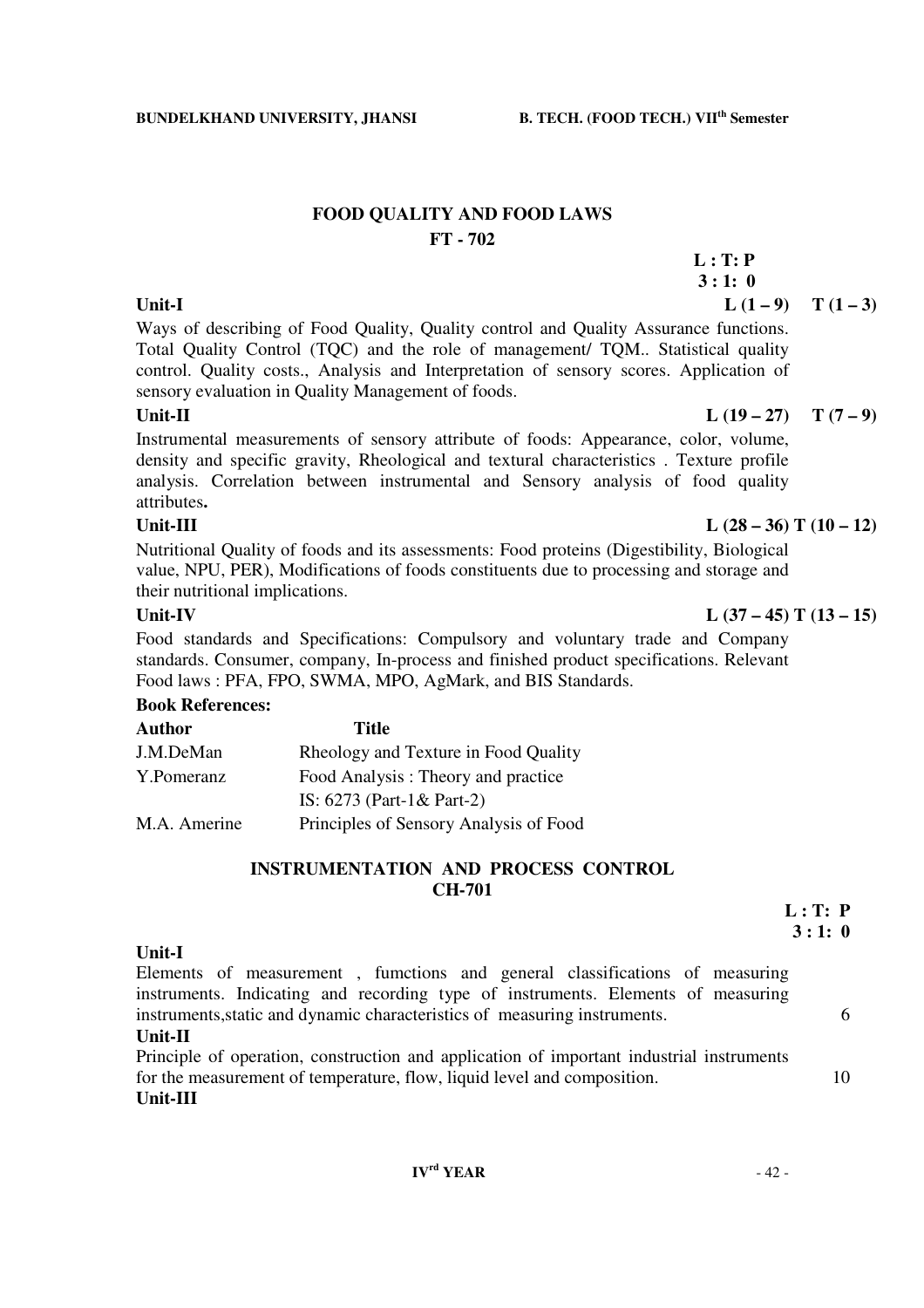## FOOD QUALITY AND FOOD LAWS

### FT - 702

**L : T: P**
**3 : 1: 0**

**Unit-I** **L (1 – 9) T (1 – 3)**

Ways of describing of Food Quality, Quality control and Quality Assurance functions. Total Quality Control (TQC) and the role of management/ TQM.. Statistical quality control. Quality costs., Analysis and Interpretation of sensory scores. Application of sensory evaluation in Quality Management of foods.

**Unit-II** **L (19 – 27) T (7 – 9)**

Instrumental measurements of sensory attribute of foods: Appearance, color, volume, density and specific gravity, Rheological and textural characteristics . Texture profile analysis. Correlation between instrumental and Sensory analysis of food quality attributes**.**

**Unit-III** **L (28 – 36) T (10 – 12)**

Nutritional Quality of foods and its assessments: Food proteins (Digestibility, Biological value, NPU, PER), Modifications of foods constituents due to processing and storage and their nutritional implications.

**Unit-IV** **L (37 – 45) T (13 – 15)**

Food standards and Specifications: Compulsory and voluntary trade and Company standards. Consumer, company, In-process and finished product specifications. Relevant Food laws : PFA, FPO, SWMA, MPO, AgMark, and BIS Standards.

**Book References:**

| **Author** | **Title** |
|---|---|
| J.M.DeMan | Rheology and Texture in Food Quality |
| Y.Pomeranz | Food Analysis : Theory and practice |
| | IS: 6273 (Part-1& Part-2) |
| M.A. Amerine | Principles of Sensory Analysis of Food |

## INSTRUMENTATION AND PROCESS CONTROL

### CH-701

**L : T: P**
**3 : 1: 0**

**Unit-I**

Elements of measurement , fumctions and general classifications of measuring instruments. Indicating and recording type of instruments. Elements of measuring instruments,static and dynamic characteristics of measuring instruments. 6

**Unit-II**

Principle of operation, construction and application of important industrial instruments for the measurement of temperature, flow, liquid level and composition. 10

**Unit-III**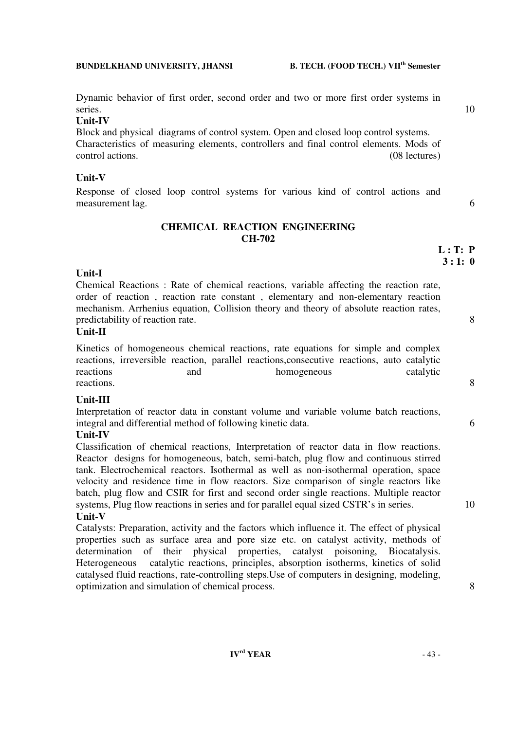Dynamic behavior of first order, second order and two or more first order systems in series. 10

**Unit-IV**

Block and physical diagrams of control system. Open and closed loop control systems. Characteristics of measuring elements, controllers and final control elements. Mods of control actions. (08 lectures)

**Unit-V**

Response of closed loop control systems for various kind of control actions and measurement lag. 6

## CHEMICAL REACTION ENGINEERING
## CH-702

**L : T: P**
**3 : 1: 0**

**Unit-I**

Chemical Reactions : Rate of chemical reactions, variable affecting the reaction rate, order of reaction , reaction rate constant , elementary and non-elementary reaction mechanism. Arrhenius equation, Collision theory and theory of absolute reaction rates, predictability of reaction rate. 8

**Unit-II**

Kinetics of homogeneous chemical reactions, rate equations for simple and complex reactions, irreversible reaction, parallel reactions,consecutive reactions, auto catalytic reactions and homogeneous catalytic reactions. 8

**Unit-III**

Interpretation of reactor data in constant volume and variable volume batch reactions, integral and differential method of following kinetic data. 6

**Unit-IV**

Classification of chemical reactions, Interpretation of reactor data in flow reactions. Reactor designs for homogeneous, batch, semi-batch, plug flow and continuous stirred tank. Electrochemical reactors. Isothermal as well as non-isothermal operation, space velocity and residence time in flow reactors. Size comparison of single reactors like batch, plug flow and CSIR for first and second order single reactions. Multiple reactor systems, Plug flow reactions in series and for parallel equal sized CSTR's in series. 10

**Unit-V**

Catalysts: Preparation, activity and the factors which influence it. The effect of physical properties such as surface area and pore size etc. on catalyst activity, methods of determination of their physical properties, catalyst poisoning, Biocatalysis. Heterogeneous catalytic reactions, principles, absorption isotherms, kinetics of solid catalysed fluid reactions, rate-controlling steps.Use of computers in designing, modeling, optimization and simulation of chemical process. 8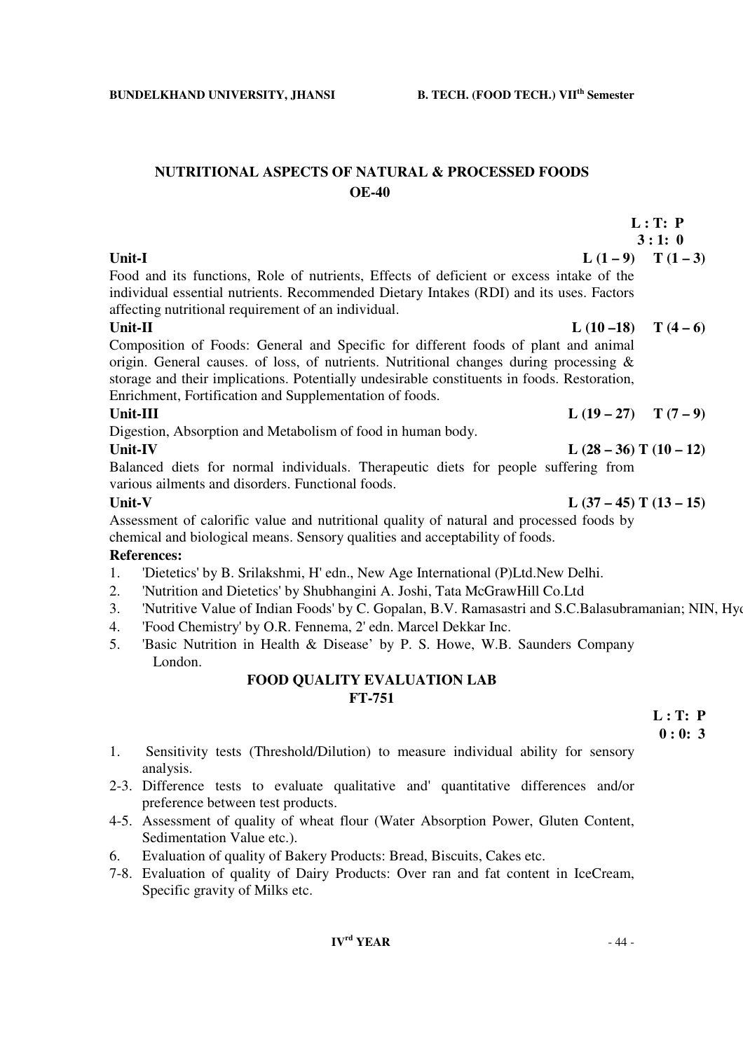## NUTRITIONAL ASPECTS OF NATURAL & PROCESSED FOODS
## OE-40

**L : T: P**
**3 : 1: 0**

**Unit-I** **L (1 – 9) T (1 – 3)**

Food and its functions, Role of nutrients, Effects of deficient or excess intake of the individual essential nutrients. Recommended Dietary Intakes (RDI) and its uses. Factors affecting nutritional requirement of an individual.

**Unit-II** **L (10 –18) T (4 – 6)**

Composition of Foods: General and Specific for different foods of plant and animal origin. General causes. of loss, of nutrients. Nutritional changes during processing & storage and their implications. Potentially undesirable constituents in foods. Restoration, Enrichment, Fortification and Supplementation of foods.

**Unit-III** **L (19 – 27) T (7 – 9)**

Digestion, Absorption and Metabolism of food in human body.

**Unit-IV** **L (28 – 36) T (10 – 12)**

Balanced diets for normal individuals. Therapeutic diets for people suffering from various ailments and disorders. Functional foods.

**Unit-V** **L (37 – 45) T (13 – 15)**

Assessment of calorific value and nutritional quality of natural and processed foods by chemical and biological means. Sensory qualities and acceptability of foods.

**References:**

1. 'Dietetics' by B. Srilakshmi, H' edn., New Age International (P)Ltd.New Delhi.
2. 'Nutrition and Dietetics' by Shubhangini A. Joshi, Tata McGrawHill Co.Ltd
3. 'Nutritive Value of Indian Foods' by C. Gopalan, B.V. Ramasastri and S.C.Balasubramanian; NIN, Hyd
4. 'Food Chemistry' by O.R. Fennema, 2' edn. Marcel Dekkar Inc.
5. 'Basic Nutrition in Health & Disease' by P. S. Howe, W.B. Saunders Company London.

## FOOD QUALITY EVALUATION LAB
## FT-751

**L : T: P**
**0 : 0: 3**

1. Sensitivity tests (Threshold/Dilution) to measure individual ability for sensory analysis.

2-3. Difference tests to evaluate qualitative and' quantitative differences and/or preference between test products.

4-5. Assessment of quality of wheat flour (Water Absorption Power, Gluten Content, Sedimentation Value etc.).

6. Evaluation of quality of Bakery Products: Bread, Biscuits, Cakes etc.

7-8. Evaluation of quality of Dairy Products: Over ran and fat content in IceCream, Specific gravity of Milks etc.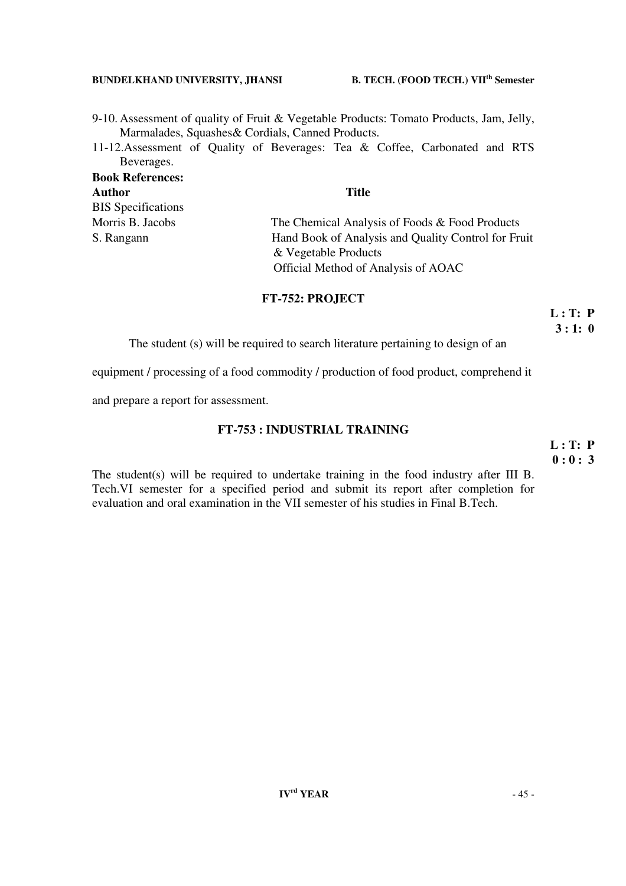9-10. Assessment of quality of Fruit & Vegetable Products: Tomato Products, Jam, Jelly, Marmalades, Squashes& Cordials, Canned Products.

11-12. Assessment of Quality of Beverages: Tea & Coffee, Carbonated and RTS Beverages.

**Book References:**

| **Author** | **Title** |
|---|---|
| BIS Specifications | |
| Morris B. Jacobs | The Chemical Analysis of Foods & Food Products |
| S. Rangann | Hand Book of Analysis and Quality Control for Fruit & Vegetable Products |
| | Official Method of Analysis of AOAC |

## FT-752: PROJECT

**L : T: P**
**3 : 1: 0**

The student (s) will be required to search literature pertaining to design of an equipment / processing of a food commodity / production of food product, comprehend it and prepare a report for assessment.

## FT-753 : INDUSTRIAL TRAINING

**L : T: P**
**0 : 0 : 3**

The student(s) will be required to undertake training in the food industry after III B. Tech.VI semester for a specified period and submit its report after completion for evaluation and oral examination in the VII semester of his studies in Final B.Tech.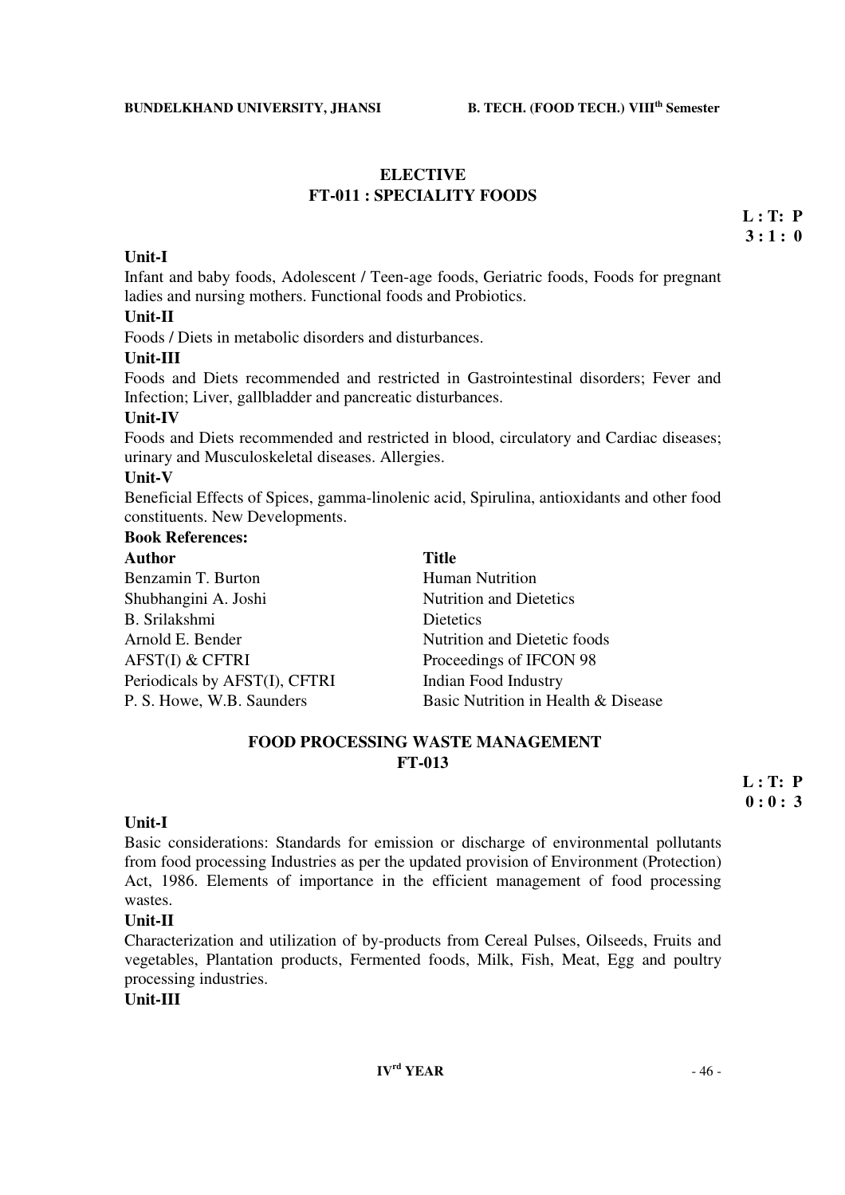## ELECTIVE
## FT-011 : SPECIALITY FOODS

**L : T: P**
**3 : 1 : 0**

**Unit-I**

Infant and baby foods, Adolescent / Teen-age foods, Geriatric foods, Foods for pregnant ladies and nursing mothers. Functional foods and Probiotics.

**Unit-II**

Foods / Diets in metabolic disorders and disturbances.

**Unit-III**

Foods and Diets recommended and restricted in Gastrointestinal disorders; Fever and Infection; Liver, gallbladder and pancreatic disturbances.

**Unit-IV**

Foods and Diets recommended and restricted in blood, circulatory and Cardiac diseases; urinary and Musculoskeletal diseases. Allergies.

**Unit-V**

Beneficial Effects of Spices, gamma-linolenic acid, Spirulina, antioxidants and other food constituents. New Developments.

**Book References:**

| Author | Title |
|---|---|
| Benzamin T. Burton | Human Nutrition |
| Shubhangini A. Joshi | Nutrition and Dietetics |
| B. Srilakshmi | Dietetics |
| Arnold E. Bender | Nutrition and Dietetic foods |
| AFST(I) & CFTRI | Proceedings of IFCON 98 |
| Periodicals by AFST(I), CFTRI | Indian Food Industry |
| P. S. Howe, W.B. Saunders | Basic Nutrition in Health & Disease |

## FOOD PROCESSING WASTE MANAGEMENT
## FT-013

**L : T: P**
**0 : 0 : 3**

**Unit-I**

Basic considerations: Standards for emission or discharge of environmental pollutants from food processing Industries as per the updated provision of Environment (Protection) Act, 1986. Elements of importance in the efficient management of food processing wastes.

**Unit-II**

Characterization and utilization of by-products from Cereal Pulses, Oilseeds, Fruits and vegetables, Plantation products, Fermented foods, Milk, Fish, Meat, Egg and poultry processing industries.

**Unit-III**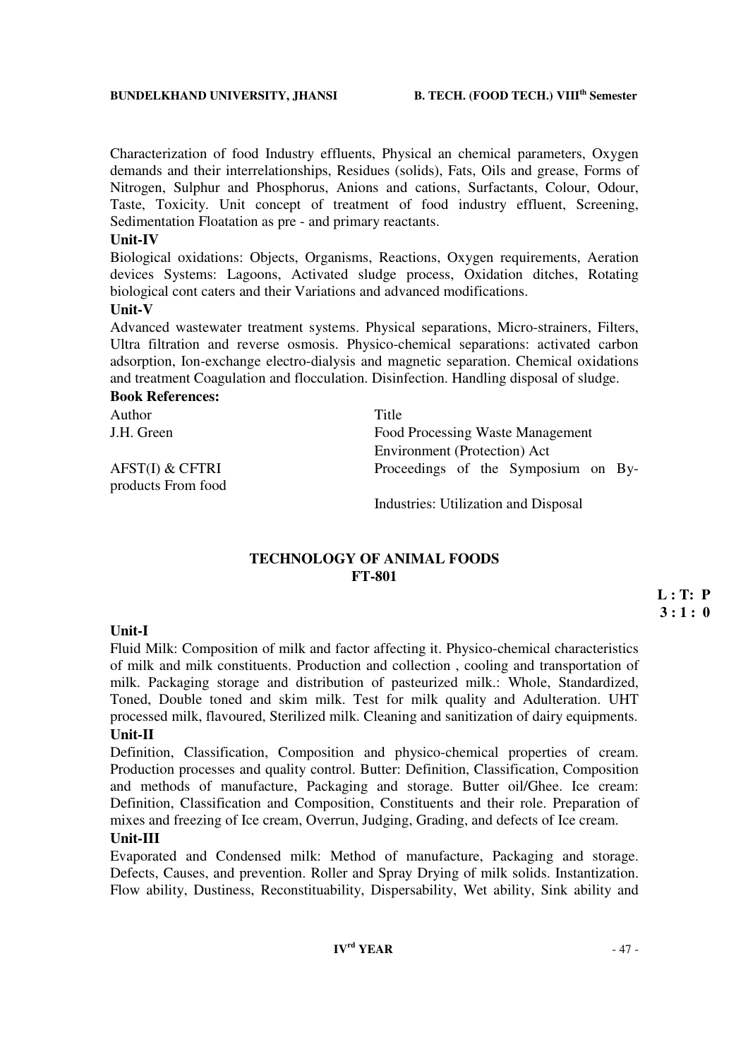Characterization of food Industry effluents, Physical an chemical parameters, Oxygen demands and their interrelationships, Residues (solids), Fats, Oils and grease, Forms of Nitrogen, Sulphur and Phosphorus, Anions and cations, Surfactants, Colour, Odour, Taste, Toxicity. Unit concept of treatment of food industry effluent, Screening, Sedimentation Floatation as pre - and primary reactants.

**Unit-IV**

Biological oxidations: Objects, Organisms, Reactions, Oxygen requirements, Aeration devices Systems: Lagoons, Activated sludge process, Oxidation ditches, Rotating biological cont caters and their Variations and advanced modifications.

**Unit-V**

Advanced wastewater treatment systems. Physical separations, Micro-strainers, Filters, Ultra filtration and reverse osmosis. Physico-chemical separations: activated carbon adsorption, Ion-exchange electro-dialysis and magnetic separation. Chemical oxidations and treatment Coagulation and flocculation. Disinfection. Handling disposal of sludge.

**Book References:**

| Author | Title |
|---|---|
| J.H. Green | Food Processing Waste Management |
| | Environment (Protection) Act |
| AFST(I) & CFTRI products From food | Proceedings of the Symposium on By- |
| | Industries: Utilization and Disposal |

## TECHNOLOGY OF ANIMAL FOODS
## FT-801

**L : T: P**
**3 : 1 : 0**

**Unit-I**

Fluid Milk: Composition of milk and factor affecting it. Physico-chemical characteristics of milk and milk constituents. Production and collection , cooling and transportation of milk. Packaging storage and distribution of pasteurized milk.: Whole, Standardized, Toned, Double toned and skim milk. Test for milk quality and Adulteration. UHT processed milk, flavoured, Sterilized milk. Cleaning and sanitization of dairy equipments.

**Unit-II**

Definition, Classification, Composition and physico-chemical properties of cream. Production processes and quality control. Butter: Definition, Classification, Composition and methods of manufacture, Packaging and storage. Butter oil/Ghee. Ice cream: Definition, Classification and Composition, Constituents and their role. Preparation of mixes and freezing of Ice cream, Overrun, Judging, Grading, and defects of Ice cream.

**Unit-III**

Evaporated and Condensed milk: Method of manufacture, Packaging and storage. Defects, Causes, and prevention. Roller and Spray Drying of milk solids. Instantization. Flow ability, Dustiness, Reconstituability, Dispersability, Wet ability, Sink ability and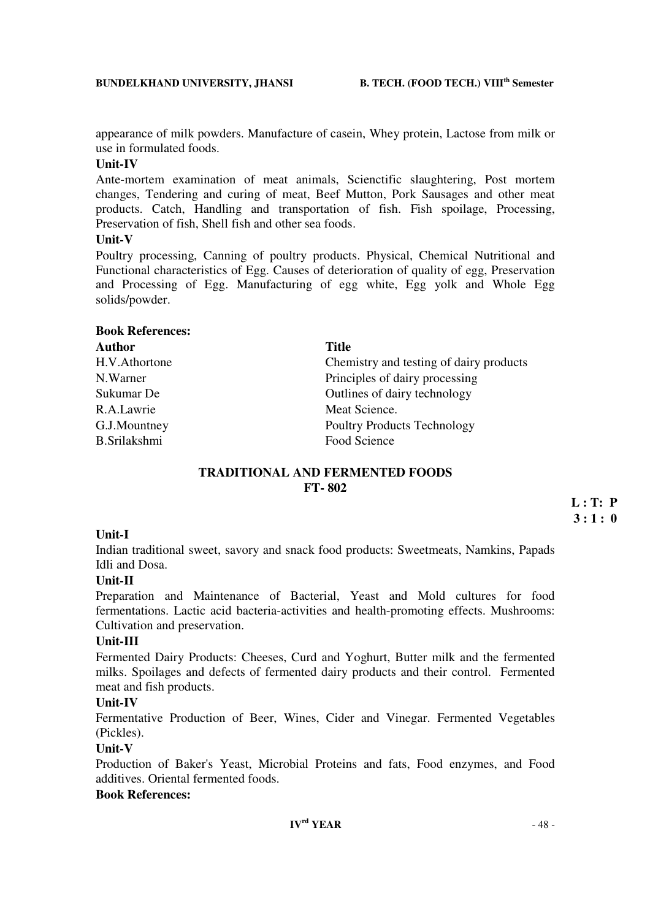appearance of milk powders. Manufacture of casein, Whey protein, Lactose from milk or use in formulated foods.

**Unit-IV**

Ante-mortem examination of meat animals, Scienctific slaughtering, Post mortem changes, Tendering and curing of meat, Beef Mutton, Pork Sausages and other meat products. Catch, Handling and transportation of fish. Fish spoilage, Processing, Preservation of fish, Shell fish and other sea foods.

**Unit-V**

Poultry processing, Canning of poultry products. Physical, Chemical Nutritional and Functional characteristics of Egg. Causes of deterioration of quality of egg, Preservation and Processing of Egg. Manufacturing of egg white, Egg yolk and Whole Egg solids/powder.

**Book References:**

| Author | Title |
|---|---|
| H.V.Athortone | Chemistry and testing of dairy products |
| N.Warner | Principles of dairy processing |
| Sukumar De | Outlines of dairy technology |
| R.A.Lawrie | Meat Science. |
| G.J.Mountney | Poultry Products Technology |
| B.Srilakshmi | Food Science |

## TRADITIONAL AND FERMENTED FOODS
## FT- 802

**L : T: P**
**3 : 1 : 0**

**Unit-I**

Indian traditional sweet, savory and snack food products: Sweetmeats, Namkins, Papads Idli and Dosa.

**Unit-II**

Preparation and Maintenance of Bacterial, Yeast and Mold cultures for food fermentations. Lactic acid bacteria-activities and health-promoting effects. Mushrooms: Cultivation and preservation.

**Unit-III**

Fermented Dairy Products: Cheeses, Curd and Yoghurt, Butter milk and the fermented milks. Spoilages and defects of fermented dairy products and their control. Fermented meat and fish products.

**Unit-IV**

Fermentative Production of Beer, Wines, Cider and Vinegar. Fermented Vegetables (Pickles).

**Unit-V**

Production of Baker's Yeast, Microbial Proteins and fats, Food enzymes, and Food additives. Oriental fermented foods.

**Book References:**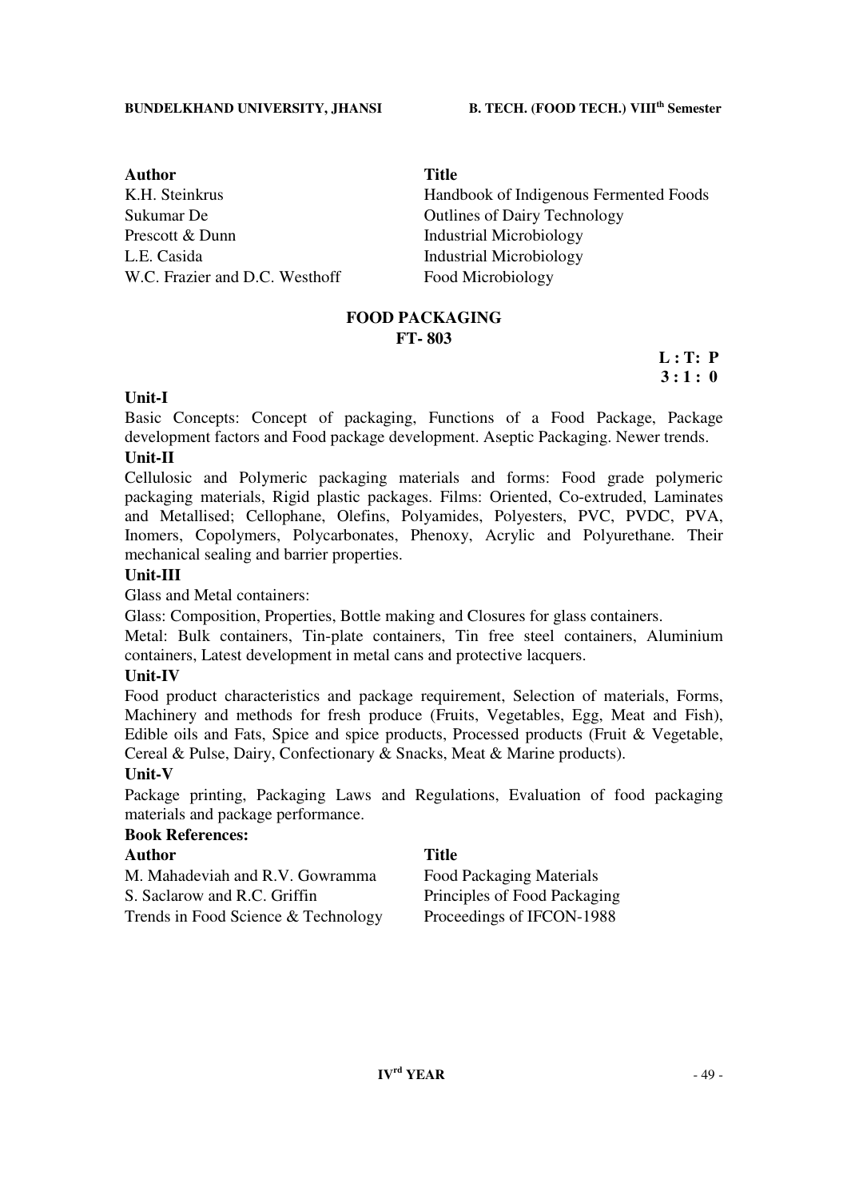| Author | Title |
|---|---|
| K.H. Steinkrus | Handbook of Indigenous Fermented Foods |
| Sukumar De | Outlines of Dairy Technology |
| Prescott & Dunn | Industrial Microbiology |
| L.E. Casida | Industrial Microbiology |
| W.C. Frazier and D.C. Westhoff | Food Microbiology |

## FOOD PACKAGING
## FT- 803

**L : T: P**
**3 : 1 : 0**

### Unit-I

Basic Concepts: Concept of packaging, Functions of a Food Package, Package development factors and Food package development. Aseptic Packaging. Newer trends.

### Unit-II

Cellulosic and Polymeric packaging materials and forms: Food grade polymeric packaging materials, Rigid plastic packages. Films: Oriented, Co-extruded, Laminates and Metallised; Cellophane, Olefins, Polyamides, Polyesters, PVC, PVDC, PVA, Inomers, Copolymers, Polycarbonates, Phenoxy, Acrylic and Polyurethane. Their mechanical sealing and barrier properties.

### Unit-III

Glass and Metal containers:

Glass: Composition, Properties, Bottle making and Closures for glass containers.

Metal: Bulk containers, Tin-plate containers, Tin free steel containers, Aluminium containers, Latest development in metal cans and protective lacquers.

### Unit-IV

Food product characteristics and package requirement, Selection of materials, Forms, Machinery and methods for fresh produce (Fruits, Vegetables, Egg, Meat and Fish), Edible oils and Fats, Spice and spice products, Processed products (Fruit & Vegetable, Cereal & Pulse, Dairy, Confectionary & Snacks, Meat & Marine products).

### Unit-V

Package printing, Packaging Laws and Regulations, Evaluation of food packaging materials and package performance.

**Book References:**

| Author | Title |
|---|---|
| M. Mahadeviah and R.V. Gowramma | Food Packaging Materials |
| S. Saclarow and R.C. Griffin | Principles of Food Packaging |
| Trends in Food Science & Technology | Proceedings of IFCON-1988 |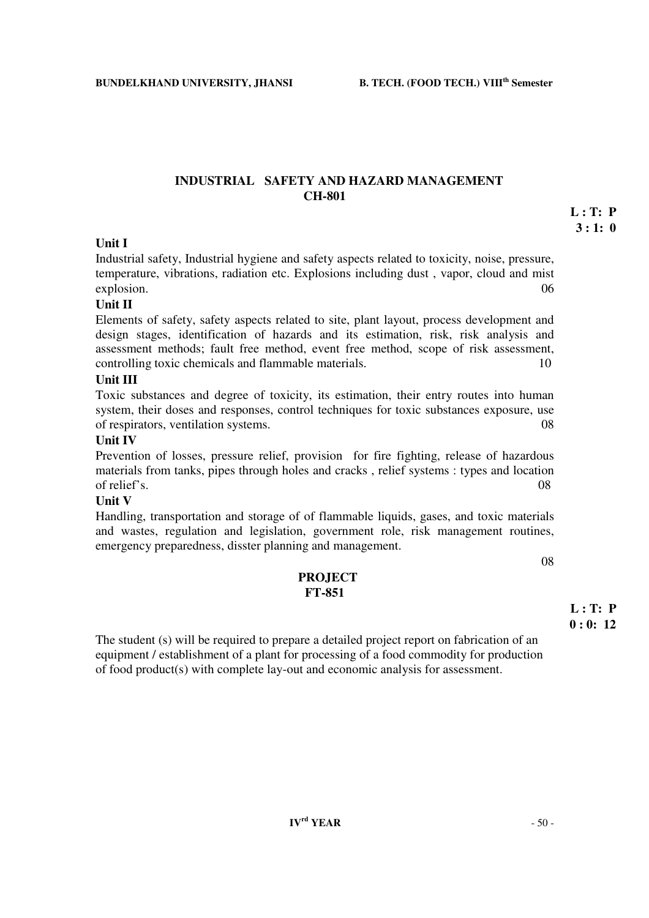## INDUSTRIAL SAFETY AND HAZARD MANAGEMENT
## CH-801

**L : T: P**
**3 : 1: 0**

**Unit I**

Industrial safety, Industrial hygiene and safety aspects related to toxicity, noise, pressure, temperature, vibrations, radiation etc. Explosions including dust , vapor, cloud and mist explosion. 06

**Unit II**

Elements of safety, safety aspects related to site, plant layout, process development and design stages, identification of hazards and its estimation, risk, risk analysis and assessment methods; fault free method, event free method, scope of risk assessment, controlling toxic chemicals and flammable materials. 10

**Unit III**

Toxic substances and degree of toxicity, its estimation, their entry routes into human system, their doses and responses, control techniques for toxic substances exposure, use of respirators, ventilation systems. 08

**Unit IV**

Prevention of losses, pressure relief, provision for fire fighting, release of hazardous materials from tanks, pipes through holes and cracks , relief systems : types and location of relief's. 08

**Unit V**

Handling, transportation and storage of of flammable liquids, gases, and toxic materials and wastes, regulation and legislation, government role, risk management routines, emergency preparedness, disster planning and management.

08

## PROJECT
## FT-851

**L : T: P**
**0 : 0: 12**

The student (s) will be required to prepare a detailed project report on fabrication of an equipment / establishment of a plant for processing of a food commodity for production of food product(s) with complete lay-out and economic analysis for assessment.